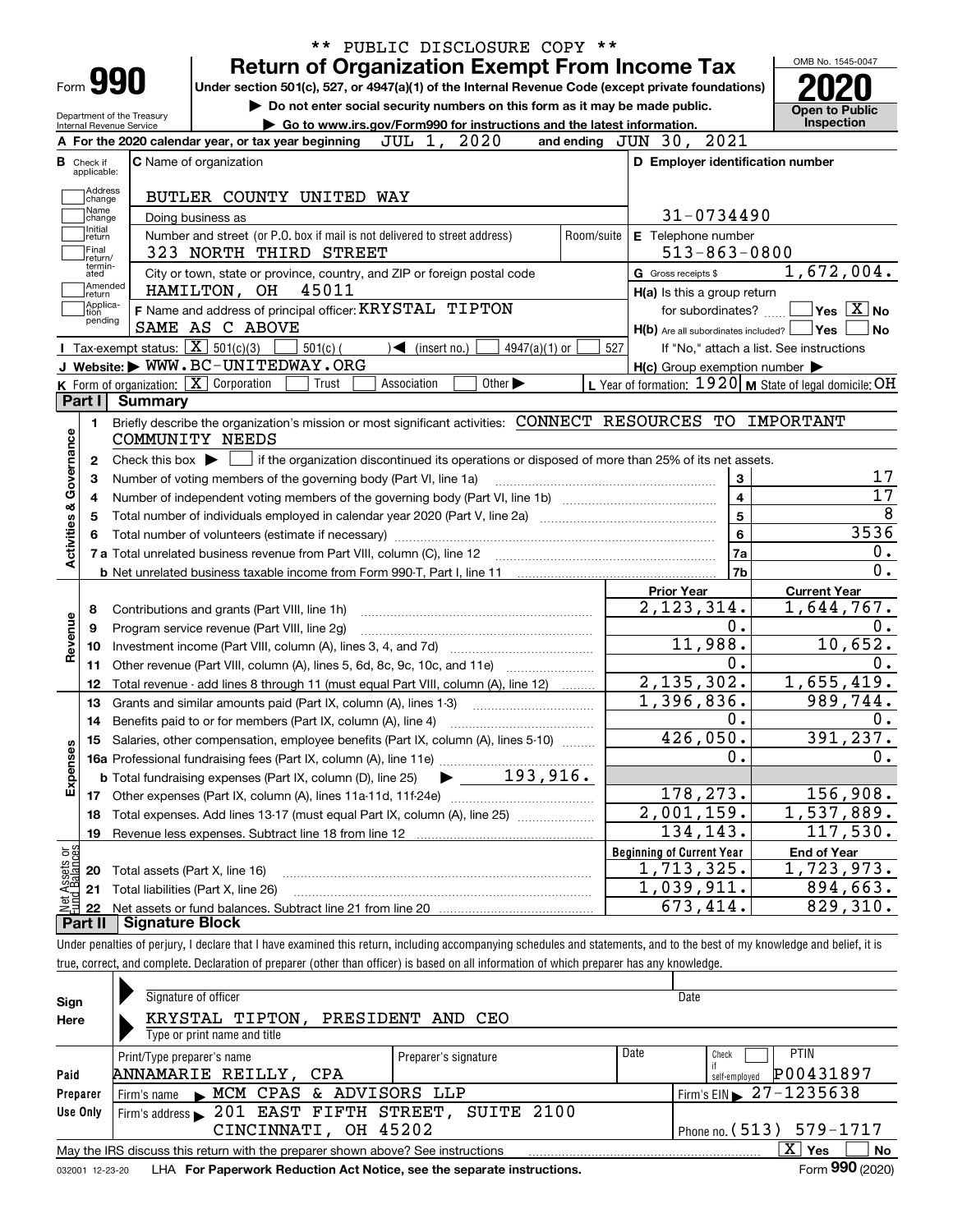** PUBLIC DISCLOSURE COPY **

# Form 990 — Return of Organization Exempt From Income Tax

Under section 501(c), 527, or 4947(a)(1) of the Internal Revenue Code (except private foundations)

▶ Do not enter social security numbers on this form as it may be made public.

▶ Go to www.irs.gov/Form990 for instructions and the latest information.

Department of the Treasury
Internal Revenue Service

OMB No. 1545-0047

**2020**

**Open to Public Inspection**

**A** For the 2020 calendar year, or tax year beginning JUL 1, 2020 and ending JUN 30, 2021

**B** Check if applicable: Address change, Name change, Initial return, Final return/terminated, Amended return, Application pending

**C** Name of organization: BUTLER COUNTY UNITED WAY

Doing business as

Number and street (or P.O. box if mail is not delivered to street address): 323 NORTH THIRD STREET — Room/suite

City or town, state or province, country, and ZIP or foreign postal code: HAMILTON, OH 45011

**D** Employer identification number: 31-0734490

**E** Telephone number: 513-863-0800

**G** Gross receipts $ 1,672,004.

**F** Name and address of principal officer: KRYSTAL TIPTON SAME AS C ABOVE

**H(a)** Is this a group return for subordinates? ☐ Yes ☒ No

**H(b)** Are all subordinates included? ☐ Yes ☐ No — If "No," attach a list. See instructions

**H(c)** Group exemption number ▶

**I** Tax-exempt status: ☒ 501(c)(3) ☐ 501(c) ( ) ◀ (insert no.) ☐ 4947(a)(1) or ☐ 527

**J** Website: ▶ WWW.BC-UNITEDWAY.ORG

**K** Form of organization: ☒ Corporation ☐ Trust ☐ Association ☐ Other ▶

**L** Year of formation: 1920 **M** State of legal domicile: OH

## Part I Summary

**Activities & Governance**

1. Briefly describe the organization's mission or most significant activities: CONNECT RESOURCES TO IMPORTANT COMMUNITY NEEDS
2. Check this box ▶ ☐ if the organization discontinued its operations or disposed of more than 25% of its net assets.

| | | Line | |
|---|---|---|---|
| 3 | Number of voting members of the governing body (Part VI, line 1a) | 3 | 17 |
| 4 | Number of independent voting members of the governing body (Part VI, line 1b) | 4 | 17 |
| 5 | Total number of individuals employed in calendar year 2020 (Part V, line 2a) | 5 | 8 |
| 6 | Total number of volunteers (estimate if necessary) | 6 | 3536 |
| 7a | Total unrelated business revenue from Part VIII, column (C), line 12 | 7a | 0. |
| b | Net unrelated business taxable income from Form 990-T, Part I, line 11 | 7b | 0. |

| | | Prior Year | Current Year |
|---|---|---|---|
| **Revenue** | | | |
| 8 | Contributions and grants (Part VIII, line 1h) | 2,123,314. | 1,644,767. |
| 9 | Program service revenue (Part VIII, line 2g) | 0. | 0. |
| 10 | Investment income (Part VIII, column (A), lines 3, 4, and 7d) | 11,988. | 10,652. |
| 11 | Other revenue (Part VIII, column (A), lines 5, 6d, 8c, 9c, 10c, and 11e) | 0. | 0. |
| 12 | Total revenue - add lines 8 through 11 (must equal Part VIII, column (A), line 12) | 2,135,302. | 1,655,419. |
| **Expenses** | | | |
| 13 | Grants and similar amounts paid (Part IX, column (A), lines 1-3) | 1,396,836. | 989,744. |
| 14 | Benefits paid to or for members (Part IX, column (A), line 4) | 0. | 0. |
| 15 | Salaries, other compensation, employee benefits (Part IX, column (A), lines 5-10) | 426,050. | 391,237. |
| 16a | Professional fundraising fees (Part IX, column (A), line 11e) | 0. | 0. |
| b | Total fundraising expenses (Part IX, column (D), line 25) ▶ 193,916. | | |
| 17 | Other expenses (Part IX, column (A), lines 11a-11d, 11f-24e) | 178,273. | 156,908. |
| 18 | Total expenses. Add lines 13-17 (must equal Part IX, column (A), line 25) | 2,001,159. | 1,537,889. |
| 19 | Revenue less expenses. Subtract line 18 from line 12 | 134,143. | 117,530. |

| **Net Assets or Fund Balances** | | Beginning of Current Year | End of Year |
|---|---|---|---|
| 20 | Total assets (Part X, line 16) | 1,713,325. | 1,723,973. |
| 21 | Total liabilities (Part X, line 26) | 1,039,911. | 894,663. |
| 22 | Net assets or fund balances. Subtract line 21 from line 20 | 673,414. | 829,310. |

## Part II Signature Block

Under penalties of perjury, I declare that I have examined this return, including accompanying schedules and statements, and to the best of my knowledge and belief, it is true, correct, and complete. Declaration of preparer (other than officer) is based on all information of which preparer has any knowledge.

**Sign Here**

Signature of officer — Date

KRYSTAL TIPTON, PRESIDENT AND CEO
Type or print name and title

**Paid Preparer Use Only**

| Print/Type preparer's name | Preparer's signature | Date | Check ☐ if self-employed | PTIN |
|---|---|---|---|---|
| ANNAMARIE REILLY, CPA | | | | P00431897 |

Firm's name ▶ MCM CPAS & ADVISORS LLP — Firm's EIN ▶ 27-1235638

Firm's address ▶ 201 EAST FIFTH STREET, SUITE 2100 CINCINNATI, OH 45202 — Phone no. (513) 579-1717

May the IRS discuss this return with the preparer shown above? See instructions ☒ Yes ☐ No

032001 12-23-20 LHA For Paperwork Reduction Act Notice, see the separate instructions. Form **990** (2020)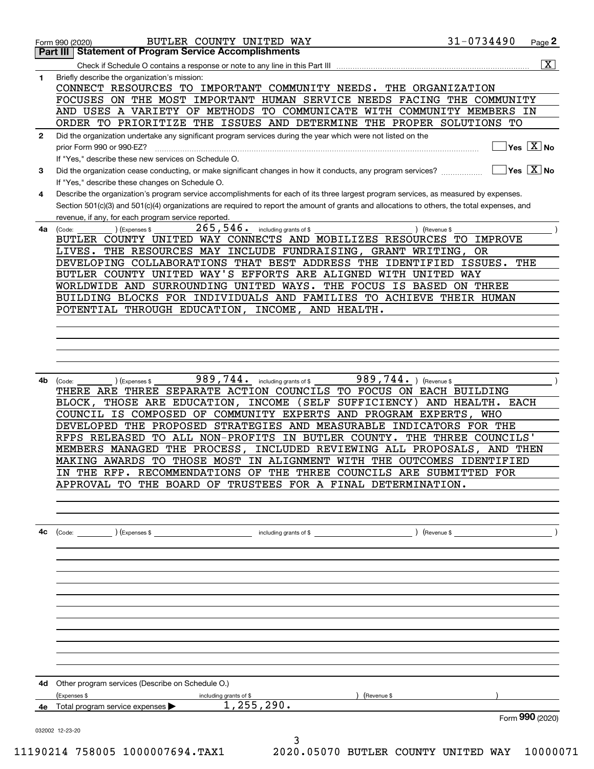Form 990 (2020) BUTLER COUNTY UNITED WAY 31-0734490

## Part III Statement of Program Service Accomplishments

Check if Schedule O contains a response or note to any line in this Part III .......... [X]

**1** Briefly describe the organization's mission:

CONNECT RESOURCES TO IMPORTANT COMMUNITY NEEDS. THE ORGANIZATION FOCUSES ON THE MOST IMPORTANT HUMAN SERVICE NEEDS FACING THE COMMUNITY AND USES A VARIETY OF METHODS TO COMMUNICATE WITH COMMUNITY MEMBERS IN ORDER TO PRIORITIZE THE ISSUES AND DETERMINE THE PROPER SOLUTIONS TO

**2** Did the organization undertake any significant program services during the year which were not listed on the prior Form 990 or 990-EZ? .......... [ ] Yes [X] No

If "Yes," describe these new services on Schedule O.

**3** Did the organization cease conducting, or make significant changes in how it conducts, any program services? .......... [ ] Yes [X] No

If "Yes," describe these changes on Schedule O.

**4** Describe the organization's program service accomplishments for each of its three largest program services, as measured by expenses. Section 501(c)(3) and 501(c)(4) organizations are required to report the amount of grants and allocations to others, the total expenses, and revenue, if any, for each program service reported.

**4a** (Code: ) (Expenses $ 265,546. including grants of $ ) (Revenue $ )

BUTLER COUNTY UNITED WAY CONNECTS AND MOBILIZES RESOURCES TO IMPROVE LIVES. THE RESOURCES MAY INCLUDE FUNDRAISING, GRANT WRITING, OR DEVELOPING COLLABORATIONS THAT BEST ADDRESS THE IDENTIFIED ISSUES. THE BUTLER COUNTY UNITED WAY'S EFFORTS ARE ALIGNED WITH UNITED WAY WORLDWIDE AND SURROUNDING UNITED WAYS. THE FOCUS IS BASED ON THREE BUILDING BLOCKS FOR INDIVIDUALS AND FAMILIES TO ACHIEVE THEIR HUMAN POTENTIAL THROUGH EDUCATION, INCOME, AND HEALTH.

**4b** (Code: ) (Expenses $ 989,744. including grants of $ 989,744. ) (Revenue $ )

THERE ARE THREE SEPARATE ACTION COUNCILS TO FOCUS ON EACH BUILDING BLOCK, THOSE ARE EDUCATION, INCOME (SELF SUFFICIENCY) AND HEALTH. EACH COUNCIL IS COMPOSED OF COMMUNITY EXPERTS AND PROGRAM EXPERTS, WHO DEVELOPED THE PROPOSED STRATEGIES AND MEASURABLE INDICATORS FOR THE RFPS RELEASED TO ALL NON-PROFITS IN BUTLER COUNTY. THE THREE COUNCILS' MEMBERS MANAGED THE PROCESS, INCLUDED REVIEWING ALL PROPOSALS, AND THEN MAKING AWARDS TO THOSE MOST IN ALIGNMENT WITH THE OUTCOMES IDENTIFIED IN THE RFP. RECOMMENDATIONS OF THE THREE COUNCILS ARE SUBMITTED FOR APPROVAL TO THE BOARD OF TRUSTEES FOR A FINAL DETERMINATION.

**4c** (Code: ) (Expenses $ including grants of $ ) (Revenue $ )

**4d** Other program services (Describe on Schedule O.)

(Expenses $ including grants of $ ) (Revenue $ )

**4e** Total program service expenses ▶ 1,255,290.

Form **990** (2020)

032002 12-23-20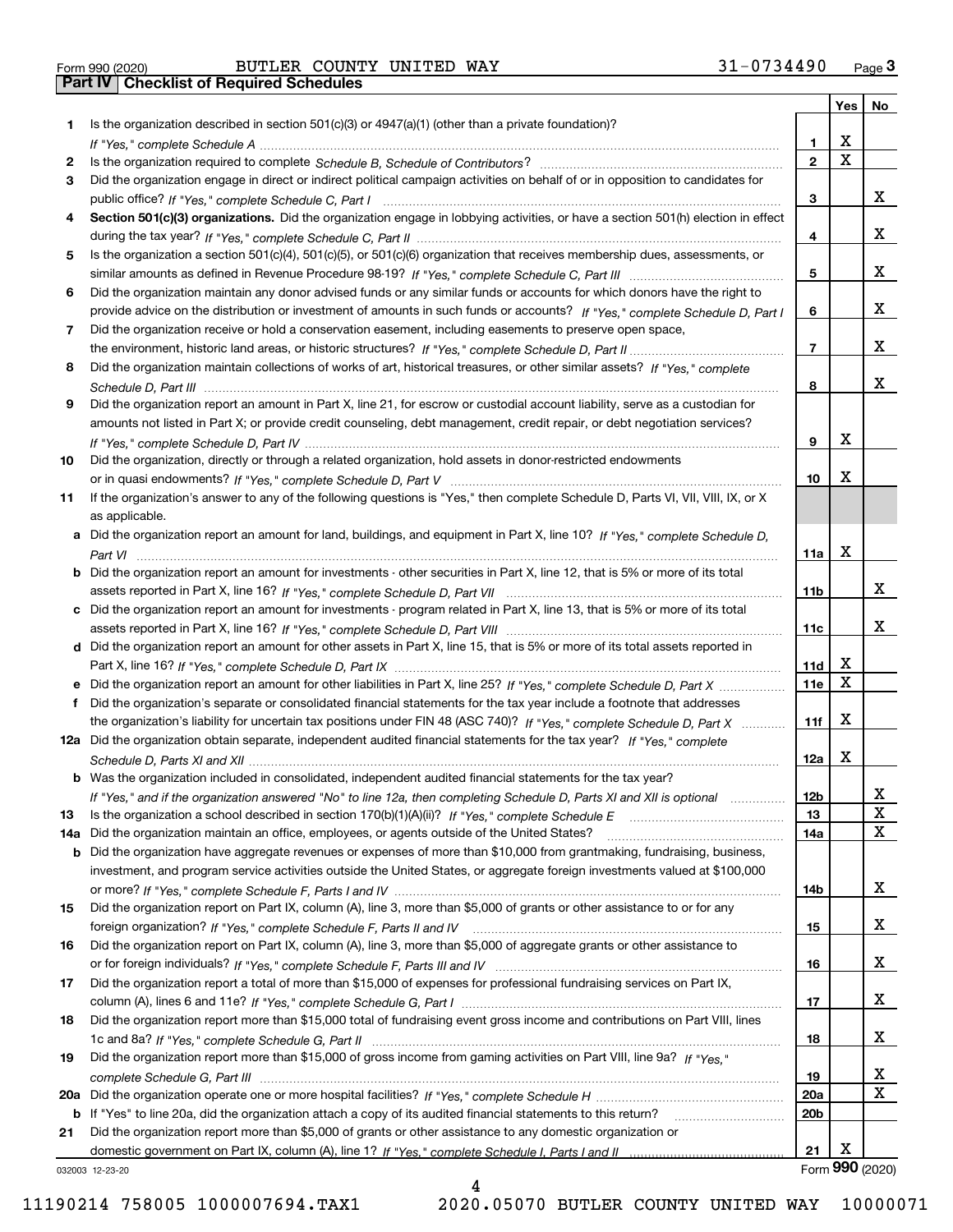Form 990 (2020) BUTLER COUNTY UNITED WAY 31-0734490 Page 3

## Part IV Checklist of Required Schedules

| | | | Yes | No |
|---|---|---|---|---|
| 1 | Is the organization described in section 501(c)(3) or 4947(a)(1) (other than a private foundation)? *If "Yes," complete Schedule A* | 1 | X | |
| 2 | Is the organization required to complete *Schedule B, Schedule of Contributors*? | 2 | X | |
| 3 | Did the organization engage in direct or indirect political campaign activities on behalf of or in opposition to candidates for public office? *If "Yes," complete Schedule C, Part I* | 3 | | X |
| 4 | **Section 501(c)(3) organizations.** Did the organization engage in lobbying activities, or have a section 501(h) election in effect during the tax year? *If "Yes," complete Schedule C, Part II* | 4 | | X |
| 5 | Is the organization a section 501(c)(4), 501(c)(5), or 501(c)(6) organization that receives membership dues, assessments, or similar amounts as defined in Revenue Procedure 98-19? *If "Yes," complete Schedule C, Part III* | 5 | | X |
| 6 | Did the organization maintain any donor advised funds or any similar funds or accounts for which donors have the right to provide advice on the distribution or investment of amounts in such funds or accounts? *If "Yes," complete Schedule D, Part I* | 6 | | X |
| 7 | Did the organization receive or hold a conservation easement, including easements to preserve open space, the environment, historic land areas, or historic structures? *If "Yes," complete Schedule D, Part II* | 7 | | X |
| 8 | Did the organization maintain collections of works of art, historical treasures, or other similar assets? *If "Yes," complete Schedule D, Part III* | 8 | | X |
| 9 | Did the organization report an amount in Part X, line 21, for escrow or custodial account liability, serve as a custodian for amounts not listed in Part X; or provide credit counseling, debt management, credit repair, or debt negotiation services? *If "Yes," complete Schedule D, Part IV* | 9 | X | |
| 10 | Did the organization, directly or through a related organization, hold assets in donor-restricted endowments or in quasi endowments? *If "Yes," complete Schedule D, Part V* | 10 | X | |
| 11 | If the organization's answer to any of the following questions is "Yes," then complete Schedule D, Parts VI, VII, VIII, IX, or X as applicable. | | | |
| a | Did the organization report an amount for land, buildings, and equipment in Part X, line 10? *If "Yes," complete Schedule D, Part VI* | 11a | X | |
| b | Did the organization report an amount for investments - other securities in Part X, line 12, that is 5% or more of its total assets reported in Part X, line 16? *If "Yes," complete Schedule D, Part VII* | 11b | | X |
| c | Did the organization report an amount for investments - program related in Part X, line 13, that is 5% or more of its total assets reported in Part X, line 16? *If "Yes," complete Schedule D, Part VIII* | 11c | | X |
| d | Did the organization report an amount for other assets in Part X, line 15, that is 5% or more of its total assets reported in Part X, line 16? *If "Yes," complete Schedule D, Part IX* | 11d | X | |
| e | Did the organization report an amount for other liabilities in Part X, line 25? *If "Yes," complete Schedule D, Part X* | 11e | X | |
| f | Did the organization's separate or consolidated financial statements for the tax year include a footnote that addresses the organization's liability for uncertain tax positions under FIN 48 (ASC 740)? *If "Yes," complete Schedule D, Part X* | 11f | X | |
| 12a | Did the organization obtain separate, independent audited financial statements for the tax year? *If "Yes," complete Schedule D, Parts XI and XII* | 12a | X | |
| b | Was the organization included in consolidated, independent audited financial statements for the tax year? *If "Yes," and if the organization answered "No" to line 12a, then completing Schedule D, Parts XI and XII is optional* | 12b | | X |
| 13 | Is the organization a school described in section 170(b)(1)(A)(ii)? *If "Yes," complete Schedule E* | 13 | | X |
| 14a | Did the organization maintain an office, employees, or agents outside of the United States? | 14a | | X |
| b | Did the organization have aggregate revenues or expenses of more than $10,000 from grantmaking, fundraising, business, investment, and program service activities outside the United States, or aggregate foreign investments valued at $100,000 or more? *If "Yes," complete Schedule F, Parts I and IV* | 14b | | X |
| 15 | Did the organization report on Part IX, column (A), line 3, more than $5,000 of grants or other assistance to or for any foreign organization? *If "Yes," complete Schedule F, Parts II and IV* | 15 | | X |
| 16 | Did the organization report on Part IX, column (A), line 3, more than $5,000 of aggregate grants or other assistance to or for foreign individuals? *If "Yes," complete Schedule F, Parts III and IV* | 16 | | X |
| 17 | Did the organization report a total of more than $15,000 of expenses for professional fundraising services on Part IX, column (A), lines 6 and 11e? *If "Yes," complete Schedule G, Part I* | 17 | | X |
| 18 | Did the organization report more than $15,000 total of fundraising event gross income and contributions on Part VIII, lines 1c and 8a? *If "Yes," complete Schedule G, Part II* | 18 | | X |
| 19 | Did the organization report more than $15,000 of gross income from gaming activities on Part VIII, line 9a? *If "Yes," complete Schedule G, Part III* | 19 | | X |
| 20a | Did the organization operate one or more hospital facilities? *If "Yes," complete Schedule H* | 20a | | X |
| b | If "Yes" to line 20a, did the organization attach a copy of its audited financial statements to this return? | 20b | | |
| 21 | Did the organization report more than $5,000 of grants or other assistance to any domestic organization or domestic government on Part IX, column (A), line 1? *If "Yes," complete Schedule I, Parts I and II* | 21 | X | |

032003 12-23-20 Form 990 (2020)

11190214 758005 1000007694.TAX1 2020.05070 BUTLER COUNTY UNITED WAY 10000071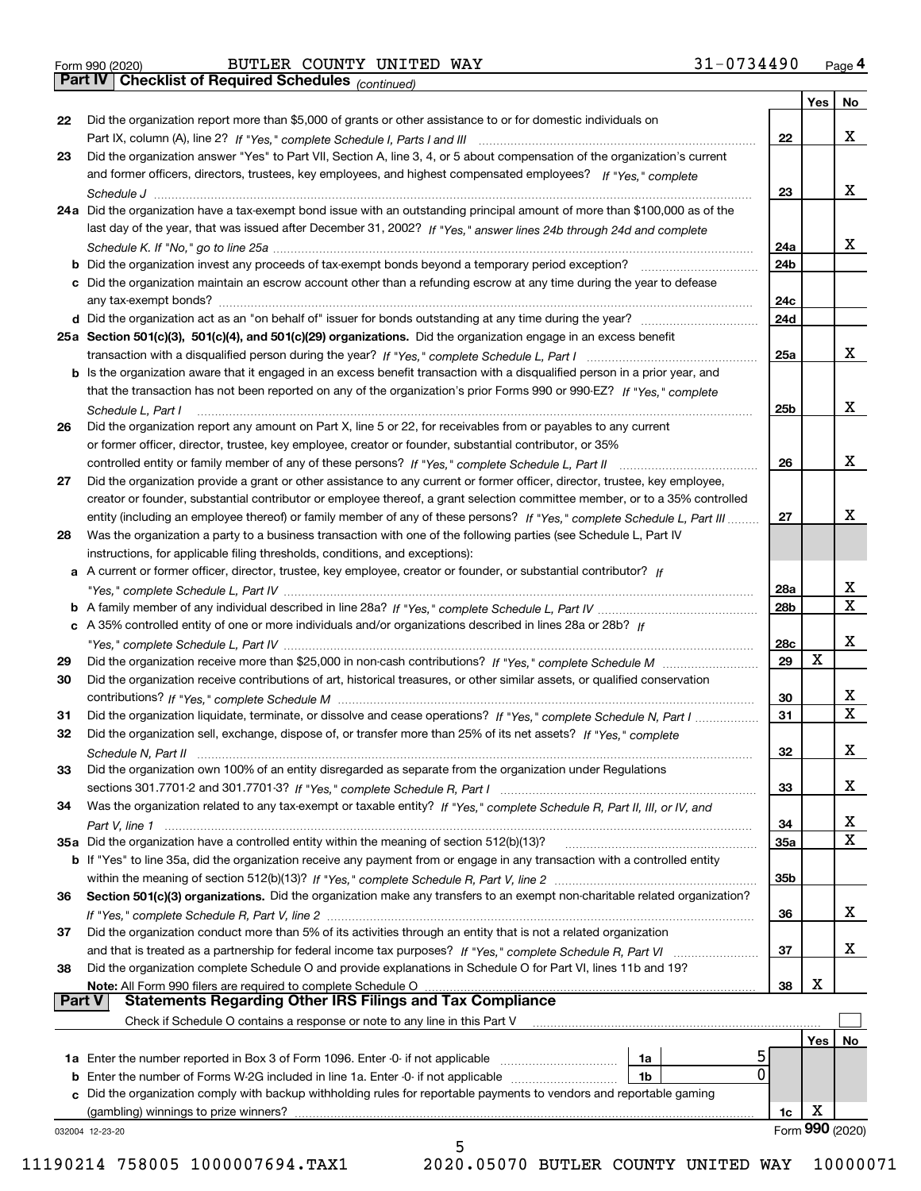Form 990 (2020) BUTLER COUNTY UNITED WAY 31-0734490 Page **4**

## Part IV Checklist of Required Schedules *(continued)*

| | | | Yes | No |
|---|---|---|---|---|
| 22 | Did the organization report more than $5,000 of grants or other assistance to or for domestic individuals on Part IX, column (A), line 2? *If "Yes," complete Schedule I, Parts I and III* | 22 | | X |
| 23 | Did the organization answer "Yes" to Part VII, Section A, line 3, 4, or 5 about compensation of the organization's current and former officers, directors, trustees, key employees, and highest compensated employees? *If "Yes," complete Schedule J* | 23 | | X |
| 24a | Did the organization have a tax-exempt bond issue with an outstanding principal amount of more than $100,000 as of the last day of the year, that was issued after December 31, 2002? *If "Yes," answer lines 24b through 24d and complete Schedule K. If "No," go to line 25a* | 24a | | X |
| b | Did the organization invest any proceeds of tax-exempt bonds beyond a temporary period exception? | 24b | | |
| c | Did the organization maintain an escrow account other than a refunding escrow at any time during the year to defease any tax-exempt bonds? | 24c | | |
| d | Did the organization act as an "on behalf of" issuer for bonds outstanding at any time during the year? | 24d | | |
| 25a | **Section 501(c)(3), 501(c)(4), and 501(c)(29) organizations.** Did the organization engage in an excess benefit transaction with a disqualified person during the year? *If "Yes," complete Schedule L, Part I* | 25a | | X |
| b | Is the organization aware that it engaged in an excess benefit transaction with a disqualified person in a prior year, and that the transaction has not been reported on any of the organization's prior Forms 990 or 990-EZ? *If "Yes," complete Schedule L, Part I* | 25b | | X |
| 26 | Did the organization report any amount on Part X, line 5 or 22, for receivables from or payables to any current or former officer, director, trustee, key employee, creator or founder, substantial contributor, or 35% controlled entity or family member of any of these persons? *If "Yes," complete Schedule L, Part II* | 26 | | X |
| 27 | Did the organization provide a grant or other assistance to any current or former officer, director, trustee, key employee, creator or founder, substantial contributor or employee thereof, a grant selection committee member, or to a 35% controlled entity (including an employee thereof) or family member of any of these persons? *If "Yes," complete Schedule L, Part III* | 27 | | X |
| 28 | Was the organization a party to a business transaction with one of the following parties (see Schedule L, Part IV instructions, for applicable filing thresholds, conditions, and exceptions): | | | |
| a | A current or former officer, director, trustee, key employee, creator or founder, or substantial contributor? *If "Yes," complete Schedule L, Part IV* | 28a | | X |
| b | A family member of any individual described in line 28a? *If "Yes," complete Schedule L, Part IV* | 28b | | X |
| c | A 35% controlled entity of one or more individuals and/or organizations described in lines 28a or 28b? *If "Yes," complete Schedule L, Part IV* | 28c | | X |
| 29 | Did the organization receive more than $25,000 in non-cash contributions? *If "Yes," complete Schedule M* | 29 | X | |
| 30 | Did the organization receive contributions of art, historical treasures, or other similar assets, or qualified conservation contributions? *If "Yes," complete Schedule M* | 30 | | X |
| 31 | Did the organization liquidate, terminate, or dissolve and cease operations? *If "Yes," complete Schedule N, Part I* | 31 | | X |
| 32 | Did the organization sell, exchange, dispose of, or transfer more than 25% of its net assets? *If "Yes," complete Schedule N, Part II* | 32 | | X |
| 33 | Did the organization own 100% of an entity disregarded as separate from the organization under Regulations sections 301.7701-2 and 301.7701-3? *If "Yes," complete Schedule R, Part I* | 33 | | X |
| 34 | Was the organization related to any tax-exempt or taxable entity? *If "Yes," complete Schedule R, Part II, III, or IV, and Part V, line 1* | 34 | | X |
| 35a | Did the organization have a controlled entity within the meaning of section 512(b)(13)? | 35a | | X |
| b | If "Yes" to line 35a, did the organization receive any payment from or engage in any transaction with a controlled entity within the meaning of section 512(b)(13)? *If "Yes," complete Schedule R, Part V, line 2* | 35b | | |
| 36 | **Section 501(c)(3) organizations.** Did the organization make any transfers to an exempt non-charitable related organization? *If "Yes," complete Schedule R, Part V, line 2* | 36 | | X |
| 37 | Did the organization conduct more than 5% of its activities through an entity that is not a related organization and that is treated as a partnership for federal income tax purposes? *If "Yes," complete Schedule R, Part VI* | 37 | | X |
| 38 | Did the organization complete Schedule O and provide explanations in Schedule O for Part VI, lines 11b and 19? **Note:** All Form 990 filers are required to complete Schedule O | 38 | X | |

## Part V Statements Regarding Other IRS Filings and Tax Compliance

Check if Schedule O contains a response or note to any line in this Part V ☐

| | | | | | Yes | No |
|---|---|---|---|---|---|---|
| 1a | Enter the number reported in Box 3 of Form 1096. Enter -0- if not applicable | 1a | 5 | | | |
| b | Enter the number of Forms W-2G included in line 1a. Enter -0- if not applicable | 1b | 0 | | | |
| c | Did the organization comply with backup withholding rules for reportable payments to vendors and reportable gaming (gambling) winnings to prize winners? | | | 1c | X | |

032004 12-23-20 Form **990** (2020)

11190214 758005 1000007694.TAX1 2020.05070 BUTLER COUNTY UNITED WAY 10000071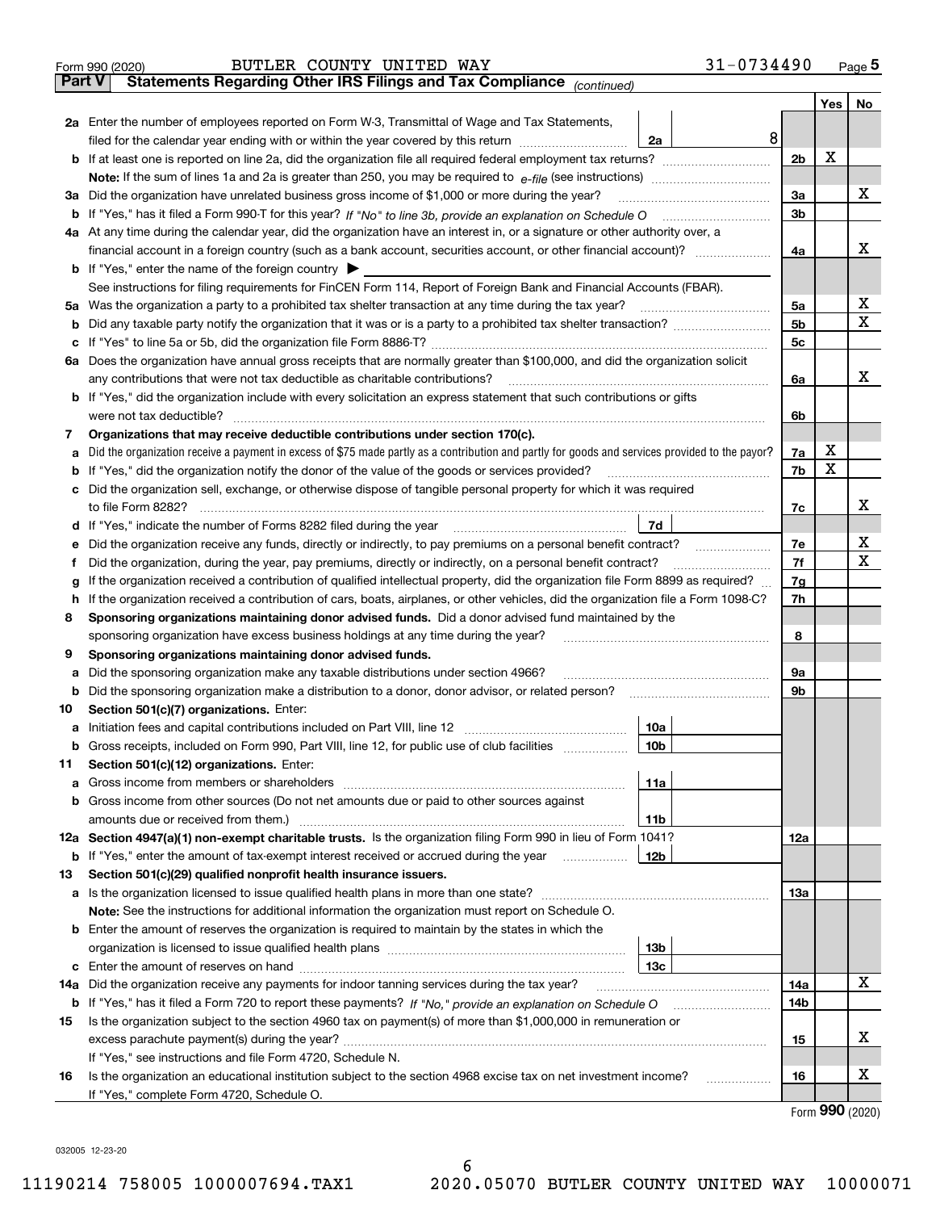Form 990 (2020) BUTLER COUNTY UNITED WAY 31-0734490 Page **5**

**Part V Statements Regarding Other IRS Filings and Tax Compliance** *(continued)*

| | | | | | Yes | No |
|---|---|---|---|---|---|---|
| **2a** | Enter the number of employees reported on Form W-3, Transmittal of Wage and Tax Statements, filed for the calendar year ending with or within the year covered by this return | 2a | 8 | | | |
| **b** | If at least one is reported on line 2a, did the organization file all required federal employment tax returns? | | | 2b | X | |
| | **Note:** If the sum of lines 1a and 2a is greater than 250, you may be required to *e-file* (see instructions) | | | | | |
| **3a** | Did the organization have unrelated business gross income of $1,000 or more during the year? | | | 3a | | X |
| **b** | If "Yes," has it filed a Form 990-T for this year? *If "No" to line 3b, provide an explanation on Schedule O* | | | 3b | | |
| **4a** | At any time during the calendar year, did the organization have an interest in, or a signature or other authority over, a financial account in a foreign country (such as a bank account, securities account, or other financial account)? | | | 4a | | X |
| **b** | If "Yes," enter the name of the foreign country ▶ | | | | | |
| | See instructions for filing requirements for FinCEN Form 114, Report of Foreign Bank and Financial Accounts (FBAR). | | | | | |
| **5a** | Was the organization a party to a prohibited tax shelter transaction at any time during the tax year? | | | 5a | | X |
| **b** | Did any taxable party notify the organization that it was or is a party to a prohibited tax shelter transaction? | | | 5b | | X |
| **c** | If "Yes" to line 5a or 5b, did the organization file Form 8886-T? | | | 5c | | |
| **6a** | Does the organization have annual gross receipts that are normally greater than $100,000, and did the organization solicit any contributions that were not tax deductible as charitable contributions? | | | 6a | | X |
| **b** | If "Yes," did the organization include with every solicitation an express statement that such contributions or gifts were not tax deductible? | | | 6b | | |
| **7** | **Organizations that may receive deductible contributions under section 170(c).** | | | | | |
| **a** | Did the organization receive a payment in excess of $75 made partly as a contribution and partly for goods and services provided to the payor? | | | 7a | X | |
| **b** | If "Yes," did the organization notify the donor of the value of the goods or services provided? | | | 7b | X | |
| **c** | Did the organization sell, exchange, or otherwise dispose of tangible personal property for which it was required to file Form 8282? | | | 7c | | X |
| **d** | If "Yes," indicate the number of Forms 8282 filed during the year | 7d | | | | |
| **e** | Did the organization receive any funds, directly or indirectly, to pay premiums on a personal benefit contract? | | | 7e | | X |
| **f** | Did the organization, during the year, pay premiums, directly or indirectly, on a personal benefit contract? | | | 7f | | X |
| **g** | If the organization received a contribution of qualified intellectual property, did the organization file Form 8899 as required? | | | 7g | | |
| **h** | If the organization received a contribution of cars, boats, airplanes, or other vehicles, did the organization file a Form 1098-C? | | | 7h | | |
| **8** | **Sponsoring organizations maintaining donor advised funds.** Did a donor advised fund maintained by the sponsoring organization have excess business holdings at any time during the year? | | | 8 | | |
| **9** | **Sponsoring organizations maintaining donor advised funds.** | | | | | |
| **a** | Did the sponsoring organization make any taxable distributions under section 4966? | | | 9a | | |
| **b** | Did the sponsoring organization make a distribution to a donor, donor advisor, or related person? | | | 9b | | |
| **10** | **Section 501(c)(7) organizations.** Enter: | | | | | |
| **a** | Initiation fees and capital contributions included on Part VIII, line 12 | 10a | | | | |
| **b** | Gross receipts, included on Form 990, Part VIII, line 12, for public use of club facilities | 10b | | | | |
| **11** | **Section 501(c)(12) organizations.** Enter: | | | | | |
| **a** | Gross income from members or shareholders | 11a | | | | |
| **b** | Gross income from other sources (Do not net amounts due or paid to other sources against amounts due or received from them.) | 11b | | | | |
| **12a** | **Section 4947(a)(1) non-exempt charitable trusts.** Is the organization filing Form 990 in lieu of Form 1041? | | | 12a | | |
| **b** | If "Yes," enter the amount of tax-exempt interest received or accrued during the year | 12b | | | | |
| **13** | **Section 501(c)(29) qualified nonprofit health insurance issuers.** | | | | | |
| **a** | Is the organization licensed to issue qualified health plans in more than one state? | | | 13a | | |
| | **Note:** See the instructions for additional information the organization must report on Schedule O. | | | | | |
| **b** | Enter the amount of reserves the organization is required to maintain by the states in which the organization is licensed to issue qualified health plans | 13b | | | | |
| **c** | Enter the amount of reserves on hand | 13c | | | | |
| **14a** | Did the organization receive any payments for indoor tanning services during the tax year? | | | 14a | | X |
| **b** | If "Yes," has it filed a Form 720 to report these payments? *If "No," provide an explanation on Schedule O* | | | 14b | | |
| **15** | Is the organization subject to the section 4960 tax on payment(s) of more than $1,000,000 in remuneration or excess parachute payment(s) during the year? | | | 15 | | X |
| | If "Yes," see instructions and file Form 4720, Schedule N. | | | | | |
| **16** | Is the organization an educational institution subject to the section 4968 excise tax on net investment income? | | | 16 | | X |
| | If "Yes," complete Form 4720, Schedule O. | | | | | |

Form **990** (2020)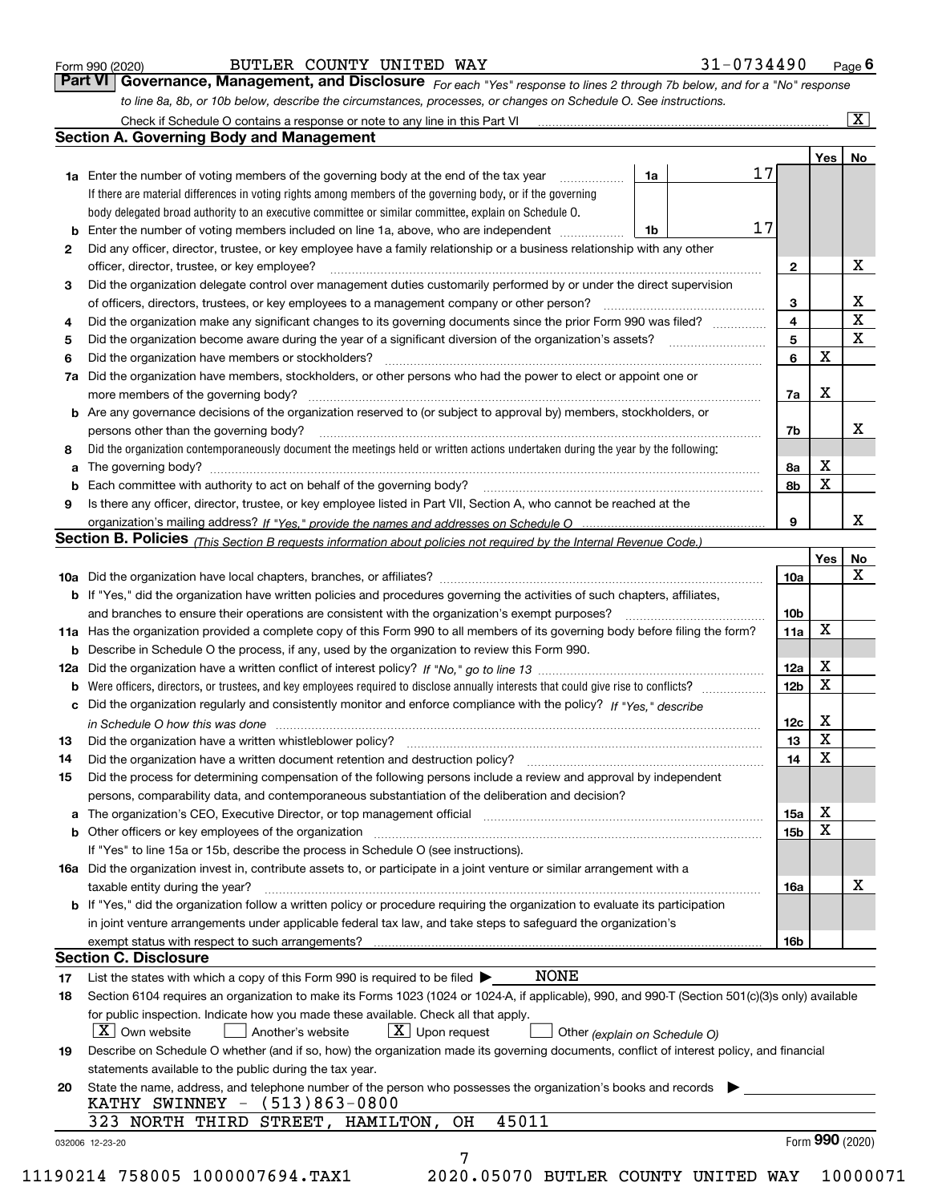Form 990 (2020) BUTLER COUNTY UNITED WAY 31-0734490 Page 6

## Part VI Governance, Management, and Disclosure

*For each "Yes" response to lines 2 through 7b below, and for a "No" response to line 8a, 8b, or 10b below, describe the circumstances, processes, or changes on Schedule O. See instructions.*

Check if Schedule O contains a response or note to any line in this Part VI [X]

### Section A. Governing Body and Management

| | | | | Yes | No |
|---|---|---|---|---|---|
| **1a** | Enter the number of voting members of the governing body at the end of the tax year. If there are material differences in voting rights among members of the governing body, or if the governing body delegated broad authority to an executive committee or similar committee, explain on Schedule O. | 1a 17 | | | |
| **b** | Enter the number of voting members included on line 1a, above, who are independent | 1b 17 | | | |
| **2** | Did any officer, director, trustee, or key employee have a family relationship or a business relationship with any other officer, director, trustee, or key employee? | | 2 | | X |
| **3** | Did the organization delegate control over management duties customarily performed by or under the direct supervision of officers, directors, trustees, or key employees to a management company or other person? | | 3 | | X |
| **4** | Did the organization make any significant changes to its governing documents since the prior Form 990 was filed? | | 4 | | X |
| **5** | Did the organization become aware during the year of a significant diversion of the organization's assets? | | 5 | | X |
| **6** | Did the organization have members or stockholders? | | 6 | X | |
| **7a** | Did the organization have members, stockholders, or other persons who had the power to elect or appoint one or more members of the governing body? | | 7a | X | |
| **b** | Are any governance decisions of the organization reserved to (or subject to approval by) members, stockholders, or persons other than the governing body? | | 7b | | X |
| **8** | Did the organization contemporaneously document the meetings held or written actions undertaken during the year by the following: | | | | |
| **a** | The governing body? | | 8a | X | |
| **b** | Each committee with authority to act on behalf of the governing body? | | 8b | X | |
| **9** | Is there any officer, director, trustee, or key employee listed in Part VII, Section A, who cannot be reached at the organization's mailing address? *If "Yes," provide the names and addresses on Schedule O* | | 9 | | X |

### Section B. Policies *(This Section B requests information about policies not required by the Internal Revenue Code.)*

| | | | Yes | No |
|---|---|---|---|---|
| **10a** | Did the organization have local chapters, branches, or affiliates? | 10a | | X |
| **b** | If "Yes," did the organization have written policies and procedures governing the activities of such chapters, affiliates, and branches to ensure their operations are consistent with the organization's exempt purposes? | 10b | | |
| **11a** | Has the organization provided a complete copy of this Form 990 to all members of its governing body before filing the form? | 11a | X | |
| **b** | Describe in Schedule O the process, if any, used by the organization to review this Form 990. | | | |
| **12a** | Did the organization have a written conflict of interest policy? *If "No," go to line 13* | 12a | X | |
| **b** | Were officers, directors, or trustees, and key employees required to disclose annually interests that could give rise to conflicts? | 12b | X | |
| **c** | Did the organization regularly and consistently monitor and enforce compliance with the policy? *If "Yes," describe in Schedule O how this was done* | 12c | X | |
| **13** | Did the organization have a written whistleblower policy? | 13 | X | |
| **14** | Did the organization have a written document retention and destruction policy? | 14 | X | |
| **15** | Did the process for determining compensation of the following persons include a review and approval by independent persons, comparability data, and contemporaneous substantiation of the deliberation and decision? | | | |
| **a** | The organization's CEO, Executive Director, or top management official | 15a | X | |
| **b** | Other officers or key employees of the organization | 15b | X | |
| | If "Yes" to line 15a or 15b, describe the process in Schedule O (see instructions). | | | |
| **16a** | Did the organization invest in, contribute assets to, or participate in a joint venture or similar arrangement with a taxable entity during the year? | 16a | | X |
| **b** | If "Yes," did the organization follow a written policy or procedure requiring the organization to evaluate its participation in joint venture arrangements under applicable federal tax law, and take steps to safeguard the organization's exempt status with respect to such arrangements? | 16b | | |

### Section C. Disclosure

**17** List the states with which a copy of this Form 990 is required to be filed ▶ NONE

**18** Section 6104 requires an organization to make its Forms 1023 (1024 or 1024-A, if applicable), 990, and 990-T (Section 501(c)(3)s only) available for public inspection. Indicate how you made these available. Check all that apply.

[X] Own website [ ] Another's website [X] Upon request [ ] Other *(explain on Schedule O)*

**19** Describe on Schedule O whether (and if so, how) the organization made its governing documents, conflict of interest policy, and financial statements available to the public during the tax year.

**20** State the name, address, and telephone number of the person who possesses the organization's books and records ▶

KATHY SWINNEY - (513)863-0800
323 NORTH THIRD STREET, HAMILTON, OH 45011

032006 12-23-20 Form **990** (2020)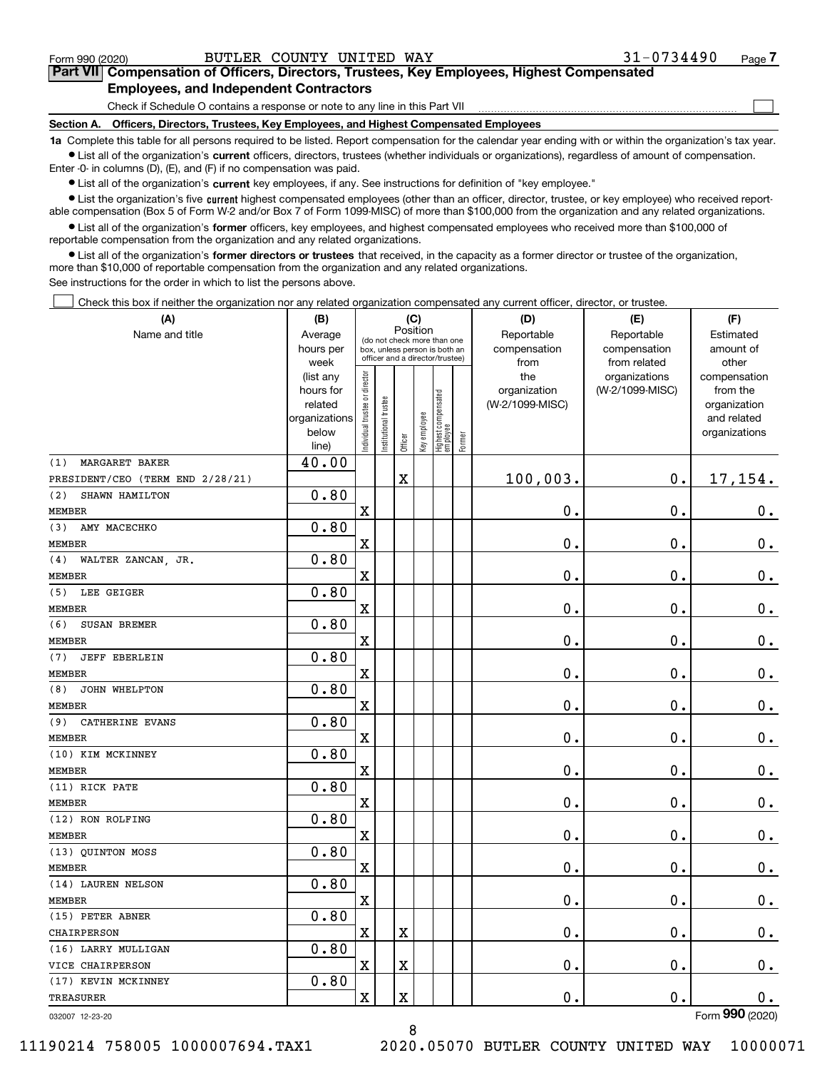Form 990 (2020) BUTLER COUNTY UNITED WAY 31-0734490 Page 7

**Part VII Compensation of Officers, Directors, Trustees, Key Employees, Highest Compensated Employees, and Independent Contractors**

Check if Schedule O contains a response or note to any line in this Part VII ☐

**Section A. Officers, Directors, Trustees, Key Employees, and Highest Compensated Employees**

**1a** Complete this table for all persons required to be listed. Report compensation for the calendar year ending with or within the organization's tax year.

● List all of the organization's **current** officers, directors, trustees (whether individuals or organizations), regardless of amount of compensation. Enter -0- in columns (D), (E), and (F) if no compensation was paid.

● List all of the organization's **current** key employees, if any. See instructions for definition of "key employee."

● List the organization's five **current** highest compensated employees (other than an officer, director, trustee, or key employee) who received reportable compensation (Box 5 of Form W-2 and/or Box 7 of Form 1099-MISC) of more than $100,000 from the organization and any related organizations.

● List all of the organization's **former** officers, key employees, and highest compensated employees who received more than $100,000 of reportable compensation from the organization and any related organizations.

● List all of the organization's **former directors or trustees** that received, in the capacity as a former director or trustee of the organization, more than $10,000 of reportable compensation from the organization and any related organizations.

See instructions for the order in which to list the persons above.

☐ Check this box if neither the organization nor any related organization compensated any current officer, director, or trustee.

| (A) Name and title | (B) Average hours per week (list any hours for related organizations below line) | (C) Position: Individual trustee or director | Institutional trustee | Officer | Key employee | Highest compensated employee | Former | (D) Reportable compensation from the organization (W-2/1099-MISC) | (E) Reportable compensation from related organizations (W-2/1099-MISC) | (F) Estimated amount of other compensation from the organization and related organizations |
|---|---|---|---|---|---|---|---|---|---|---|
| (1) MARGARET BAKER<br>PRESIDENT/CEO (TERM END 2/28/21) | 40.00 | | | X | | | | 100,003. | 0. | 17,154. |
| (2) SHAWN HAMILTON<br>MEMBER | 0.80 | X | | | | | | 0. | 0. | 0. |
| (3) AMY MACECHKO<br>MEMBER | 0.80 | X | | | | | | 0. | 0. | 0. |
| (4) WALTER ZANCAN, JR.<br>MEMBER | 0.80 | X | | | | | | 0. | 0. | 0. |
| (5) LEE GEIGER<br>MEMBER | 0.80 | X | | | | | | 0. | 0. | 0. |
| (6) SUSAN BREMER<br>MEMBER | 0.80 | X | | | | | | 0. | 0. | 0. |
| (7) JEFF EBERLEIN<br>MEMBER | 0.80 | X | | | | | | 0. | 0. | 0. |
| (8) JOHN WHELPTON<br>MEMBER | 0.80 | X | | | | | | 0. | 0. | 0. |
| (9) CATHERINE EVANS<br>MEMBER | 0.80 | X | | | | | | 0. | 0. | 0. |
| (10) KIM MCKINNEY<br>MEMBER | 0.80 | X | | | | | | 0. | 0. | 0. |
| (11) RICK PATE<br>MEMBER | 0.80 | X | | | | | | 0. | 0. | 0. |
| (12) RON ROLFING<br>MEMBER | 0.80 | X | | | | | | 0. | 0. | 0. |
| (13) QUINTON MOSS<br>MEMBER | 0.80 | X | | | | | | 0. | 0. | 0. |
| (14) LAUREN NELSON<br>MEMBER | 0.80 | X | | | | | | 0. | 0. | 0. |
| (15) PETER ABNER<br>CHAIRPERSON | 0.80 | X | | X | | | | 0. | 0. | 0. |
| (16) LARRY MULLIGAN<br>VICE CHAIRPERSON | 0.80 | X | | X | | | | 0. | 0. | 0. |
| (17) KEVIN MCKINNEY<br>TREASURER | 0.80 | X | | X | | | | 0. | 0. | 0. |

032007 12-23-20 Form 990 (2020)

11190214 758005 1000007694.TAX1 2020.05070 BUTLER COUNTY UNITED WAY 10000071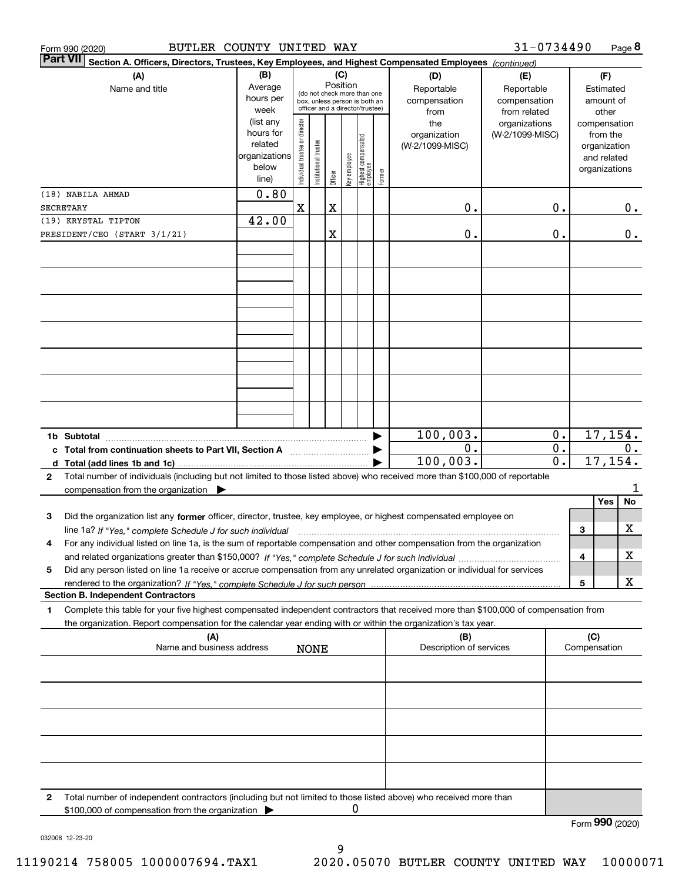Form 990 (2020) BUTLER COUNTY UNITED WAY 31-0734490

**Part VII Section A. Officers, Directors, Trustees, Key Employees, and Highest Compensated Employees** *(continued)*

| (A) Name and title | (B) Average hours per week (list any hours for related organizations below line) | (C) Position: Individual trustee or director | Institutional trustee | Officer | Key employee | Highest compensated employee | Former | (D) Reportable compensation from the organization (W-2/1099-MISC) | (E) Reportable compensation from related organizations (W-2/1099-MISC) | (F) Estimated amount of other compensation from the organization and related organizations |
|---|---|---|---|---|---|---|---|---|---|---|
| (18) NABILA AHMAD<br>SECRETARY | 0.80 | X | | X | | | | 0. | 0. | 0. |
| (19) KRYSTAL TIPTON<br>PRESIDENT/CEO (START 3/1/21) | 42.00 | | | X | | | | 0. | 0. | 0. |
| | | | | | | | | | | |
| | | | | | | | | | | |
| | | | | | | | | | | |
| | | | | | | | | | | |
| | | | | | | | | | | |
| | | | | | | | | | | |
| | | | | | | | | | | |
| **1b Subtotal** | | | | | | | | 100,003. | 0. | 17,154. |
| **c Total from continuation sheets to Part VII, Section A** | | | | | | | | 0. | 0. | 0. |
| **d Total (add lines 1b and 1c)** | | | | | | | | 100,003. | 0. | 17,154. |

**2** Total number of individuals (including but not limited to those listed above) who received more than $100,000 of reportable compensation from the organization ▶ 1

| | | Yes | No |
|---|---|---|---|
| **3** Did the organization list any **former** officer, director, trustee, key employee, or highest compensated employee on line 1a? *If "Yes," complete Schedule J for such individual* | 3 | | X |
| **4** For any individual listed on line 1a, is the sum of reportable compensation and other compensation from the organization and related organizations greater than $150,000? *If "Yes," complete Schedule J for such individual* | 4 | | X |
| **5** Did any person listed on line 1a receive or accrue compensation from any unrelated organization or individual for services rendered to the organization? *If "Yes," complete Schedule J for such person* | 5 | | X |

**Section B. Independent Contractors**

**1** Complete this table for your five highest compensated independent contractors that received more than $100,000 of compensation from the organization. Report compensation for the calendar year ending with or within the organization's tax year.

| (A) Name and business address | (B) Description of services | (C) Compensation |
|---|---|---|
| NONE | | |
| | | |
| | | |
| | | |
| | | |

**2** Total number of independent contractors (including but not limited to those listed above) who received more than $100,000 of compensation from the organization ▶ 0

Form **990** (2020)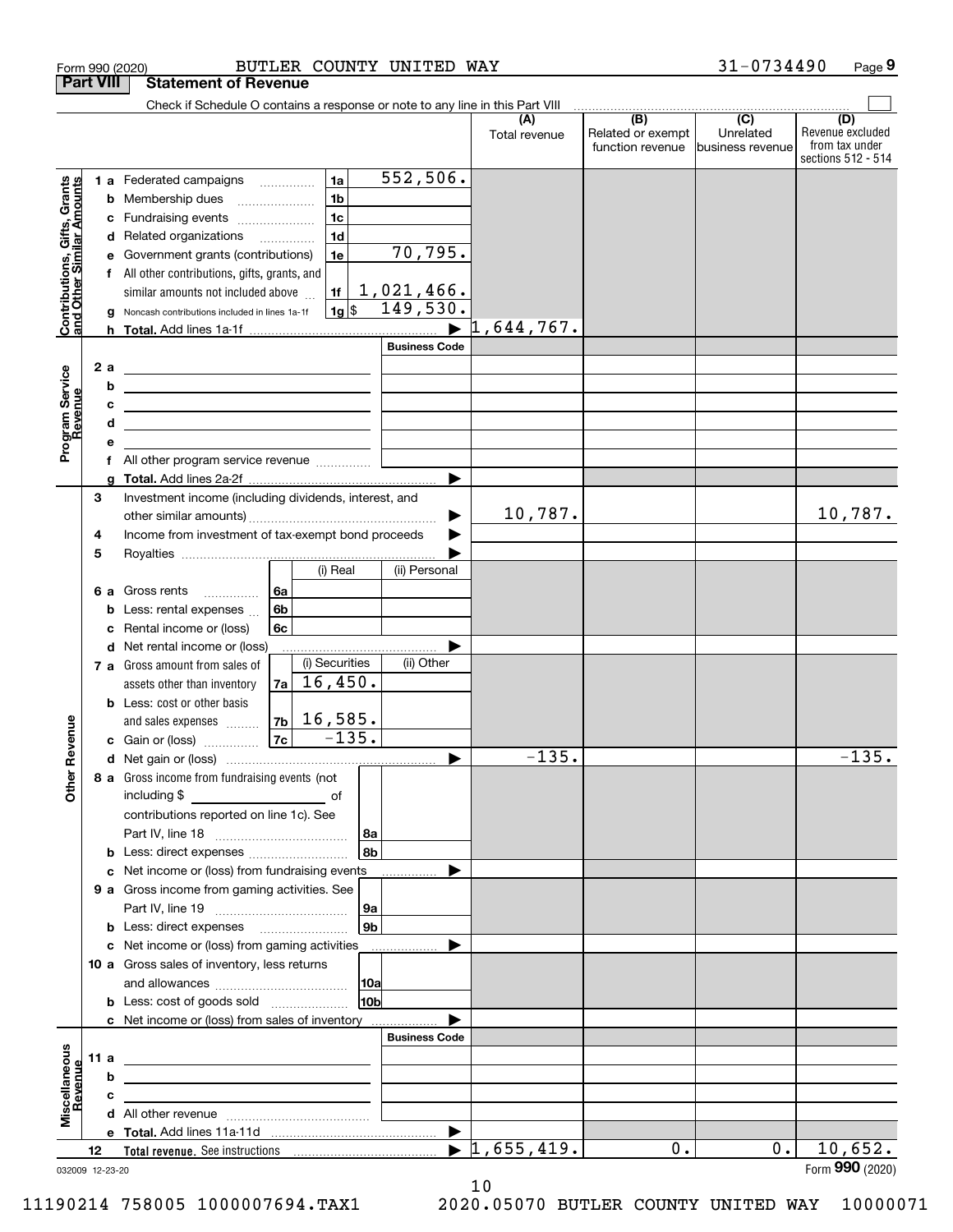Form 990 (2020) BUTLER COUNTY UNITED WAY 31-0734490

**Part VIII Statement of Revenue**

Check if Schedule O contains a response or note to any line in this Part VIII ☐

| | | | | (A) Total revenue | (B) Related or exempt function revenue | (C) Unrelated business revenue | (D) Revenue excluded from tax under sections 512 - 514 |
|---|---|---|---|---|---|---|---|
| **Contributions, Gifts, Grants and Other Similar Amounts** | 1a Federated campaigns | 1a | 552,506. | | | | |
| | b Membership dues | 1b | | | | | |
| | c Fundraising events | 1c | | | | | |
| | d Related organizations | 1d | | | | | |
| | e Government grants (contributions) | 1e | 70,795. | | | | |
| | f All other contributions, gifts, grants, and similar amounts not included above | 1f | 1,021,466. | | | | |
| | g Noncash contributions included in lines 1a-1f | 1g $ | 149,530. | | | | |
| | h Total. Add lines 1a-1f | | | 1,644,767. | | | |
| **Program Service Revenue** | | | Business Code | | | | |
| | 2a | | | | | | |
| | b | | | | | | |
| | c | | | | | | |
| | d | | | | | | |
| | e | | | | | | |
| | f All other program service revenue | | | | | | |
| | g Total. Add lines 2a-2f | | | | | | |
| **Other Revenue** | 3 Investment income (including dividends, interest, and other similar amounts) | | | 10,787. | | | 10,787. |
| | 4 Income from investment of tax-exempt bond proceeds | | | | | | |
| | 5 Royalties | | | | | | |
| | | (i) Real | (ii) Personal | | | | |
| | 6a Gross rents (6a) | | | | | | |
| | b Less: rental expenses (6b) | | | | | | |
| | c Rental income or (loss) (6c) | | | | | | |
| | d Net rental income or (loss) | | | | | | |
| | | (i) Securities | (ii) Other | | | | |
| | 7a Gross amount from sales of assets other than inventory (7a) | 16,450. | | | | | |
| | b Less: cost or other basis and sales expenses (7b) | 16,585. | | | | | |
| | c Gain or (loss) (7c) | -135. | | | | | |
| | d Net gain or (loss) | | | -135. | | | -135. |
| | 8a Gross income from fundraising events (not including $ of contributions reported on line 1c). See Part IV, line 18 | 8a | | | | | |
| | b Less: direct expenses | 8b | | | | | |
| | c Net income or (loss) from fundraising events | | | | | | |
| | 9a Gross income from gaming activities. See Part IV, line 19 | 9a | | | | | |
| | b Less: direct expenses | 9b | | | | | |
| | c Net income or (loss) from gaming activities | | | | | | |
| | 10a Gross sales of inventory, less returns and allowances | 10a | | | | | |
| | b Less: cost of goods sold | 10b | | | | | |
| | c Net income or (loss) from sales of inventory | | | | | | |
| **Miscellaneous Revenue** | | | Business Code | | | | |
| | 11a | | | | | | |
| | b | | | | | | |
| | c | | | | | | |
| | d All other revenue | | | | | | |
| | e Total. Add lines 11a-11d | | | | | | |
| | 12 **Total revenue.** See instructions | | | 1,655,419. | 0. | 0. | 10,652. |

032009 12-23-20

Form **990** (2020)

11190214 758005 1000007694.TAX1 2020.05070 BUTLER COUNTY UNITED WAY 10000071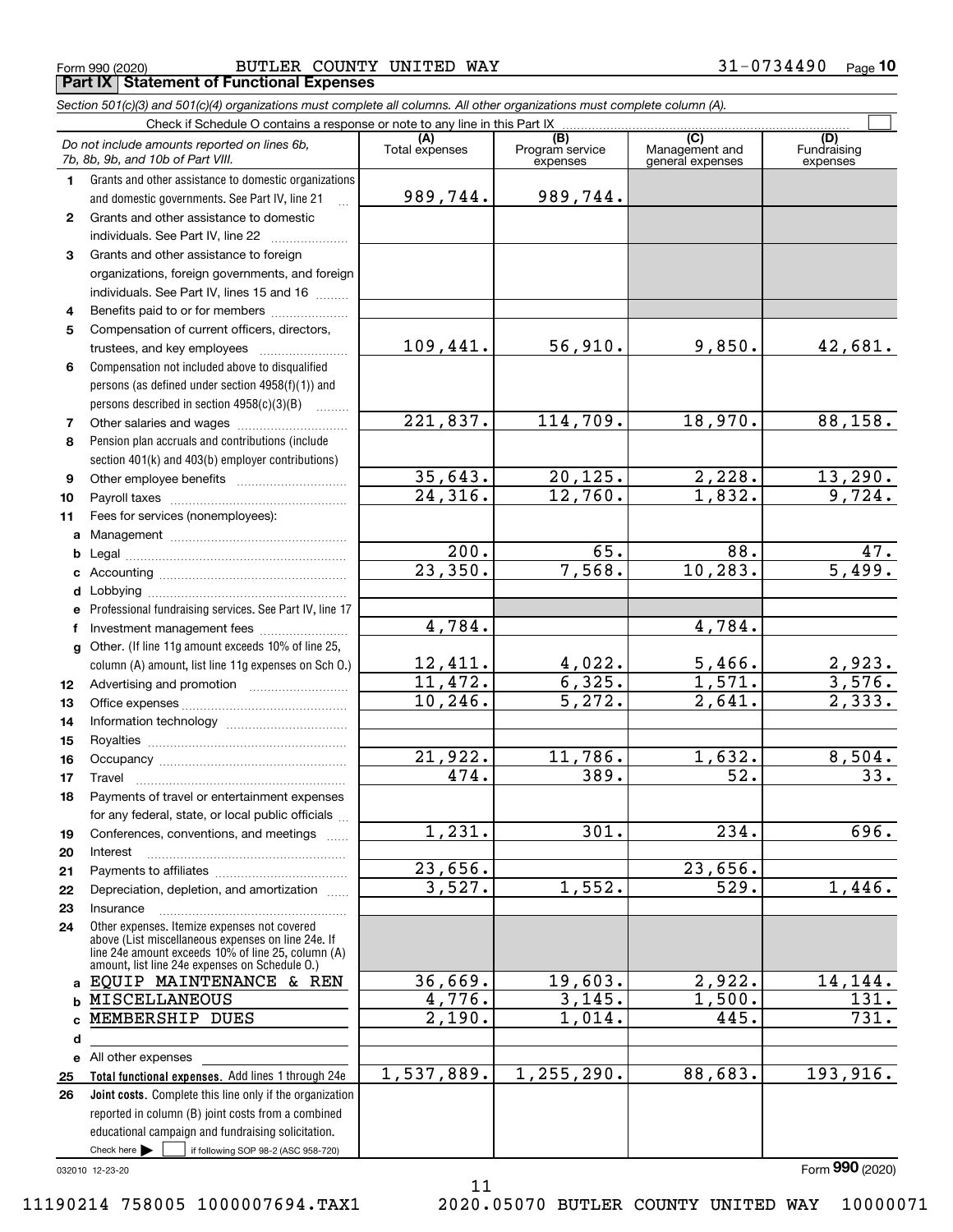Form 990 (2020) BUTLER COUNTY UNITED WAY 31-0734490 Page **10**

## Part IX Statement of Functional Expenses

*Section 501(c)(3) and 501(c)(4) organizations must complete all columns. All other organizations must complete column (A).*

Check if Schedule O contains a response or note to any line in this Part IX

| *Do not include amounts reported on lines 6b, 7b, 8b, 9b, and 10b of Part VIII.* | (A) Total expenses | (B) Program service expenses | (C) Management and general expenses | (D) Fundraising expenses |
|---|---|---|---|---|
| **1** Grants and other assistance to domestic organizations and domestic governments. See Part IV, line 21 | 989,744. | 989,744. | | |
| **2** Grants and other assistance to domestic individuals. See Part IV, line 22 | | | | |
| **3** Grants and other assistance to foreign organizations, foreign governments, and foreign individuals. See Part IV, lines 15 and 16 | | | | |
| **4** Benefits paid to or for members | | | | |
| **5** Compensation of current officers, directors, trustees, and key employees | 109,441. | 56,910. | 9,850. | 42,681. |
| **6** Compensation not included above to disqualified persons (as defined under section 4958(f)(1)) and persons described in section 4958(c)(3)(B) | | | | |
| **7** Other salaries and wages | 221,837. | 114,709. | 18,970. | 88,158. |
| **8** Pension plan accruals and contributions (include section 401(k) and 403(b) employer contributions) | | | | |
| **9** Other employee benefits | 35,643. | 20,125. | 2,228. | 13,290. |
| **10** Payroll taxes | 24,316. | 12,760. | 1,832. | 9,724. |
| **11** Fees for services (nonemployees): | | | | |
| **a** Management | | | | |
| **b** Legal | 200. | 65. | 88. | 47. |
| **c** Accounting | 23,350. | 7,568. | 10,283. | 5,499. |
| **d** Lobbying | | | | |
| **e** Professional fundraising services. See Part IV, line 17 | | | | |
| **f** Investment management fees | 4,784. | | 4,784. | |
| **g** Other. (If line 11g amount exceeds 10% of line 25, column (A) amount, list line 11g expenses on Sch O.) | 12,411. | 4,022. | 5,466. | 2,923. |
| **12** Advertising and promotion | 11,472. | 6,325. | 1,571. | 3,576. |
| **13** Office expenses | 10,246. | 5,272. | 2,641. | 2,333. |
| **14** Information technology | | | | |
| **15** Royalties | | | | |
| **16** Occupancy | 21,922. | 11,786. | 1,632. | 8,504. |
| **17** Travel | 474. | 389. | 52. | 33. |
| **18** Payments of travel or entertainment expenses for any federal, state, or local public officials | | | | |
| **19** Conferences, conventions, and meetings | 1,231. | 301. | 234. | 696. |
| **20** Interest | | | | |
| **21** Payments to affiliates | 23,656. | | 23,656. | |
| **22** Depreciation, depletion, and amortization | 3,527. | 1,552. | 529. | 1,446. |
| **23** Insurance | | | | |
| **24** Other expenses. Itemize expenses not covered above (List miscellaneous expenses on line 24e. If line 24e amount exceeds 10% of line 25, column (A) amount, list line 24e expenses on Schedule O.) | | | | |
| **a** EQUIP MAINTENANCE & REN | 36,669. | 19,603. | 2,922. | 14,144. |
| **b** MISCELLANEOUS | 4,776. | 3,145. | 1,500. | 131. |
| **c** MEMBERSHIP DUES | 2,190. | 1,014. | 445. | 731. |
| **d** | | | | |
| **e** All other expenses | | | | |
| **25 Total functional expenses.** Add lines 1 through 24e | 1,537,889. | 1,255,290. | 88,683. | 193,916. |
| **26 Joint costs.** Complete this line only if the organization reported in column (B) joint costs from a combined educational campaign and fundraising solicitation. Check here ☐ if following SOP 98-2 (ASC 958-720) | | | | |

032010 12-23-20 Form **990** (2020)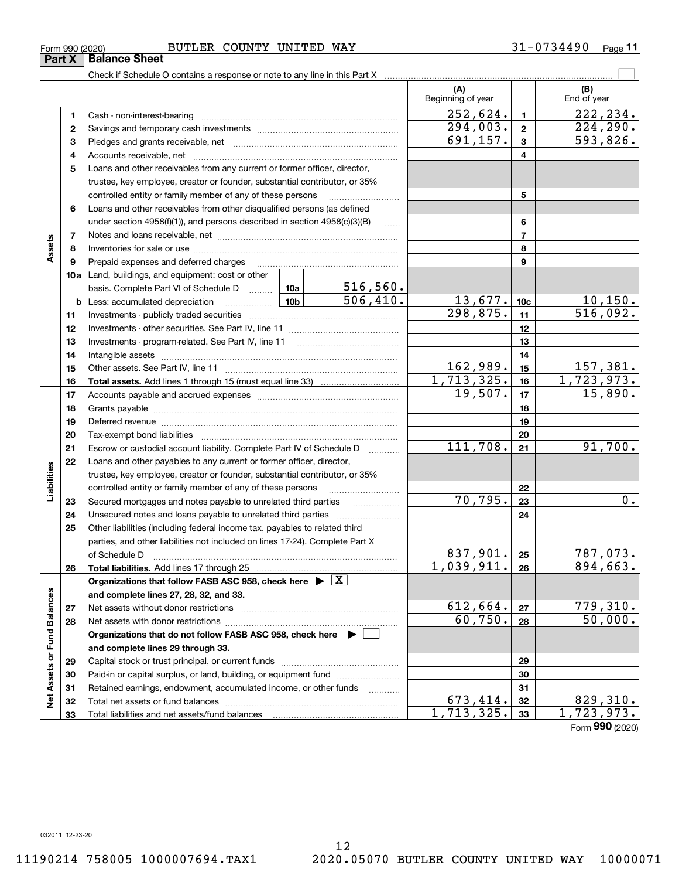Form 990 (2020) BUTLER COUNTY UNITED WAY 31-0734490

## Part X Balance Sheet

Check if Schedule O contains a response or note to any line in this Part X ☐

| | | | | (A) Beginning of year | | (B) End of year |
|---|---|---|---|---|---|---|
| **Assets** | 1 | Cash - non-interest-bearing | | 252,624. | 1 | 222,234. |
| | 2 | Savings and temporary cash investments | | 294,003. | 2 | 224,290. |
| | 3 | Pledges and grants receivable, net | | 691,157. | 3 | 593,826. |
| | 4 | Accounts receivable, net | | | 4 | |
| | 5 | Loans and other receivables from any current or former officer, director, trustee, key employee, creator or founder, substantial contributor, or 35% controlled entity or family member of any of these persons | | | 5 | |
| | 6 | Loans and other receivables from other disqualified persons (as defined under section 4958(f)(1)), and persons described in section 4958(c)(3)(B) | | | 6 | |
| | 7 | Notes and loans receivable, net | | | 7 | |
| | 8 | Inventories for sale or use | | | 8 | |
| | 9 | Prepaid expenses and deferred charges | | | 9 | |
| | 10a | Land, buildings, and equipment: cost or other basis. Complete Part VI of Schedule D | 10a 516,560. | | | |
| | b | Less: accumulated depreciation | 10b 506,410. | 13,677. | 10c | 10,150. |
| | 11 | Investments - publicly traded securities | | 298,875. | 11 | 516,092. |
| | 12 | Investments - other securities. See Part IV, line 11 | | | 12 | |
| | 13 | Investments - program-related. See Part IV, line 11 | | | 13 | |
| | 14 | Intangible assets | | | 14 | |
| | 15 | Other assets. See Part IV, line 11 | | 162,989. | 15 | 157,381. |
| | 16 | **Total assets.** Add lines 1 through 15 (must equal line 33) | | 1,713,325. | 16 | 1,723,973. |
| **Liabilities** | 17 | Accounts payable and accrued expenses | | 19,507. | 17 | 15,890. |
| | 18 | Grants payable | | | 18 | |
| | 19 | Deferred revenue | | | 19 | |
| | 20 | Tax-exempt bond liabilities | | | 20 | |
| | 21 | Escrow or custodial account liability. Complete Part IV of Schedule D | | 111,708. | 21 | 91,700. |
| | 22 | Loans and other payables to any current or former officer, director, trustee, key employee, creator or founder, substantial contributor, or 35% controlled entity or family member of any of these persons | | | 22 | |
| | 23 | Secured mortgages and notes payable to unrelated third parties | | 70,795. | 23 | 0. |
| | 24 | Unsecured notes and loans payable to unrelated third parties | | | 24 | |
| | 25 | Other liabilities (including federal income tax, payables to related third parties, and other liabilities not included on lines 17-24). Complete Part X of Schedule D | | 837,901. | 25 | 787,073. |
| | 26 | **Total liabilities.** Add lines 17 through 25 | | 1,039,911. | 26 | 894,663. |
| **Net Assets or Fund Balances** | | **Organizations that follow FASB ASC 958, check here** ☒ **and complete lines 27, 28, 32, and 33.** | | | | |
| | 27 | Net assets without donor restrictions | | 612,664. | 27 | 779,310. |
| | 28 | Net assets with donor restrictions | | 60,750. | 28 | 50,000. |
| | | **Organizations that do not follow FASB ASC 958, check here** ☐ **and complete lines 29 through 33.** | | | | |
| | 29 | Capital stock or trust principal, or current funds | | | 29 | |
| | 30 | Paid-in or capital surplus, or land, building, or equipment fund | | | 30 | |
| | 31 | Retained earnings, endowment, accumulated income, or other funds | | | 31 | |
| | 32 | Total net assets or fund balances | | 673,414. | 32 | 829,310. |
| | 33 | Total liabilities and net assets/fund balances | | 1,713,325. | 33 | 1,723,973. |

Form **990** (2020)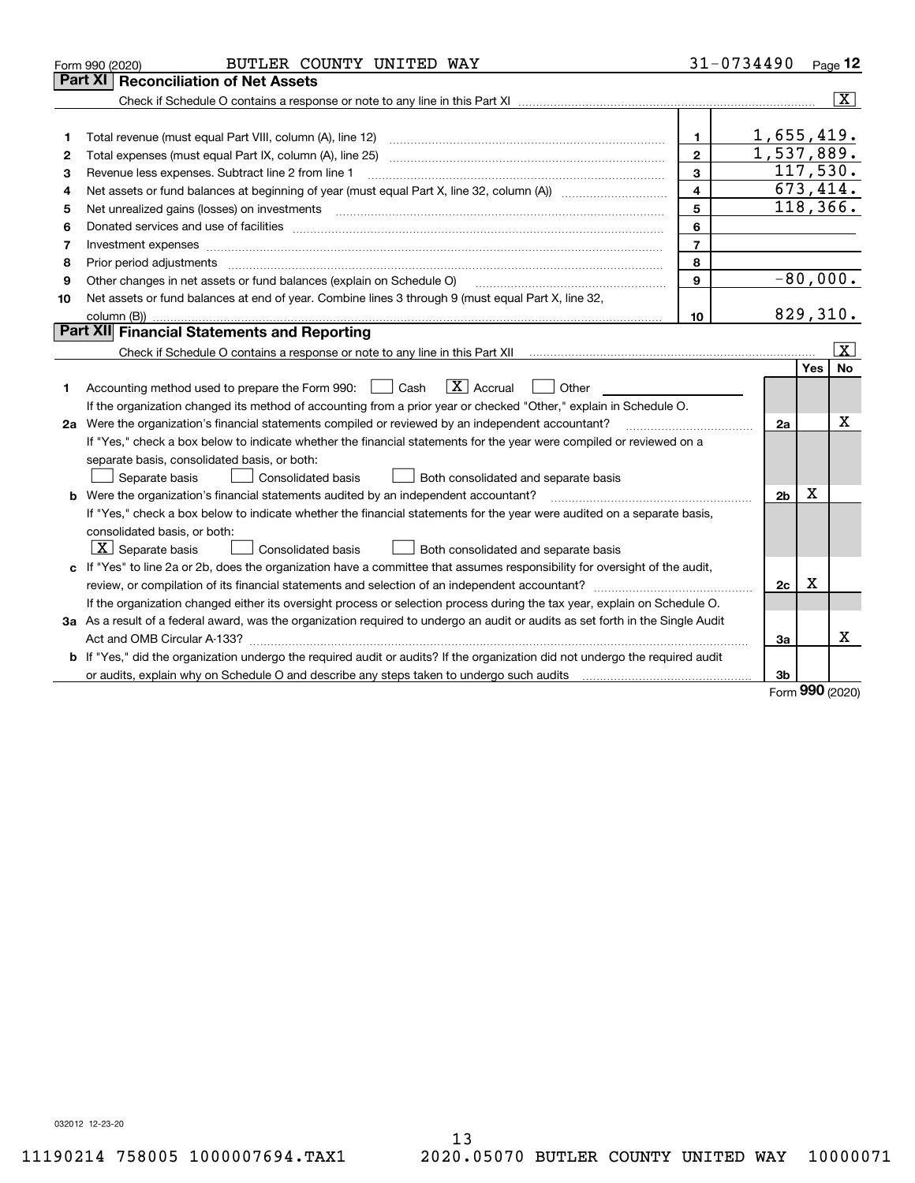Form 990 (2020) BUTLER COUNTY UNITED WAY 31-0734490 Page 12

## Part XI Reconciliation of Net Assets

Check if Schedule O contains a response or note to any line in this Part XI ..... [X]

| | | | |
|---|---|---|---|
| 1 | Total revenue (must equal Part VIII, column (A), line 12) | 1 | 1,655,419. |
| 2 | Total expenses (must equal Part IX, column (A), line 25) | 2 | 1,537,889. |
| 3 | Revenue less expenses. Subtract line 2 from line 1 | 3 | 117,530. |
| 4 | Net assets or fund balances at beginning of year (must equal Part X, line 32, column (A)) | 4 | 673,414. |
| 5 | Net unrealized gains (losses) on investments | 5 | 118,366. |
| 6 | Donated services and use of facilities | 6 | |
| 7 | Investment expenses | 7 | |
| 8 | Prior period adjustments | 8 | |
| 9 | Other changes in net assets or fund balances (explain on Schedule O) | 9 | -80,000. |
| 10 | Net assets or fund balances at end of year. Combine lines 3 through 9 (must equal Part X, line 32, column (B)) | 10 | 829,310. |

## Part XII Financial Statements and Reporting

Check if Schedule O contains a response or note to any line in this Part XII ..... [X]

| | | | Yes | No |
|---|---|---|---|---|
| 1 | Accounting method used to prepare the Form 990: [ ] Cash [X] Accrual [ ] Other | | | |
| | If the organization changed its method of accounting from a prior year or checked "Other," explain in Schedule O. | | | |
| 2a | Were the organization's financial statements compiled or reviewed by an independent accountant? | 2a | | X |
| | If "Yes," check a box below to indicate whether the financial statements for the year were compiled or reviewed on a separate basis, consolidated basis, or both: [ ] Separate basis [ ] Consolidated basis [ ] Both consolidated and separate basis | | | |
| b | Were the organization's financial statements audited by an independent accountant? | 2b | X | |
| | If "Yes," check a box below to indicate whether the financial statements for the year were audited on a separate basis, consolidated basis, or both: [X] Separate basis [ ] Consolidated basis [ ] Both consolidated and separate basis | | | |
| c | If "Yes" to line 2a or 2b, does the organization have a committee that assumes responsibility for oversight of the audit, review, or compilation of its financial statements and selection of an independent accountant? | 2c | X | |
| | If the organization changed either its oversight process or selection process during the tax year, explain on Schedule O. | | | |
| 3a | As a result of a federal award, was the organization required to undergo an audit or audits as set forth in the Single Audit Act and OMB Circular A-133? | 3a | | X |
| b | If "Yes," did the organization undergo the required audit or audits? If the organization did not undergo the required audit or audits, explain why on Schedule O and describe any steps taken to undergo such audits | 3b | | |

Form 990 (2020)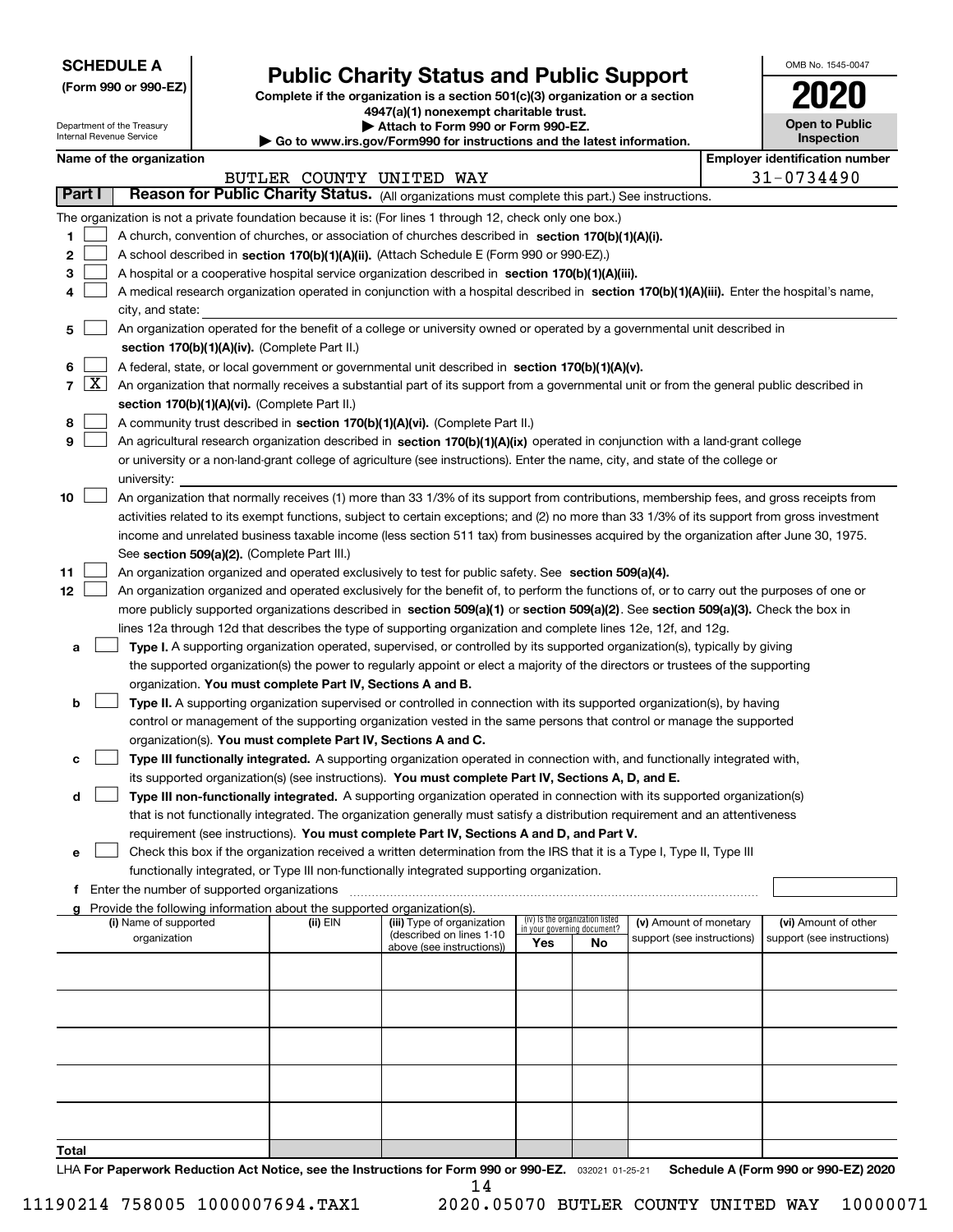**SCHEDULE A**
**(Form 990 or 990-EZ)**

Department of the Treasury
Internal Revenue Service

# Public Charity Status and Public Support

**Complete if the organization is a section 501(c)(3) organization or a section 4947(a)(1) nonexempt charitable trust.**
**▶ Attach to Form 990 or Form 990-EZ.**
**▶ Go to www.irs.gov/Form990 for instructions and the latest information.**

OMB No. 1545-0047

**2020**

**Open to Public Inspection**

**Name of the organization:** BUTLER COUNTY UNITED WAY

**Employer identification number:** 31-0734490

## Part I — Reason for Public Charity Status. (All organizations must complete this part.) See instructions.

The organization is not a private foundation because it is: (For lines 1 through 12, check only one box.)

1. ☐ A church, convention of churches, or association of churches described in **section 170(b)(1)(A)(i).**
2. ☐ A school described in **section 170(b)(1)(A)(ii).** (Attach Schedule E (Form 990 or 990-EZ).)
3. ☐ A hospital or a cooperative hospital service organization described in **section 170(b)(1)(A)(iii).**
4. ☐ A medical research organization operated in conjunction with a hospital described in **section 170(b)(1)(A)(iii).** Enter the hospital's name, city, and state:
5. ☐ An organization operated for the benefit of a college or university owned or operated by a governmental unit described in **section 170(b)(1)(A)(iv).** (Complete Part II.)
6. ☐ A federal, state, or local government or governmental unit described in **section 170(b)(1)(A)(v).**
7. ☒ An organization that normally receives a substantial part of its support from a governmental unit or from the general public described in **section 170(b)(1)(A)(vi).** (Complete Part II.)
8. ☐ A community trust described in **section 170(b)(1)(A)(vi).** (Complete Part II.)
9. ☐ An agricultural research organization described in **section 170(b)(1)(A)(ix)** operated in conjunction with a land-grant college or university or a non-land-grant college of agriculture (see instructions). Enter the name, city, and state of the college or university:
10. ☐ An organization that normally receives (1) more than 33 1/3% of its support from contributions, membership fees, and gross receipts from activities related to its exempt functions, subject to certain exceptions; and (2) no more than 33 1/3% of its support from gross investment income and unrelated business taxable income (less section 511 tax) from businesses acquired by the organization after June 30, 1975. See **section 509(a)(2).** (Complete Part III.)
11. ☐ An organization organized and operated exclusively to test for public safety. See **section 509(a)(4).**
12. ☐ An organization organized and operated exclusively for the benefit of, to perform the functions of, or to carry out the purposes of one or more publicly supported organizations described in **section 509(a)(1)** or **section 509(a)(2)**. See **section 509(a)(3).** Check the box in lines 12a through 12d that describes the type of supporting organization and complete lines 12e, 12f, and 12g.
   - **a** ☐ **Type I.** A supporting organization operated, supervised, or controlled by its supported organization(s), typically by giving the supported organization(s) the power to regularly appoint or elect a majority of the directors or trustees of the supporting organization. **You must complete Part IV, Sections A and B.**
   - **b** ☐ **Type II.** A supporting organization supervised or controlled in connection with its supported organization(s), by having control or management of the supporting organization vested in the same persons that control or manage the supported organization(s). **You must complete Part IV, Sections A and C.**
   - **c** ☐ **Type III functionally integrated.** A supporting organization operated in connection with, and functionally integrated with, its supported organization(s) (see instructions). **You must complete Part IV, Sections A, D, and E.**
   - **d** ☐ **Type III non-functionally integrated.** A supporting organization operated in connection with its supported organization(s) that is not functionally integrated. The organization generally must satisfy a distribution requirement and an attentiveness requirement (see instructions). **You must complete Part IV, Sections A and D, and Part V.**
   - **e** ☐ Check this box if the organization received a written determination from the IRS that it is a Type I, Type II, Type III functionally integrated, or Type III non-functionally integrated supporting organization.
   - **f** Enter the number of supported organizations
   - **g** Provide the following information about the supported organization(s).

| (i) Name of supported organization | (ii) EIN | (iii) Type of organization (described on lines 1-10 above (see instructions)) | (iv) Is the organization listed in your governing document? Yes | No | (v) Amount of monetary support (see instructions) | (vi) Amount of other support (see instructions) |
|---|---|---|---|---|---|---|
| | | | | | | |
| | | | | | | |
| | | | | | | |
| | | | | | | |
| | | | | | | |
| **Total** | | | | | | |

LHA **For Paperwork Reduction Act Notice, see the Instructions for Form 990 or 990-EZ.** 032021 01-25-21 **Schedule A (Form 990 or 990-EZ) 2020**

11190214 758005 1000007694.TAX1 2020.05070 BUTLER COUNTY UNITED WAY 10000071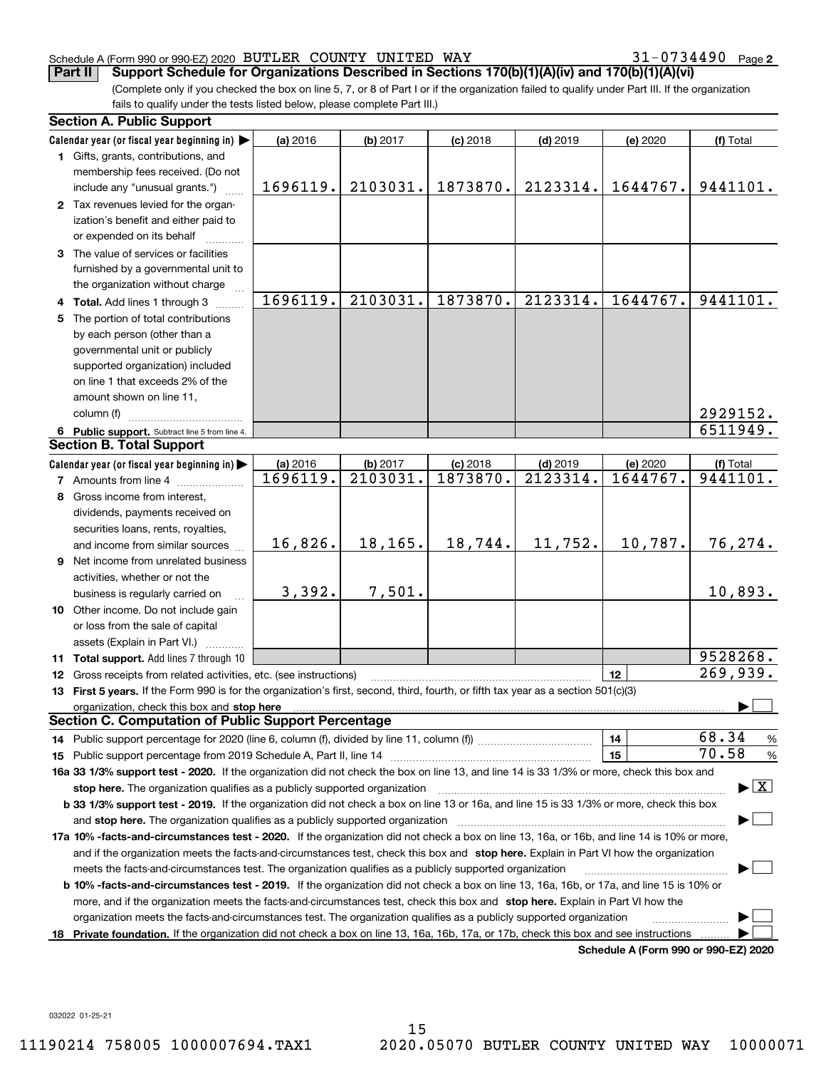Schedule A (Form 990 or 990-EZ) 2020 BUTLER COUNTY UNITED WAY 31-0734490 Page 2

**Part II** **Support Schedule for Organizations Described in Sections 170(b)(1)(A)(iv) and 170(b)(1)(A)(vi)**

(Complete only if you checked the box on line 5, 7, or 8 of Part I or if the organization failed to qualify under Part III. If the organization fails to qualify under the tests listed below, please complete Part III.)

**Section A. Public Support**

| Calendar year (or fiscal year beginning in) ▶ | (a) 2016 | (b) 2017 | (c) 2018 | (d) 2019 | (e) 2020 | (f) Total |
|---|---|---|---|---|---|---|
| **1** Gifts, grants, contributions, and membership fees received. (Do not include any "unusual grants.") | 1696119. | 2103031. | 1873870. | 2123314. | 1644767. | 9441101. |
| **2** Tax revenues levied for the organization's benefit and either paid to or expended on its behalf | | | | | | |
| **3** The value of services or facilities furnished by a governmental unit to the organization without charge | | | | | | |
| **4** **Total.** Add lines 1 through 3 | 1696119. | 2103031. | 1873870. | 2123314. | 1644767. | 9441101. |
| **5** The portion of total contributions by each person (other than a governmental unit or publicly supported organization) included on line 1 that exceeds 2% of the amount shown on line 11, column (f) | | | | | | 2929152. |
| **6** **Public support.** Subtract line 5 from line 4. | | | | | | 6511949. |

**Section B. Total Support**

| Calendar year (or fiscal year beginning in) ▶ | (a) 2016 | (b) 2017 | (c) 2018 | (d) 2019 | (e) 2020 | (f) Total |
|---|---|---|---|---|---|---|
| **7** Amounts from line 4 | 1696119. | 2103031. | 1873870. | 2123314. | 1644767. | 9441101. |
| **8** Gross income from interest, dividends, payments received on securities loans, rents, royalties, and income from similar sources | 16,826. | 18,165. | 18,744. | 11,752. | 10,787. | 76,274. |
| **9** Net income from unrelated business activities, whether or not the business is regularly carried on | 3,392. | 7,501. | | | | 10,893. |
| **10** Other income. Do not include gain or loss from the sale of capital assets (Explain in Part VI.) | | | | | | |
| **11** **Total support.** Add lines 7 through 10 | | | | | | 9528268. |

**12** Gross receipts from related activities, etc. (see instructions) | **12** | 269,939.

**13** **First 5 years.** If the Form 990 is for the organization's first, second, third, fourth, or fifth tax year as a section 501(c)(3) organization, check this box and **stop here** ▶ ☐

**Section C. Computation of Public Support Percentage**

**14** Public support percentage for 2020 (line 6, column (f), divided by line 11, column (f)) | **14** | 68.34 %

**15** Public support percentage from 2019 Schedule A, Part II, line 14 | **15** | 70.58 %

**16a 33 1/3% support test - 2020.** If the organization did not check the box on line 13, and line 14 is 33 1/3% or more, check this box and **stop here.** The organization qualifies as a publicly supported organization ▶ ☒

**b 33 1/3% support test - 2019.** If the organization did not check a box on line 13 or 16a, and line 15 is 33 1/3% or more, check this box and **stop here.** The organization qualifies as a publicly supported organization ▶ ☐

**17a 10% -facts-and-circumstances test - 2020.** If the organization did not check a box on line 13, 16a, or 16b, and line 14 is 10% or more, and if the organization meets the facts-and-circumstances test, check this box and **stop here.** Explain in Part VI how the organization meets the facts-and-circumstances test. The organization qualifies as a publicly supported organization ▶ ☐

**b 10% -facts-and-circumstances test - 2019.** If the organization did not check a box on line 13, 16a, 16b, or 17a, and line 15 is 10% or more, and if the organization meets the facts-and-circumstances test, check this box and **stop here.** Explain in Part VI how the organization meets the facts-and-circumstances test. The organization qualifies as a publicly supported organization ▶ ☐

**18** **Private foundation.** If the organization did not check a box on line 13, 16a, 16b, 17a, or 17b, check this box and see instructions ▶ ☐

**Schedule A (Form 990 or 990-EZ) 2020**

032022 01-25-21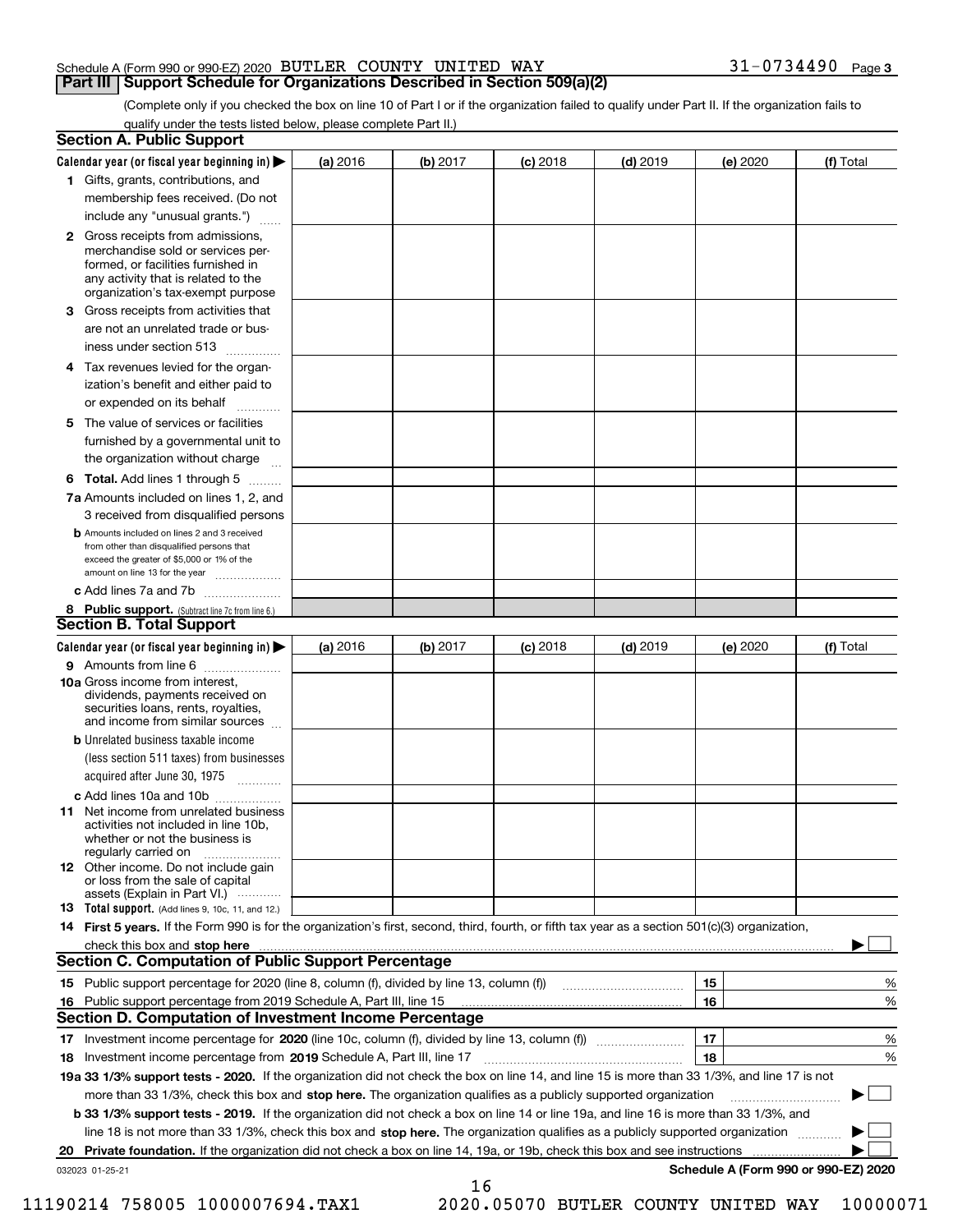Schedule A (Form 990 or 990-EZ) 2020 BUTLER COUNTY UNITED WAY 31-0734490 Page 3

## Part III Support Schedule for Organizations Described in Section 509(a)(2)

(Complete only if you checked the box on line 10 of Part I or if the organization failed to qualify under Part II. If the organization fails to qualify under the tests listed below, please complete Part II.)

### Section A. Public Support

| Calendar year (or fiscal year beginning in) ▶ | (a) 2016 | (b) 2017 | (c) 2018 | (d) 2019 | (e) 2020 | (f) Total |
|---|---|---|---|---|---|---|
| 1 Gifts, grants, contributions, and membership fees received. (Do not include any "unusual grants.") | | | | | | |
| 2 Gross receipts from admissions, merchandise sold or services performed, or facilities furnished in any activity that is related to the organization's tax-exempt purpose | | | | | | |
| 3 Gross receipts from activities that are not an unrelated trade or business under section 513 | | | | | | |
| 4 Tax revenues levied for the organization's benefit and either paid to or expended on its behalf | | | | | | |
| 5 The value of services or facilities furnished by a governmental unit to the organization without charge | | | | | | |
| 6 **Total.** Add lines 1 through 5 | | | | | | |
| 7a Amounts included on lines 1, 2, and 3 received from disqualified persons | | | | | | |
| b Amounts included on lines 2 and 3 received from other than disqualified persons that exceed the greater of \$5,000 or 1% of the amount on line 13 for the year | | | | | | |
| c Add lines 7a and 7b | | | | | | |
| 8 **Public support.** (Subtract line 7c from line 6.) | | | | | | |

### Section B. Total Support

| Calendar year (or fiscal year beginning in) ▶ | (a) 2016 | (b) 2017 | (c) 2018 | (d) 2019 | (e) 2020 | (f) Total |
|---|---|---|---|---|---|---|
| 9 Amounts from line 6 | | | | | | |
| 10a Gross income from interest, dividends, payments received on securities loans, rents, royalties, and income from similar sources | | | | | | |
| b Unrelated business taxable income (less section 511 taxes) from businesses acquired after June 30, 1975 | | | | | | |
| c Add lines 10a and 10b | | | | | | |
| 11 Net income from unrelated business activities not included in line 10b, whether or not the business is regularly carried on | | | | | | |
| 12 Other income. Do not include gain or loss from the sale of capital assets (Explain in Part VI.) | | | | | | |
| 13 **Total support.** (Add lines 9, 10c, 11, and 12.) | | | | | | |

14 **First 5 years.** If the Form 990 is for the organization's first, second, third, fourth, or fifth tax year as a section 501(c)(3) organization, check this box and **stop here** ▶ ☐

### Section C. Computation of Public Support Percentage

| | | | |
|---|---|---|---|
| 15 Public support percentage for 2020 (line 8, column (f), divided by line 13, column (f)) | 15 | | % |
| 16 Public support percentage from 2019 Schedule A, Part III, line 15 | 16 | | % |

### Section D. Computation of Investment Income Percentage

| | | | |
|---|---|---|---|
| 17 Investment income percentage for **2020** (line 10c, column (f), divided by line 13, column (f)) | 17 | | % |
| 18 Investment income percentage from **2019** Schedule A, Part III, line 17 | 18 | | % |

**19a 33 1/3% support tests - 2020.** If the organization did not check the box on line 14, and line 15 is more than 33 1/3%, and line 17 is not more than 33 1/3%, check this box and **stop here.** The organization qualifies as a publicly supported organization ▶ ☐

**b 33 1/3% support tests - 2019.** If the organization did not check a box on line 14 or line 19a, and line 16 is more than 33 1/3%, and line 18 is not more than 33 1/3%, check this box and **stop here.** The organization qualifies as a publicly supported organization ▶ ☐

**20 Private foundation.** If the organization did not check a box on line 14, 19a, or 19b, check this box and see instructions ▶ ☐

032023 01-25-21 **Schedule A (Form 990 or 990-EZ) 2020**

11190214 758005 1000007694.TAX1 2020.05070 BUTLER COUNTY UNITED WAY 10000071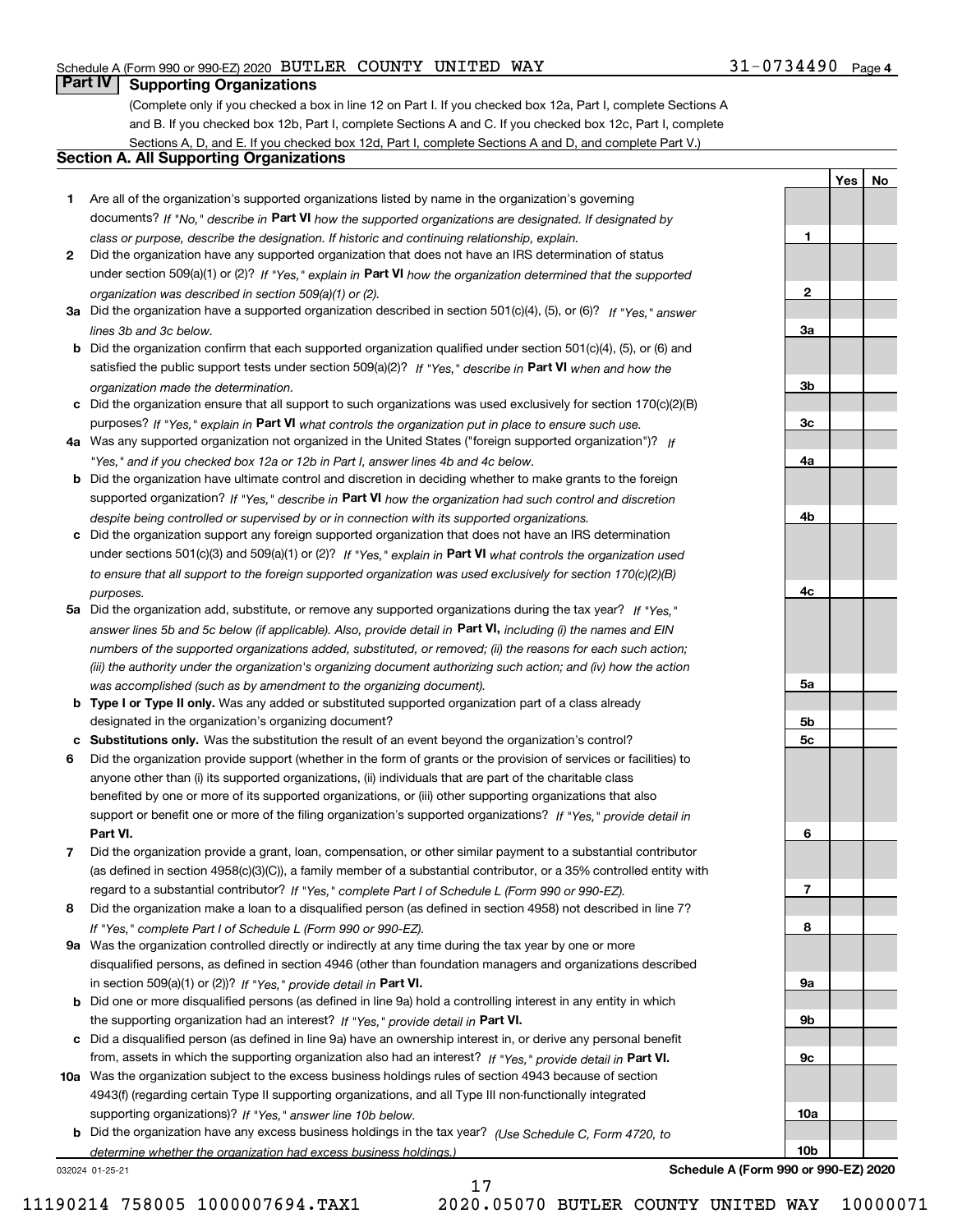Schedule A (Form 990 or 990-EZ) 2020 BUTLER COUNTY UNITED WAY 31-0734490 Page 4

## Part IV Supporting Organizations

(Complete only if you checked a box in line 12 on Part I. If you checked box 12a, Part I, complete Sections A and B. If you checked box 12b, Part I, complete Sections A and C. If you checked box 12c, Part I, complete Sections A, D, and E. If you checked box 12d, Part I, complete Sections A and D, and complete Part V.)

### Section A. All Supporting Organizations

| | | | Yes | No |
|---|---|---|---|---|
| 1 | Are all of the organization's supported organizations listed by name in the organization's governing documents? *If "No," describe in* **Part VI** *how the supported organizations are designated. If designated by class or purpose, describe the designation. If historic and continuing relationship, explain.* | 1 | | |
| 2 | Did the organization have any supported organization that does not have an IRS determination of status under section 509(a)(1) or (2)? *If "Yes," explain in* **Part VI** *how the organization determined that the supported organization was described in section 509(a)(1) or (2).* | 2 | | |
| 3a | Did the organization have a supported organization described in section 501(c)(4), (5), or (6)? *If "Yes," answer lines 3b and 3c below.* | 3a | | |
| b | Did the organization confirm that each supported organization qualified under section 501(c)(4), (5), or (6) and satisfied the public support tests under section 509(a)(2)? *If "Yes," describe in* **Part VI** *when and how the organization made the determination.* | 3b | | |
| c | Did the organization ensure that all support to such organizations was used exclusively for section 170(c)(2)(B) purposes? *If "Yes," explain in* **Part VI** *what controls the organization put in place to ensure such use.* | 3c | | |
| 4a | Was any supported organization not organized in the United States ("foreign supported organization")? *If "Yes," and if you checked box 12a or 12b in Part I, answer lines 4b and 4c below.* | 4a | | |
| b | Did the organization have ultimate control and discretion in deciding whether to make grants to the foreign supported organization? *If "Yes," describe in* **Part VI** *how the organization had such control and discretion despite being controlled or supervised by or in connection with its supported organizations.* | 4b | | |
| c | Did the organization support any foreign supported organization that does not have an IRS determination under sections 501(c)(3) and 509(a)(1) or (2)? *If "Yes," explain in* **Part VI** *what controls the organization used to ensure that all support to the foreign supported organization was used exclusively for section 170(c)(2)(B) purposes.* | 4c | | |
| 5a | Did the organization add, substitute, or remove any supported organizations during the tax year? *If "Yes," answer lines 5b and 5c below (if applicable). Also, provide detail in* **Part VI,** *including (i) the names and EIN numbers of the supported organizations added, substituted, or removed; (ii) the reasons for each such action; (iii) the authority under the organization's organizing document authorizing such action; and (iv) how the action was accomplished (such as by amendment to the organizing document).* | 5a | | |
| b | **Type I or Type II only.** Was any added or substituted supported organization part of a class already designated in the organization's organizing document? | 5b | | |
| c | **Substitutions only.** Was the substitution the result of an event beyond the organization's control? | 5c | | |
| 6 | Did the organization provide support (whether in the form of grants or the provision of services or facilities) to anyone other than (i) its supported organizations, (ii) individuals that are part of the charitable class benefited by one or more of its supported organizations, or (iii) other supporting organizations that also support or benefit one or more of the filing organization's supported organizations? *If "Yes," provide detail in* **Part VI.** | 6 | | |
| 7 | Did the organization provide a grant, loan, compensation, or other similar payment to a substantial contributor (as defined in section 4958(c)(3)(C)), a family member of a substantial contributor, or a 35% controlled entity with regard to a substantial contributor? *If "Yes," complete Part I of Schedule L (Form 990 or 990-EZ).* | 7 | | |
| 8 | Did the organization make a loan to a disqualified person (as defined in section 4958) not described in line 7? *If "Yes," complete Part I of Schedule L (Form 990 or 990-EZ).* | 8 | | |
| 9a | Was the organization controlled directly or indirectly at any time during the tax year by one or more disqualified persons, as defined in section 4946 (other than foundation managers and organizations described in section 509(a)(1) or (2))? *If "Yes," provide detail in* **Part VI.** | 9a | | |
| b | Did one or more disqualified persons (as defined in line 9a) hold a controlling interest in any entity in which the supporting organization had an interest? *If "Yes," provide detail in* **Part VI.** | 9b | | |
| c | Did a disqualified person (as defined in line 9a) have an ownership interest in, or derive any personal benefit from, assets in which the supporting organization also had an interest? *If "Yes," provide detail in* **Part VI.** | 9c | | |
| 10a | Was the organization subject to the excess business holdings rules of section 4943 because of section 4943(f) (regarding certain Type II supporting organizations, and all Type III non-functionally integrated supporting organizations)? *If "Yes," answer line 10b below.* | 10a | | |
| b | Did the organization have any excess business holdings in the tax year? *(Use Schedule C, Form 4720, to determine whether the organization had excess business holdings.)* | 10b | | |

032024 01-25-21 **Schedule A (Form 990 or 990-EZ) 2020**

11190214 758005 1000007694.TAX1 2020.05070 BUTLER COUNTY UNITED WAY 10000071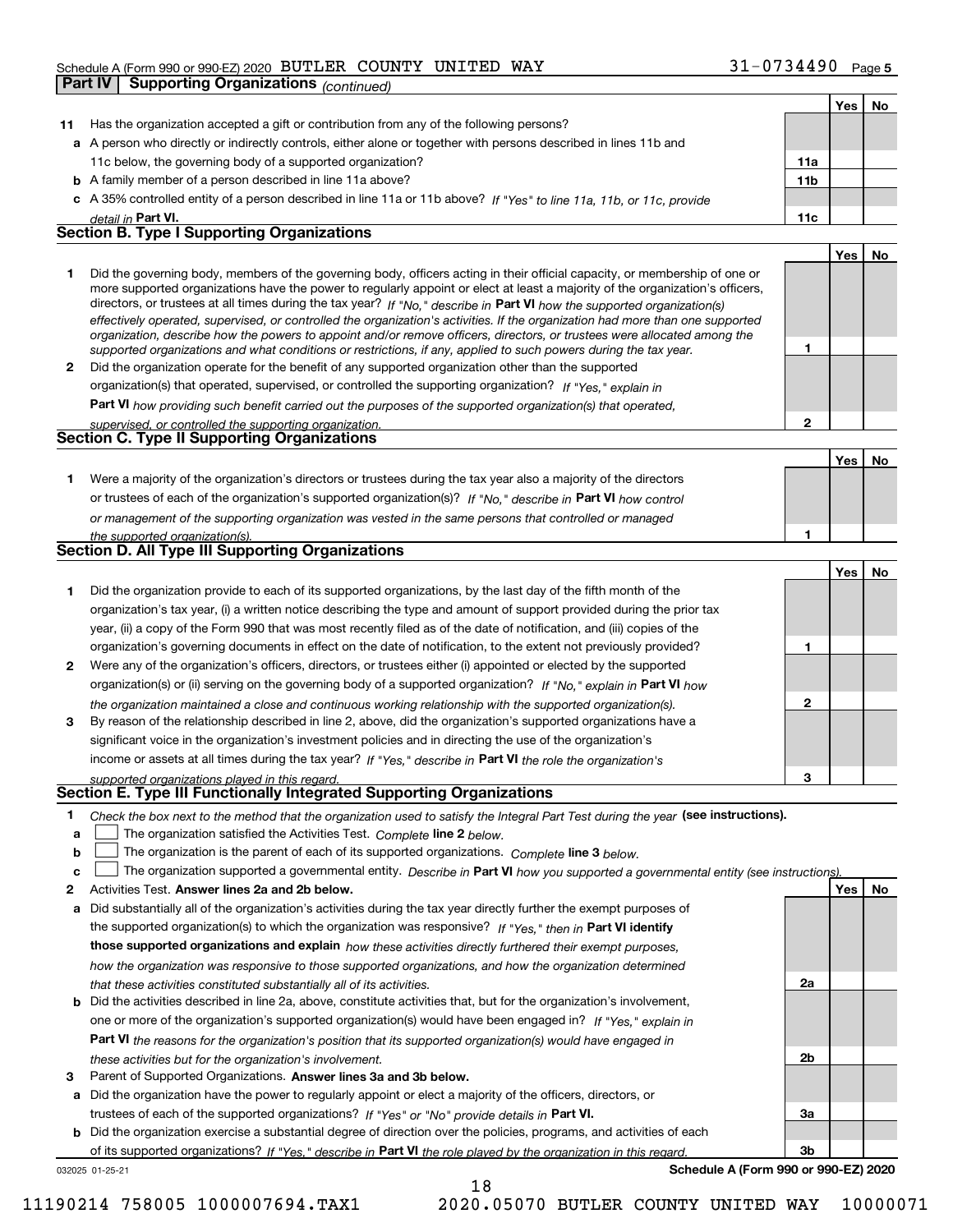Schedule A (Form 990 or 990-EZ) 2020 BUTLER COUNTY UNITED WAY 31-0734490 Page 5

**Part IV | Supporting Organizations** *(continued)*

| | | | Yes | No |
|---|---|---|---|---|
| **11** | Has the organization accepted a gift or contribution from any of the following persons? | | | |
| **a** | A person who directly or indirectly controls, either alone or together with persons described in lines 11b and 11c below, the governing body of a supported organization? | **11a** | | |
| **b** | A family member of a person described in line 11a above? | **11b** | | |
| **c** | A 35% controlled entity of a person described in line 11a or 11b above? *If "Yes" to line 11a, 11b, or 11c, provide detail in* **Part VI.** | **11c** | | |

## Section B. Type I Supporting Organizations

| | | | Yes | No |
|---|---|---|---|---|
| **1** | Did the governing body, members of the governing body, officers acting in their official capacity, or membership of one or more supported organizations have the power to regularly appoint or elect at least a majority of the organization's officers, directors, or trustees at all times during the tax year? *If "No," describe in* **Part VI** *how the supported organization(s) effectively operated, supervised, or controlled the organization's activities. If the organization had more than one supported organization, describe how the powers to appoint and/or remove officers, directors, or trustees were allocated among the supported organizations and what conditions or restrictions, if any, applied to such powers during the tax year.* | **1** | | |
| **2** | Did the organization operate for the benefit of any supported organization other than the supported organization(s) that operated, supervised, or controlled the supporting organization? *If "Yes," explain in* **Part VI** *how providing such benefit carried out the purposes of the supported organization(s) that operated, supervised, or controlled the supporting organization.* | **2** | | |

## Section C. Type II Supporting Organizations

| | | | Yes | No |
|---|---|---|---|---|
| **1** | Were a majority of the organization's directors or trustees during the tax year also a majority of the directors or trustees of each of the organization's supported organization(s)? *If "No," describe in* **Part VI** *how control or management of the supporting organization was vested in the same persons that controlled or managed the supported organization(s).* | **1** | | |

## Section D. All Type III Supporting Organizations

| | | | Yes | No |
|---|---|---|---|---|
| **1** | Did the organization provide to each of its supported organizations, by the last day of the fifth month of the organization's tax year, (i) a written notice describing the type and amount of support provided during the prior tax year, (ii) a copy of the Form 990 that was most recently filed as of the date of notification, and (iii) copies of the organization's governing documents in effect on the date of notification, to the extent not previously provided? | **1** | | |
| **2** | Were any of the organization's officers, directors, or trustees either (i) appointed or elected by the supported organization(s) or (ii) serving on the governing body of a supported organization? *If "No," explain in* **Part VI** *how the organization maintained a close and continuous working relationship with the supported organization(s).* | **2** | | |
| **3** | By reason of the relationship described in line 2, above, did the organization's supported organizations have a significant voice in the organization's investment policies and in directing the use of the organization's income or assets at all times during the tax year? *If "Yes," describe in* **Part VI** *the role the organization's supported organizations played in this regard.* | **3** | | |

## Section E. Type III Functionally Integrated Supporting Organizations

**1** *Check the box next to the method that the organization used to satisfy the Integral Part Test during the year* **(see instructions).**

- **a** ☐ The organization satisfied the Activities Test. *Complete* **line 2** *below.*
- **b** ☐ The organization is the parent of each of its supported organizations. *Complete* **line 3** *below.*
- **c** ☐ The organization supported a governmental entity. *Describe in* **Part VI** *how you supported a governmental entity (see instructions).*

| | | | Yes | No |
|---|---|---|---|---|
| **2** | Activities Test. **Answer lines 2a and 2b below.** | | | |
| **a** | Did substantially all of the organization's activities during the tax year directly further the exempt purposes of the supported organization(s) to which the organization was responsive? *If "Yes," then in* **Part VI identify those supported organizations and explain** *how these activities directly furthered their exempt purposes, how the organization was responsive to those supported organizations, and how the organization determined that these activities constituted substantially all of its activities.* | **2a** | | |
| **b** | Did the activities described in line 2a, above, constitute activities that, but for the organization's involvement, one or more of the organization's supported organization(s) would have been engaged in? *If "Yes," explain in* **Part VI** *the reasons for the organization's position that its supported organization(s) would have engaged in these activities but for the organization's involvement.* | **2b** | | |
| **3** | Parent of Supported Organizations. **Answer lines 3a and 3b below.** | | | |
| **a** | Did the organization have the power to regularly appoint or elect a majority of the officers, directors, or trustees of each of the supported organizations? *If "Yes" or "No" provide details in* **Part VI.** | **3a** | | |
| **b** | Did the organization exercise a substantial degree of direction over the policies, programs, and activities of each of its supported organizations? *If "Yes," describe in* **Part VI** *the role played by the organization in this regard.* | **3b** | | |

032025 01-25-21 **Schedule A (Form 990 or 990-EZ) 2020**

11190214 758005 1000007694.TAX1 2020.05070 BUTLER COUNTY UNITED WAY 10000071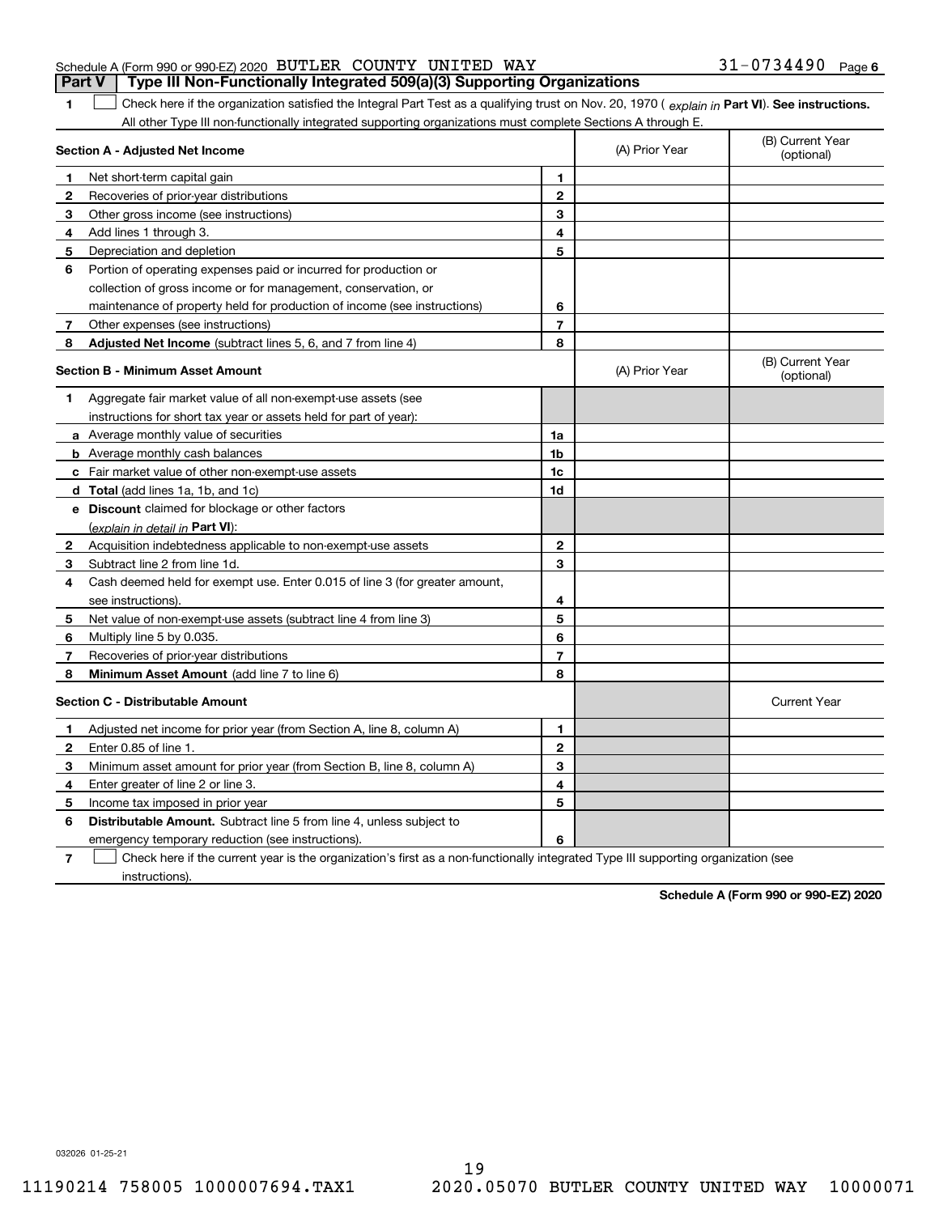Schedule A (Form 990 or 990-EZ) 2020 BUTLER COUNTY UNITED WAY 31-0734490 Page 6

## Part V Type III Non-Functionally Integrated 509(a)(3) Supporting Organizations

1 ☐ Check here if the organization satisfied the Integral Part Test as a qualifying trust on Nov. 20, 1970 ( *explain in* **Part VI**). **See instructions.** All other Type III non-functionally integrated supporting organizations must complete Sections A through E.

| **Section A - Adjusted Net Income** | | (A) Prior Year | (B) Current Year (optional) |
|---|---|---|---|
| **1** Net short-term capital gain | **1** | | |
| **2** Recoveries of prior-year distributions | **2** | | |
| **3** Other gross income (see instructions) | **3** | | |
| **4** Add lines 1 through 3. | **4** | | |
| **5** Depreciation and depletion | **5** | | |
| **6** Portion of operating expenses paid or incurred for production or collection of gross income or for management, conservation, or maintenance of property held for production of income (see instructions) | **6** | | |
| **7** Other expenses (see instructions) | **7** | | |
| **8** **Adjusted Net Income** (subtract lines 5, 6, and 7 from line 4) | **8** | | |

| **Section B - Minimum Asset Amount** | | (A) Prior Year | (B) Current Year (optional) |
|---|---|---|---|
| **1** Aggregate fair market value of all non-exempt-use assets (see instructions for short tax year or assets held for part of year): | | | |
| **a** Average monthly value of securities | **1a** | | |
| **b** Average monthly cash balances | **1b** | | |
| **c** Fair market value of other non-exempt-use assets | **1c** | | |
| **d** **Total** (add lines 1a, 1b, and 1c) | **1d** | | |
| **e** **Discount** claimed for blockage or other factors (*explain in detail in* **Part VI**): | | | |
| **2** Acquisition indebtedness applicable to non-exempt-use assets | **2** | | |
| **3** Subtract line 2 from line 1d. | **3** | | |
| **4** Cash deemed held for exempt use. Enter 0.015 of line 3 (for greater amount, see instructions). | **4** | | |
| **5** Net value of non-exempt-use assets (subtract line 4 from line 3) | **5** | | |
| **6** Multiply line 5 by 0.035. | **6** | | |
| **7** Recoveries of prior-year distributions | **7** | | |
| **8** **Minimum Asset Amount** (add line 7 to line 6) | **8** | | |

| **Section C - Distributable Amount** | | | Current Year |
|---|---|---|---|
| **1** Adjusted net income for prior year (from Section A, line 8, column A) | **1** | | |
| **2** Enter 0.85 of line 1. | **2** | | |
| **3** Minimum asset amount for prior year (from Section B, line 8, column A) | **3** | | |
| **4** Enter greater of line 2 or line 3. | **4** | | |
| **5** Income tax imposed in prior year | **5** | | |
| **6** **Distributable Amount.** Subtract line 5 from line 4, unless subject to emergency temporary reduction (see instructions). | **6** | | |

7 ☐ Check here if the current year is the organization's first as a non-functionally integrated Type III supporting organization (see instructions).

**Schedule A (Form 990 or 990-EZ) 2020**

032026 01-25-21

11190214 758005 1000007694.TAX1 2020.05070 BUTLER COUNTY UNITED WAY 10000071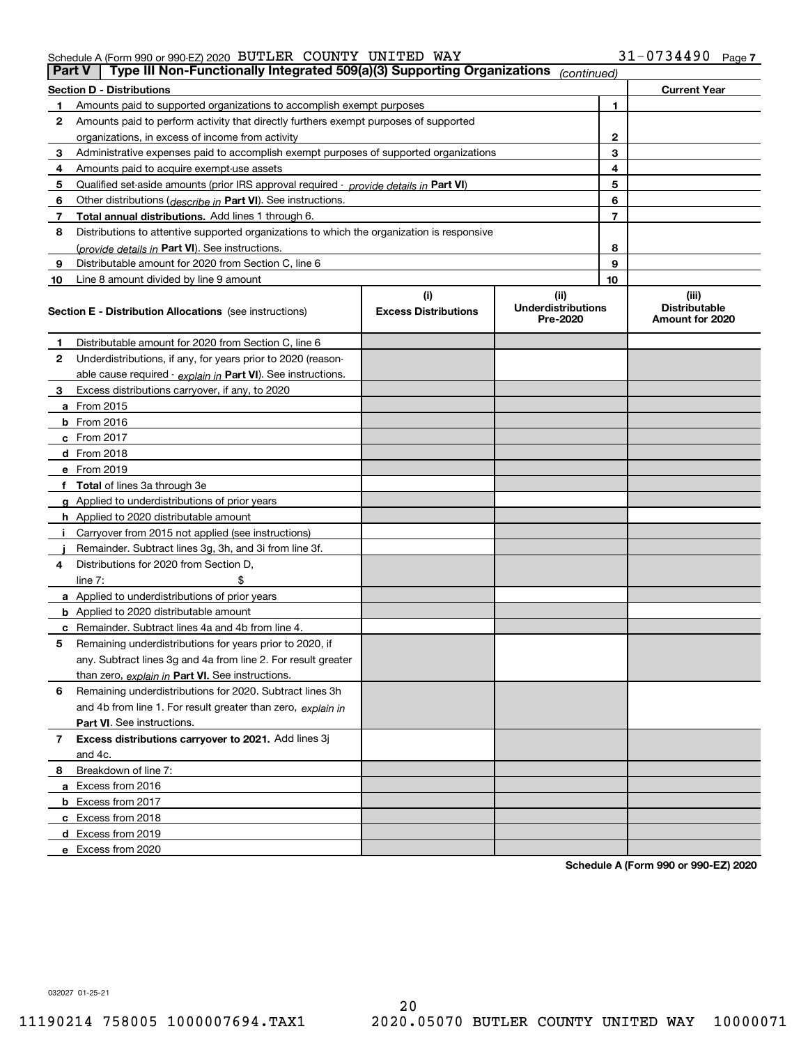Schedule A (Form 990 or 990-EZ) 2020 BUTLER COUNTY UNITED WAY 31-0734490 Page 7

## Part V Type III Non-Functionally Integrated 509(a)(3) Supporting Organizations *(continued)*

| Section D - Distributions | | | Current Year |
|---|---|---|---|
| 1 | Amounts paid to supported organizations to accomplish exempt purposes | 1 | |
| 2 | Amounts paid to perform activity that directly furthers exempt purposes of supported organizations, in excess of income from activity | 2 | |
| 3 | Administrative expenses paid to accomplish exempt purposes of supported organizations | 3 | |
| 4 | Amounts paid to acquire exempt-use assets | 4 | |
| 5 | Qualified set-aside amounts (prior IRS approval required - *provide details in* **Part VI**) | 5 | |
| 6 | Other distributions (*describe in* **Part VI**). See instructions. | 6 | |
| 7 | **Total annual distributions.** Add lines 1 through 6. | 7 | |
| 8 | Distributions to attentive supported organizations to which the organization is responsive (*provide details in* **Part VI**). See instructions. | 8 | |
| 9 | Distributable amount for 2020 from Section C, line 6 | 9 | |
| 10 | Line 8 amount divided by line 9 amount | 10 | |

| | **Section E - Distribution Allocations** (see instructions) | (i) Excess Distributions | (ii) Underdistributions Pre-2020 | (iii) Distributable Amount for 2020 |
|---|---|---|---|---|
| 1 | Distributable amount for 2020 from Section C, line 6 | | | |
| 2 | Underdistributions, if any, for years prior to 2020 (reasonable cause required - *explain in* **Part VI**). See instructions. | | | |
| 3 | Excess distributions carryover, if any, to 2020 | | | |
| a | From 2015 | | | |
| b | From 2016 | | | |
| c | From 2017 | | | |
| d | From 2018 | | | |
| e | From 2019 | | | |
| f | **Total** of lines 3a through 3e | | | |
| g | Applied to underdistributions of prior years | | | |
| h | Applied to 2020 distributable amount | | | |
| i | Carryover from 2015 not applied (see instructions) | | | |
| j | Remainder. Subtract lines 3g, 3h, and 3i from line 3f. | | | |
| 4 | Distributions for 2020 from Section D, line 7: $ | | | |
| a | Applied to underdistributions of prior years | | | |
| b | Applied to 2020 distributable amount | | | |
| c | Remainder. Subtract lines 4a and 4b from line 4. | | | |
| 5 | Remaining underdistributions for years prior to 2020, if any. Subtract lines 3g and 4a from line 2. For result greater than zero, *explain in* **Part VI.** See instructions. | | | |
| 6 | Remaining underdistributions for 2020. Subtract lines 3h and 4b from line 1. For result greater than zero, *explain in* **Part VI**. See instructions. | | | |
| 7 | **Excess distributions carryover to 2021.** Add lines 3j and 4c. | | | |
| 8 | Breakdown of line 7: | | | |
| a | Excess from 2016 | | | |
| b | Excess from 2017 | | | |
| c | Excess from 2018 | | | |
| d | Excess from 2019 | | | |
| e | Excess from 2020 | | | |

**Schedule A (Form 990 or 990-EZ) 2020**

032027 01-25-21

11190214 758005 1000007694.TAX1 2020.05070 BUTLER COUNTY UNITED WAY 10000071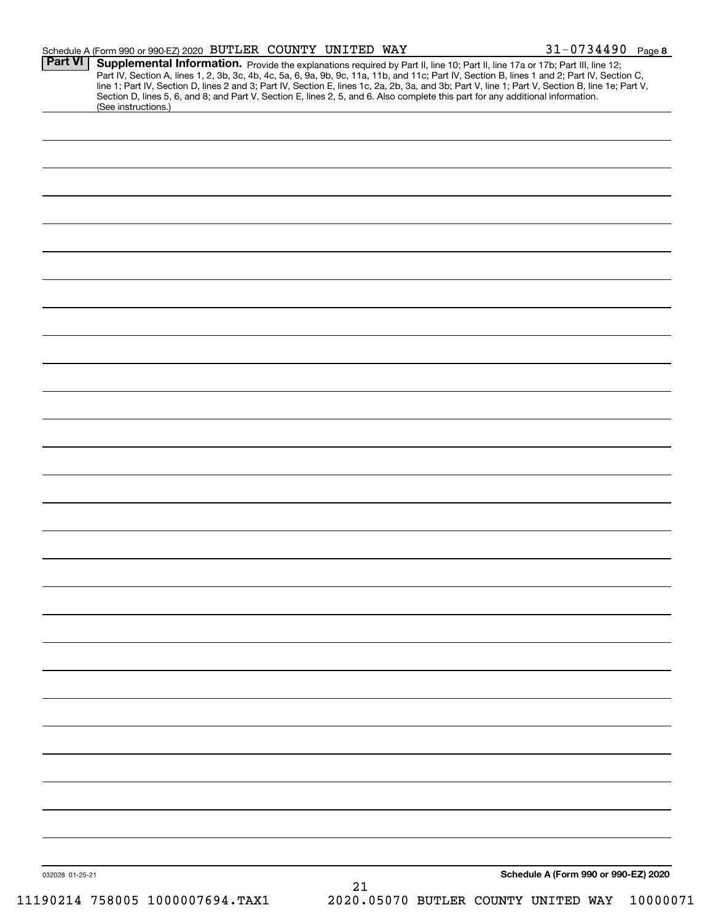Schedule A (Form 990 or 990-EZ) 2020 BUTLER COUNTY UNITED WAY 31-0734490 Page **8**

## Part VI Supplemental Information.

Provide the explanations required by Part II, line 10; Part II, line 17a or 17b; Part III, line 12; Part IV, Section A, lines 1, 2, 3b, 3c, 4b, 4c, 5a, 6, 9a, 9b, 9c, 11a, 11b, and 11c; Part IV, Section B, lines 1 and 2; Part IV, Section C, line 1; Part IV, Section D, lines 2 and 3; Part IV, Section E, lines 1c, 2a, 2b, 3a, and 3b; Part V, line 1; Part V, Section B, line 1e; Part V, Section D, lines 5, 6, and 8; and Part V, Section E, lines 2, 5, and 6. Also complete this part for any additional information. (See instructions.)

032028 01-25-21 **Schedule A (Form 990 or 990-EZ) 2020**

11190214 758005 1000007694.TAX1 2020.05070 BUTLER COUNTY UNITED WAY 10000071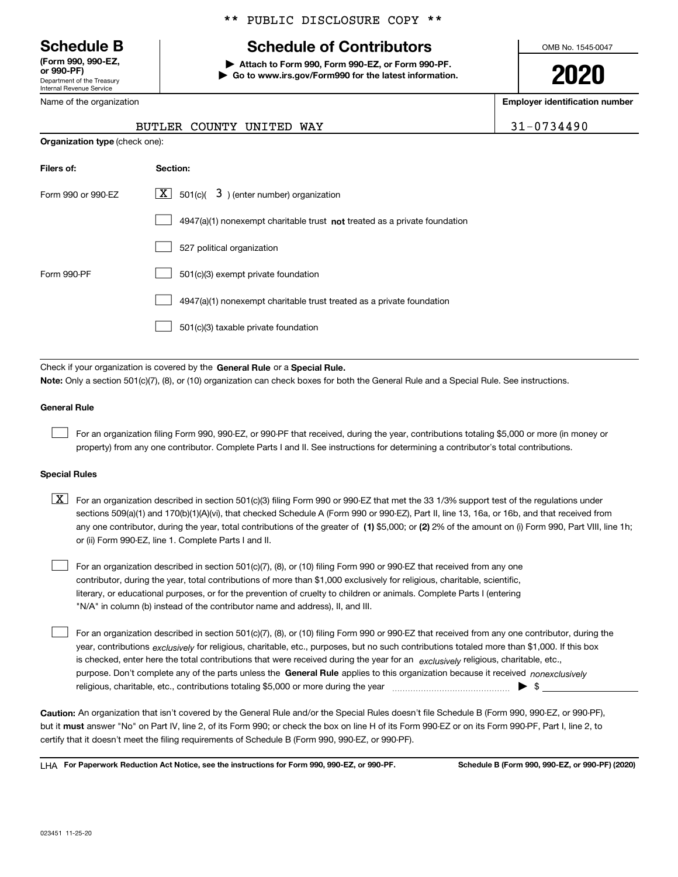** PUBLIC DISCLOSURE COPY **

# Schedule B

**(Form 990, 990-EZ, or 990-PF)**
Department of the Treasury
Internal Revenue Service

## Schedule of Contributors

▶ **Attach to Form 990, Form 990-EZ, or Form 990-PF.**
▶ **Go to www.irs.gov/Form990 for the latest information.**

OMB No. 1545-0047

**2020**

Name of the organization: BUTLER COUNTY UNITED WAY

**Employer identification number**: 31-0734490

**Organization type** (check one):

| Filers of: | Section: |
|---|---|
| Form 990 or 990-EZ | [X] 501(c)( 3 ) (enter number) organization |
| | [ ] 4947(a)(1) nonexempt charitable trust **not** treated as a private foundation |
| | [ ] 527 political organization |
| Form 990-PF | [ ] 501(c)(3) exempt private foundation |
| | [ ] 4947(a)(1) nonexempt charitable trust treated as a private foundation |
| | [ ] 501(c)(3) taxable private foundation |

Check if your organization is covered by the **General Rule** or a **Special Rule.**

**Note:** Only a section 501(c)(7), (8), or (10) organization can check boxes for both the General Rule and a Special Rule. See instructions.

### General Rule

[ ] For an organization filing Form 990, 990-EZ, or 990-PF that received, during the year, contributions totaling $5,000 or more (in money or property) from any one contributor. Complete Parts I and II. See instructions for determining a contributor's total contributions.

### Special Rules

[X] For an organization described in section 501(c)(3) filing Form 990 or 990-EZ that met the 33 1/3% support test of the regulations under sections 509(a)(1) and 170(b)(1)(A)(vi), that checked Schedule A (Form 990 or 990-EZ), Part II, line 13, 16a, or 16b, and that received from any one contributor, during the year, total contributions of the greater of **(1)** $5,000; or **(2)** 2% of the amount on (i) Form 990, Part VIII, line 1h; or (ii) Form 990-EZ, line 1. Complete Parts I and II.

[ ] For an organization described in section 501(c)(7), (8), or (10) filing Form 990 or 990-EZ that received from any one contributor, during the year, total contributions of more than $1,000 exclusively for religious, charitable, scientific, literary, or educational purposes, or for the prevention of cruelty to children or animals. Complete Parts I (entering "N/A" in column (b) instead of the contributor name and address), II, and III.

[ ] For an organization described in section 501(c)(7), (8), or (10) filing Form 990 or 990-EZ that received from any one contributor, during the year, contributions *exclusively* for religious, charitable, etc., purposes, but no such contributions totaled more than $1,000. If this box is checked, enter here the total contributions that were received during the year for an *exclusively* religious, charitable, etc., purpose. Don't complete any of the parts unless the **General Rule** applies to this organization because it received *nonexclusively* religious, charitable, etc., contributions totaling $5,000 or more during the year ▶ $

**Caution:** An organization that isn't covered by the General Rule and/or the Special Rules doesn't file Schedule B (Form 990, 990-EZ, or 990-PF), but it **must** answer "No" on Part IV, line 2, of its Form 990; or check the box on line H of its Form 990-EZ or on its Form 990-PF, Part I, line 2, to certify that it doesn't meet the filing requirements of Schedule B (Form 990, 990-EZ, or 990-PF).

LHA **For Paperwork Reduction Act Notice, see the instructions for Form 990, 990-EZ, or 990-PF.** **Schedule B (Form 990, 990-EZ, or 990-PF) (2020)**

023451 11-25-20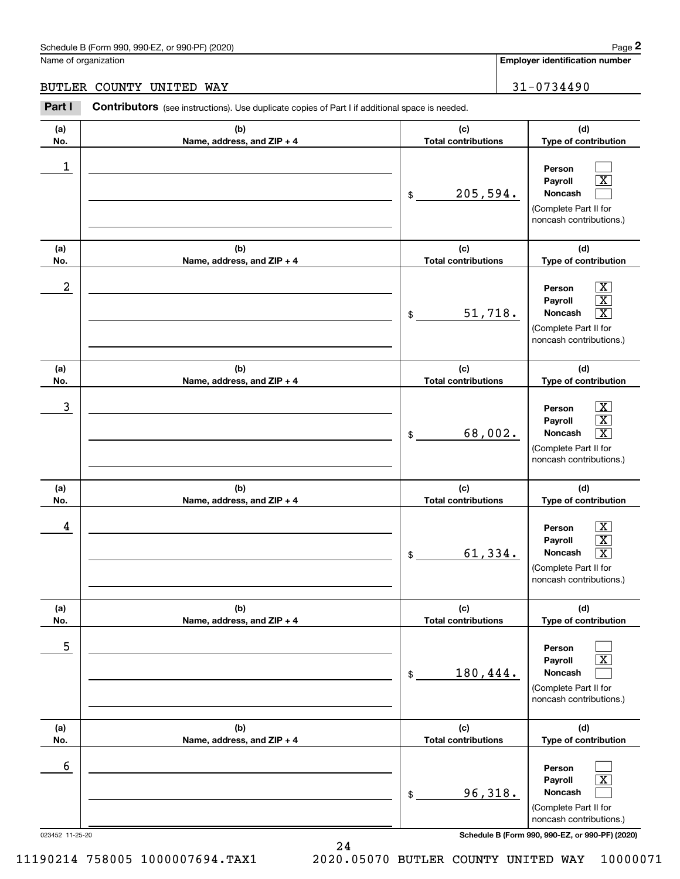Schedule B (Form 990, 990-EZ, or 990-PF) (2020)

Name of organization: BUTLER COUNTY UNITED WAY

Employer identification number: 31-0734490

## Part I — Contributors (see instructions). Use duplicate copies of Part I if additional space is needed.

| (a) No. | (b) Name, address, and ZIP + 4 | (c) Total contributions | (d) Type of contribution |
|---|---|---|---|
| 1 | | $ 205,594. | Person [ ] Payroll [X] Noncash [ ] (Complete Part II for noncash contributions.) |
| 2 | | $ 51,718. | Person [X] Payroll [X] Noncash [X] (Complete Part II for noncash contributions.) |
| 3 | | $ 68,002. | Person [X] Payroll [X] Noncash [X] (Complete Part II for noncash contributions.) |
| 4 | | $ 61,334. | Person [X] Payroll [X] Noncash [X] (Complete Part II for noncash contributions.) |
| 5 | | $ 180,444. | Person [ ] Payroll [X] Noncash [ ] (Complete Part II for noncash contributions.) |
| 6 | | $ 96,318. | Person [ ] Payroll [X] Noncash [ ] (Complete Part II for noncash contributions.) |

023452 11-25-20

Schedule B (Form 990, 990-EZ, or 990-PF) (2020)

11190214 758005 1000007694.TAX1 2020.05070 BUTLER COUNTY UNITED WAY 10000071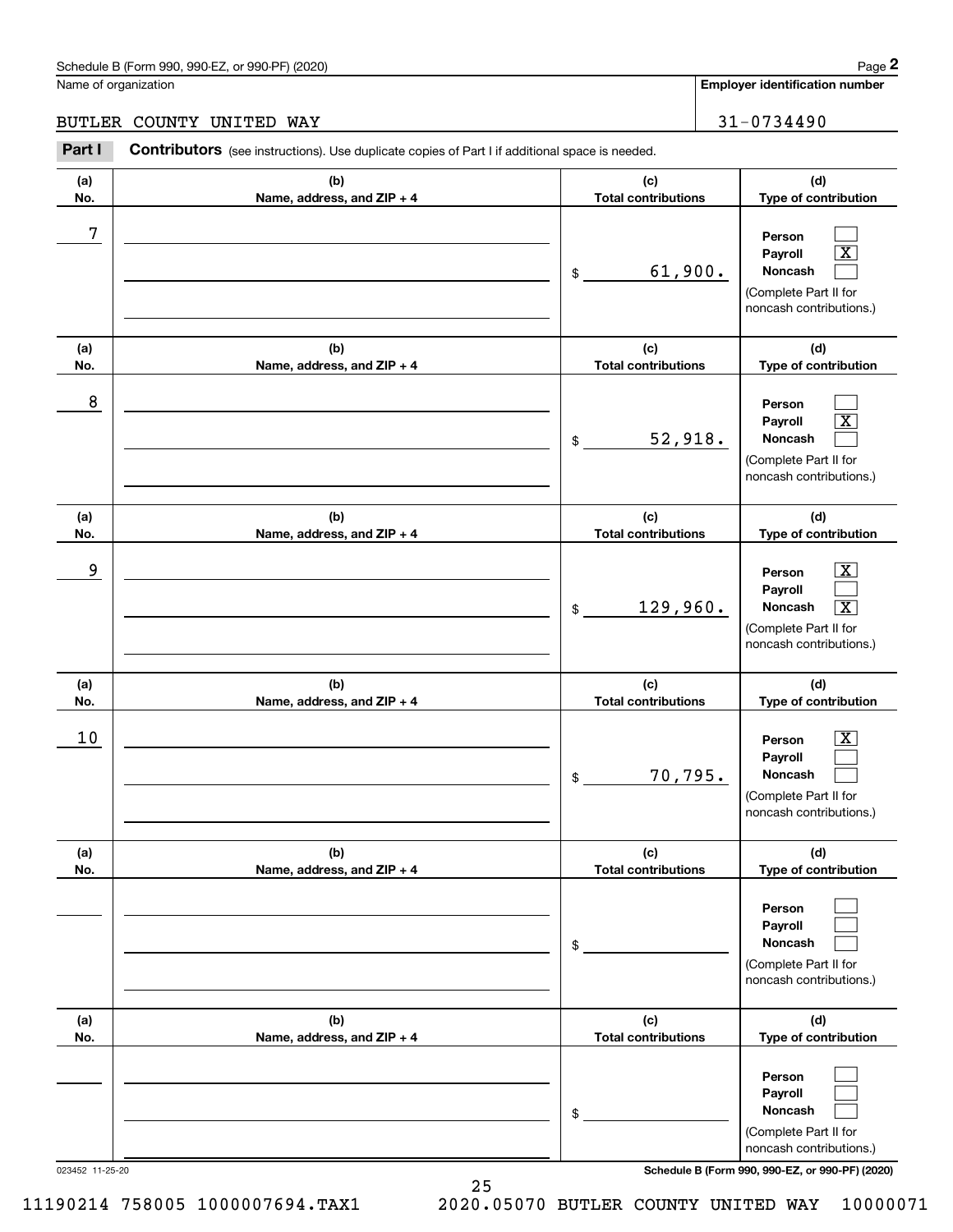Schedule B (Form 990, 990-EZ, or 990-PF) (2020)

Name of organization: BUTLER COUNTY UNITED WAY

Employer identification number: 31-0734490

**Part I** **Contributors** (see instructions). Use duplicate copies of Part I if additional space is needed.

| (a) No. | (b) Name, address, and ZIP + 4 | (c) Total contributions | (d) Type of contribution |
|---|---|---|---|
| 7 | | $ 61,900. | Person [ ] Payroll [X] Noncash [ ] (Complete Part II for noncash contributions.) |
| 8 | | $ 52,918. | Person [ ] Payroll [X] Noncash [ ] (Complete Part II for noncash contributions.) |
| 9 | | $ 129,960. | Person [X] Payroll [ ] Noncash [X] (Complete Part II for noncash contributions.) |
| 10 | | $ 70,795. | Person [X] Payroll [ ] Noncash [ ] (Complete Part II for noncash contributions.) |
| | | $ | Person [ ] Payroll [ ] Noncash [ ] (Complete Part II for noncash contributions.) |
| | | $ | Person [ ] Payroll [ ] Noncash [ ] (Complete Part II for noncash contributions.) |

023452 11-25-20

11190214 758005 1000007694.TAX1 2020.05070 BUTLER COUNTY UNITED WAY 10000071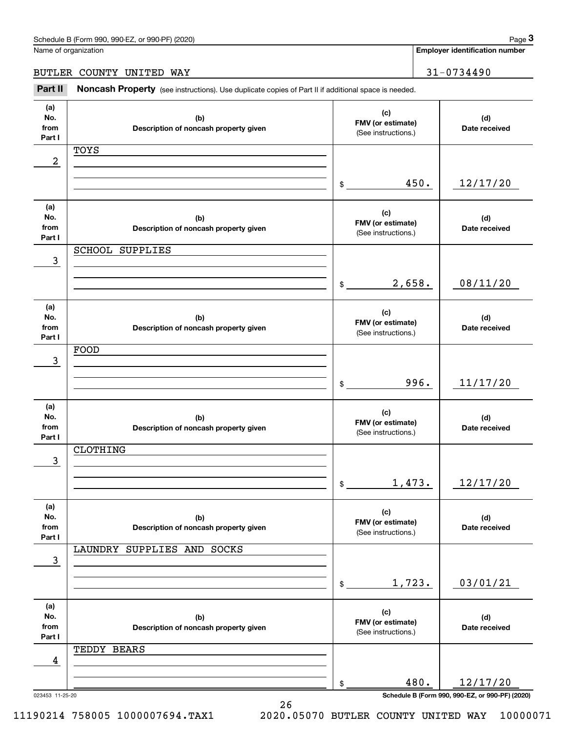Schedule B (Form 990, 990-EZ, or 990-PF) (2020)

Name of organization: BUTLER COUNTY UNITED WAY

Employer identification number: 31-0734490

**Part II** **Noncash Property** (see instructions). Use duplicate copies of Part II if additional space is needed.

| (a) No. from Part I | (b) Description of noncash property given | (c) FMV (or estimate) (See instructions.) | (d) Date received |
|---|---|---|---|
| 2 | TOYS | $ 450. | 12/17/20 |
| 3 | SCHOOL SUPPLIES | $ 2,658. | 08/11/20 |
| 3 | FOOD | $ 996. | 11/17/20 |
| 3 | CLOTHING | $ 1,473. | 12/17/20 |
| 3 | LAUNDRY SUPPLIES AND SOCKS | $ 1,723. | 03/01/21 |
| 4 | TEDDY BEARS | $ 480. | 12/17/20 |

023453 11-25-20

Schedule B (Form 990, 990-EZ, or 990-PF) (2020)

11190214 758005 1000007694.TAX1 2020.05070 BUTLER COUNTY UNITED WAY 10000071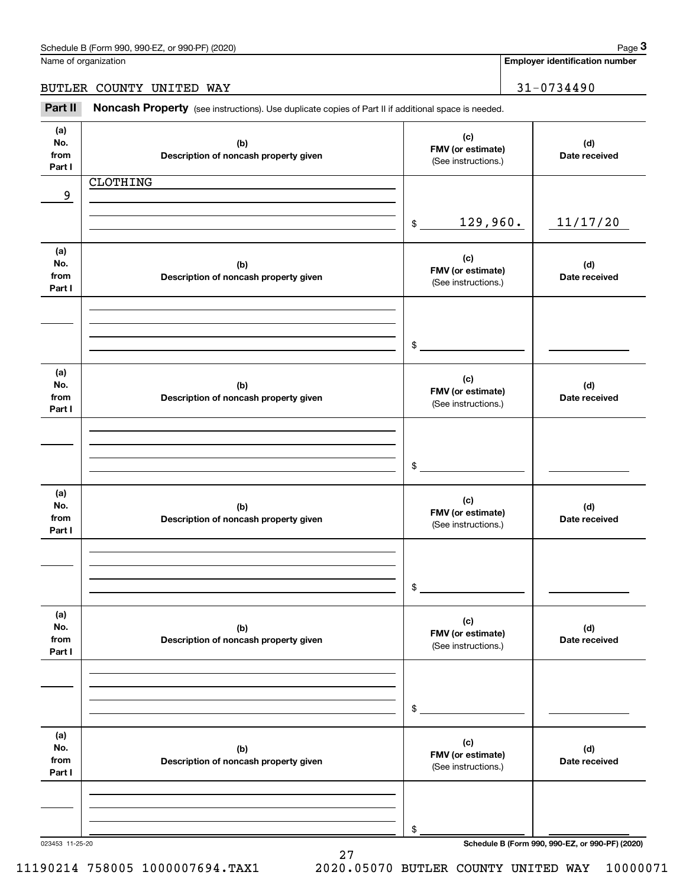Name of organization: BUTLER COUNTY UNITED WAY

Employer identification number: 31-0734490

**Part II Noncash Property** (see instructions). Use duplicate copies of Part II if additional space is needed.

| (a) No. from Part I | (b) Description of noncash property given | (c) FMV (or estimate) (See instructions.) | (d) Date received |
|---|---|---|---|
| 9 | CLOTHING | $ 129,960. | 11/17/20 |
| | | $ | |
| | | $ | |
| | | $ | |
| | | $ | |
| | | $ | |

023453 11-25-20

Schedule B (Form 990, 990-EZ, or 990-PF) (2020)

11190214 758005 1000007694.TAX1 2020.05070 BUTLER COUNTY UNITED WAY 10000071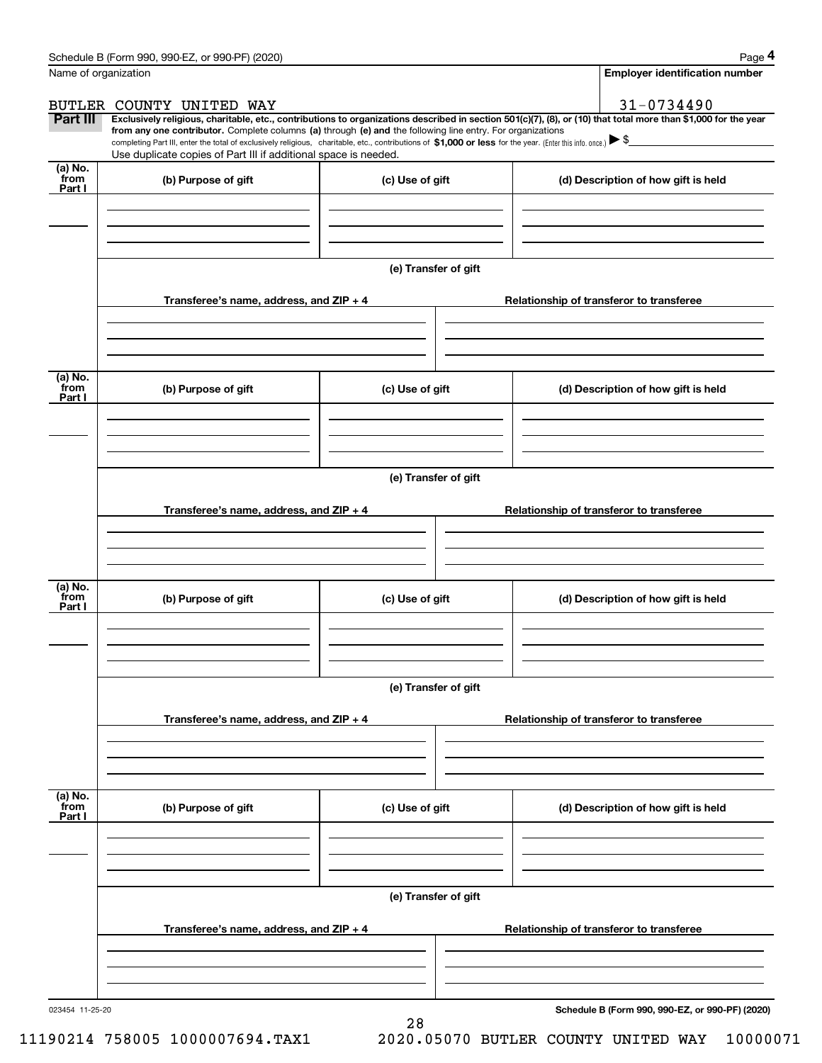Schedule B (Form 990, 990-EZ, or 990-PF) (2020)

Name of organization: BUTLER COUNTY UNITED WAY

Employer identification number: 31-0734490

**Part III** **Exclusively religious, charitable, etc., contributions to organizations described in section 501(c)(7), (8), or (10) that total more than $1,000 for the year from any one contributor.** Complete columns **(a)** through **(e)** and the following line entry. For organizations completing Part III, enter the total of exclusively religious, charitable, etc., contributions of **$1,000 or less** for the year. (Enter this info. once.) ▶ $

Use duplicate copies of Part III if additional space is needed.

| (a) No. from Part I | (b) Purpose of gift | (c) Use of gift | (d) Description of how gift is held |
|---|---|---|---|
| | | | |

(e) Transfer of gift

| Transferee's name, address, and ZIP + 4 | Relationship of transferor to transferee |
|---|---|
| | |

| (a) No. from Part I | (b) Purpose of gift | (c) Use of gift | (d) Description of how gift is held |
|---|---|---|---|
| | | | |

(e) Transfer of gift

| Transferee's name, address, and ZIP + 4 | Relationship of transferor to transferee |
|---|---|
| | |

| (a) No. from Part I | (b) Purpose of gift | (c) Use of gift | (d) Description of how gift is held |
|---|---|---|---|
| | | | |

(e) Transfer of gift

| Transferee's name, address, and ZIP + 4 | Relationship of transferor to transferee |
|---|---|
| | |

| (a) No. from Part I | (b) Purpose of gift | (c) Use of gift | (d) Description of how gift is held |
|---|---|---|---|
| | | | |

(e) Transfer of gift

| Transferee's name, address, and ZIP + 4 | Relationship of transferor to transferee |
|---|---|
| | |

023454 11-25-20

**Schedule B (Form 990, 990-EZ, or 990-PF) (2020)**

11190214 758005 1000007694.TAX1 2020.05070 BUTLER COUNTY UNITED WAY 10000071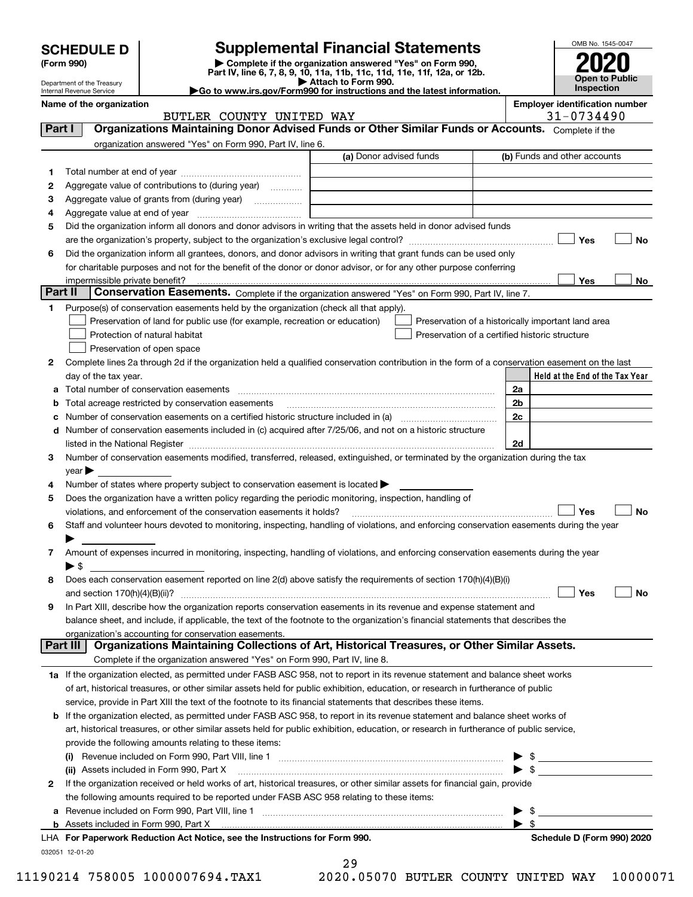# SCHEDULE D (Form 990)

Department of the Treasury
Internal Revenue Service

## Supplemental Financial Statements

▶ Complete if the organization answered "Yes" on Form 990, Part IV, line 6, 7, 8, 9, 10, 11a, 11b, 11c, 11d, 11e, 11f, 12a, or 12b.
▶ Attach to Form 990.
▶Go to www.irs.gov/Form990 for instructions and the latest information.

OMB No. 1545-0047

**2020**

**Open to Public Inspection**

**Name of the organization**: BUTLER COUNTY UNITED WAY

**Employer identification number**: 31-0734490

## Part I Organizations Maintaining Donor Advised Funds or Other Similar Funds or Accounts.

Complete if the organization answered "Yes" on Form 990, Part IV, line 6.

| | | (a) Donor advised funds | (b) Funds and other accounts |
|---|---|---|---|
| 1 | Total number at end of year | | |
| 2 | Aggregate value of contributions to (during year) | | |
| 3 | Aggregate value of grants from (during year) | | |
| 4 | Aggregate value at end of year | | |

5 Did the organization inform all donors and donor advisors in writing that the assets held in donor advised funds are the organization's property, subject to the organization's exclusive legal control? ☐ Yes ☐ No

6 Did the organization inform all grantees, donors, and donor advisors in writing that grant funds can be used only for charitable purposes and not for the benefit of the donor or donor advisor, or for any other purpose conferring impermissible private benefit? ☐ Yes ☐ No

## Part II Conservation Easements.

Complete if the organization answered "Yes" on Form 990, Part IV, line 7.

1 Purpose(s) of conservation easements held by the organization (check all that apply).

- ☐ Preservation of land for public use (for example, recreation or education)
- ☐ Protection of natural habitat
- ☐ Preservation of open space
- ☐ Preservation of a historically important land area
- ☐ Preservation of a certified historic structure

2 Complete lines 2a through 2d if the organization held a qualified conservation contribution in the form of a conservation easement on the last day of the tax year.

| | | | Held at the End of the Tax Year |
|---|---|---|---|
| a | Total number of conservation easements | 2a | |
| b | Total acreage restricted by conservation easements | 2b | |
| c | Number of conservation easements on a certified historic structure included in (a) | 2c | |
| d | Number of conservation easements included in (c) acquired after 7/25/06, and not on a historic structure listed in the National Register | 2d | |

3 Number of conservation easements modified, transferred, released, extinguished, or terminated by the organization during the tax year ▶

4 Number of states where property subject to conservation easement is located ▶

5 Does the organization have a written policy regarding the periodic monitoring, inspection, handling of violations, and enforcement of the conservation easements it holds? ☐ Yes ☐ No

6 Staff and volunteer hours devoted to monitoring, inspecting, handling of violations, and enforcing conservation easements during the year ▶

7 Amount of expenses incurred in monitoring, inspecting, handling of violations, and enforcing conservation easements during the year ▶ $

8 Does each conservation easement reported on line 2(d) above satisfy the requirements of section 170(h)(4)(B)(i) and section 170(h)(4)(B)(ii)? ☐ Yes ☐ No

9 In Part XIII, describe how the organization reports conservation easements in its revenue and expense statement and balance sheet, and include, if applicable, the text of the footnote to the organization's financial statements that describes the organization's accounting for conservation easements.

## Part III Organizations Maintaining Collections of Art, Historical Treasures, or Other Similar Assets.

Complete if the organization answered "Yes" on Form 990, Part IV, line 8.

1a If the organization elected, as permitted under FASB ASC 958, not to report in its revenue statement and balance sheet works of art, historical treasures, or other similar assets held for public exhibition, education, or research in furtherance of public service, provide in Part XIII the text of the footnote to its financial statements that describes these items.

b If the organization elected, as permitted under FASB ASC 958, to report in its revenue statement and balance sheet works of art, historical treasures, or other similar assets held for public exhibition, education, or research in furtherance of public service, provide the following amounts relating to these items:

(i) Revenue included on Form 990, Part VIII, line 1 ▶ $

(ii) Assets included in Form 990, Part X ▶ $

2 If the organization received or held works of art, historical treasures, or other similar assets for financial gain, provide the following amounts required to be reported under FASB ASC 958 relating to these items:

a Revenue included on Form 990, Part VIII, line 1 ▶ $

b Assets included in Form 990, Part X ▶ $

LHA For Paperwork Reduction Act Notice, see the Instructions for Form 990. Schedule D (Form 990) 2020

032051 12-01-20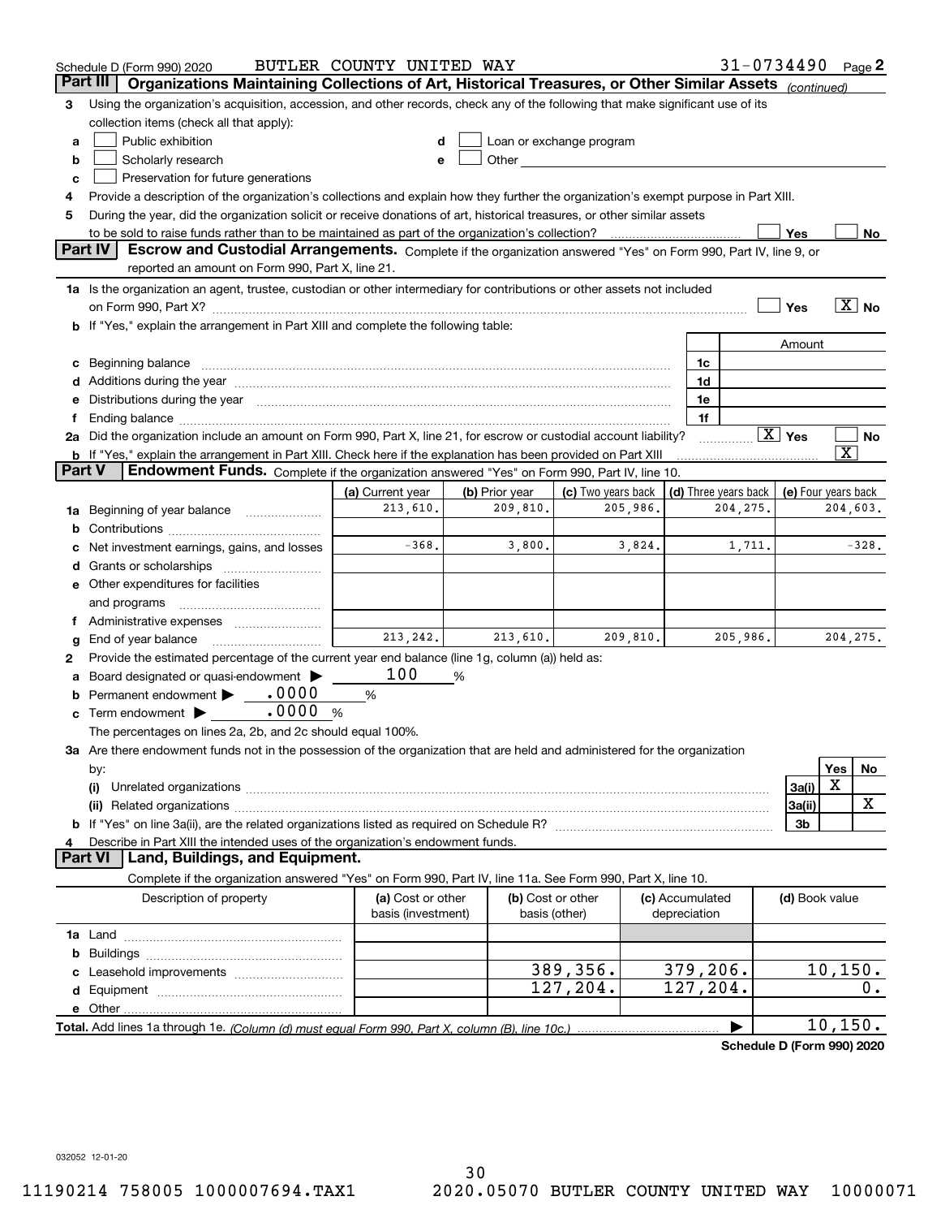Schedule D (Form 990) 2020 BUTLER COUNTY UNITED WAY 31-0734490 Page 2

## Part III Organizations Maintaining Collections of Art, Historical Treasures, or Other Similar Assets *(continued)*

**3** Using the organization's acquisition, accession, and other records, check any of the following that make significant use of its collection items (check all that apply):

- **a** ☐ Public exhibition
- **b** ☐ Scholarly research
- **c** ☐ Preservation for future generations
- **d** ☐ Loan or exchange program
- **e** ☐ Other

**4** Provide a description of the organization's collections and explain how they further the organization's exempt purpose in Part XIII.

**5** During the year, did the organization solicit or receive donations of art, historical treasures, or other similar assets to be sold to raise funds rather than to be maintained as part of the organization's collection? ☐ Yes ☐ No

## Part IV Escrow and Custodial Arrangements.

Complete if the organization answered "Yes" on Form 990, Part IV, line 9, or reported an amount on Form 990, Part X, line 21.

**1a** Is the organization an agent, trustee, custodian or other intermediary for contributions or other assets not included on Form 990, Part X? ☐ Yes ☒ No

**b** If "Yes," explain the arrangement in Part XIII and complete the following table:

| | | Amount |
|---|---|---|
| **c** Beginning balance | 1c | |
| **d** Additions during the year | 1d | |
| **e** Distributions during the year | 1e | |
| **f** Ending balance | 1f | |

**2a** Did the organization include an amount on Form 990, Part X, line 21, for escrow or custodial account liability? ☒ Yes ☐ No

**b** If "Yes," explain the arrangement in Part XIII. Check here if the explanation has been provided on Part XIII ☒

## Part V Endowment Funds.

Complete if the organization answered "Yes" on Form 990, Part IV, line 10.

| | (a) Current year | (b) Prior year | (c) Two years back | (d) Three years back | (e) Four years back |
|---|---|---|---|---|---|
| **1a** Beginning of year balance | 213,610. | 209,810. | 205,986. | 204,275. | 204,603. |
| **b** Contributions | | | | | |
| **c** Net investment earnings, gains, and losses | -368. | 3,800. | 3,824. | 1,711. | -328. |
| **d** Grants or scholarships | | | | | |
| **e** Other expenditures for facilities and programs | | | | | |
| **f** Administrative expenses | | | | | |
| **g** End of year balance | 213,242. | 213,610. | 209,810. | 205,986. | 204,275. |

**2** Provide the estimated percentage of the current year end balance (line 1g, column (a)) held as:

- **a** Board designated or quasi-endowment ▶ 100 %
- **b** Permanent endowment ▶ .0000 %
- **c** Term endowment ▶ .0000 %

The percentages on lines 2a, 2b, and 2c should equal 100%.

**3a** Are there endowment funds not in the possession of the organization that are held and administered for the organization by:

| | | Yes | No |
|---|---|---|---|
| **(i)** Unrelated organizations | 3a(i) | X | |
| **(ii)** Related organizations | 3a(ii) | | X |
| **b** If "Yes" on line 3a(ii), are the related organizations listed as required on Schedule R? | 3b | | |

**4** Describe in Part XIII the intended uses of the organization's endowment funds.

## Part VI Land, Buildings, and Equipment.

Complete if the organization answered "Yes" on Form 990, Part IV, line 11a. See Form 990, Part X, line 10.

| Description of property | (a) Cost or other basis (investment) | (b) Cost or other basis (other) | (c) Accumulated depreciation | (d) Book value |
|---|---|---|---|---|
| **1a** Land | | | | |
| **b** Buildings | | | | |
| **c** Leasehold improvements | | 389,356. | 379,206. | 10,150. |
| **d** Equipment | | 127,204. | 127,204. | 0. |
| **e** Other | | | | |
| **Total.** Add lines 1a through 1e. *(Column (d) must equal Form 990, Part X, column (B), line 10c.)* ▶ | | | | 10,150. |

**Schedule D (Form 990) 2020**

032052 12-01-20

11190214 758005 1000007694.TAX1 2020.05070 BUTLER COUNTY UNITED WAY 10000071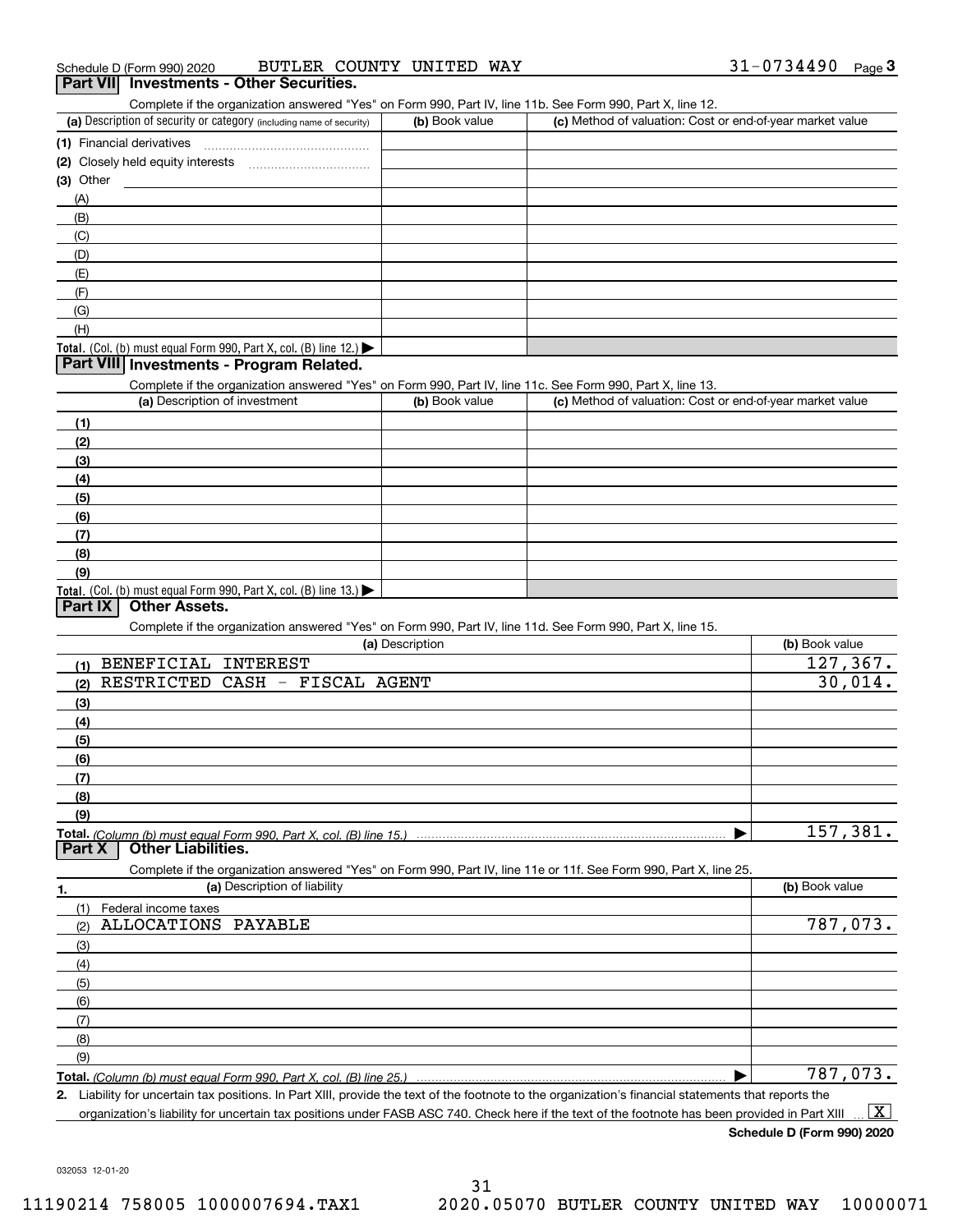Schedule D (Form 990) 2020 BUTLER COUNTY UNITED WAY 31-0734490 Page 3

## Part VII Investments - Other Securities.

Complete if the organization answered "Yes" on Form 990, Part IV, line 11b. See Form 990, Part X, line 12.

| (a) Description of security or category (including name of security) | (b) Book value | (c) Method of valuation: Cost or end-of-year market value |
|---|---|---|
| (1) Financial derivatives | | |
| (2) Closely held equity interests | | |
| (3) Other | | |
| (A) | | |
| (B) | | |
| (C) | | |
| (D) | | |
| (E) | | |
| (F) | | |
| (G) | | |
| (H) | | |
| Total. (Col. (b) must equal Form 990, Part X, col. (B) line 12.) | | |

## Part VIII Investments - Program Related.

Complete if the organization answered "Yes" on Form 990, Part IV, line 11c. See Form 990, Part X, line 13.

| (a) Description of investment | (b) Book value | (c) Method of valuation: Cost or end-of-year market value |
|---|---|---|
| (1) | | |
| (2) | | |
| (3) | | |
| (4) | | |
| (5) | | |
| (6) | | |
| (7) | | |
| (8) | | |
| (9) | | |
| Total. (Col. (b) must equal Form 990, Part X, col. (B) line 13.) | | |

## Part IX Other Assets.

Complete if the organization answered "Yes" on Form 990, Part IV, line 11d. See Form 990, Part X, line 15.

| (a) Description | (b) Book value |
|---|---|
| (1) BENEFICIAL INTEREST | 127,367. |
| (2) RESTRICTED CASH - FISCAL AGENT | 30,014. |
| (3) | |
| (4) | |
| (5) | |
| (6) | |
| (7) | |
| (8) | |
| (9) | |
| Total. (Column (b) must equal Form 990, Part X, col. (B) line 15.) | 157,381. |

## Part X Other Liabilities.

Complete if the organization answered "Yes" on Form 990, Part IV, line 11e or 11f. See Form 990, Part X, line 25.

| 1. (a) Description of liability | (b) Book value |
|---|---|
| (1) Federal income taxes | |
| (2) ALLOCATIONS PAYABLE | 787,073. |
| (3) | |
| (4) | |
| (5) | |
| (6) | |
| (7) | |
| (8) | |
| (9) | |
| Total. (Column (b) must equal Form 990, Part X, col. (B) line 25.) | 787,073. |

2. Liability for uncertain tax positions. In Part XIII, provide the text of the footnote to the organization's financial statements that reports the organization's liability for uncertain tax positions under FASB ASC 740. Check here if the text of the footnote has been provided in Part XIII [X]

Schedule D (Form 990) 2020

032053 12-01-20

11190214 758005 1000007694.TAX1 2020.05070 BUTLER COUNTY UNITED WAY 10000071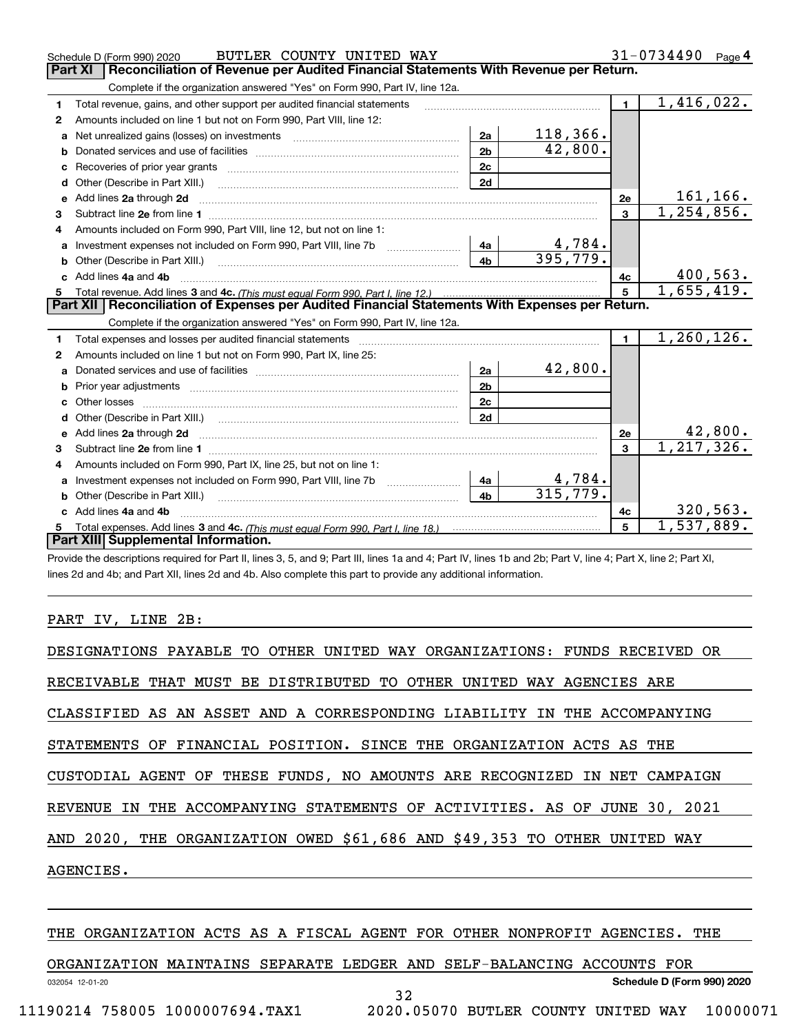Schedule D (Form 990) 2020 BUTLER COUNTY UNITED WAY 31-0734490 Page 4

## Part XI Reconciliation of Revenue per Audited Financial Statements With Revenue per Return.

Complete if the organization answered "Yes" on Form 990, Part IV, line 12a.

| | | | | | |
|---|---|---|---|---|---|
| 1 | Total revenue, gains, and other support per audited financial statements | | | 1 | 1,416,022. |
| 2 | Amounts included on line 1 but not on Form 990, Part VIII, line 12: | | | | |
| a | Net unrealized gains (losses) on investments | 2a | 118,366. | | |
| b | Donated services and use of facilities | 2b | 42,800. | | |
| c | Recoveries of prior year grants | 2c | | | |
| d | Other (Describe in Part XIII.) | 2d | | | |
| e | Add lines 2a through 2d | | | 2e | 161,166. |
| 3 | Subtract line 2e from line 1 | | | 3 | 1,254,856. |
| 4 | Amounts included on Form 990, Part VIII, line 12, but not on line 1: | | | | |
| a | Investment expenses not included on Form 990, Part VIII, line 7b | 4a | 4,784. | | |
| b | Other (Describe in Part XIII.) | 4b | 395,779. | | |
| c | Add lines 4a and 4b | | | 4c | 400,563. |
| 5 | Total revenue. Add lines 3 and 4c. *(This must equal Form 990, Part I, line 12.)* | | | 5 | 1,655,419. |

## Part XII Reconciliation of Expenses per Audited Financial Statements With Expenses per Return.

Complete if the organization answered "Yes" on Form 990, Part IV, line 12a.

| | | | | | |
|---|---|---|---|---|---|
| 1 | Total expenses and losses per audited financial statements | | | 1 | 1,260,126. |
| 2 | Amounts included on line 1 but not on Form 990, Part IX, line 25: | | | | |
| a | Donated services and use of facilities | 2a | 42,800. | | |
| b | Prior year adjustments | 2b | | | |
| c | Other losses | 2c | | | |
| d | Other (Describe in Part XIII.) | 2d | | | |
| e | Add lines 2a through 2d | | | 2e | 42,800. |
| 3 | Subtract line 2e from line 1 | | | 3 | 1,217,326. |
| 4 | Amounts included on Form 990, Part IX, line 25, but not on line 1: | | | | |
| a | Investment expenses not included on Form 990, Part VIII, line 7b | 4a | 4,784. | | |
| b | Other (Describe in Part XIII.) | 4b | 315,779. | | |
| c | Add lines 4a and 4b | | | 4c | 320,563. |
| 5 | Total expenses. Add lines 3 and 4c. *(This must equal Form 990, Part I, line 18.)* | | | 5 | 1,537,889. |

## Part XIII Supplemental Information.

Provide the descriptions required for Part II, lines 3, 5, and 9; Part III, lines 1a and 4; Part IV, lines 1b and 2b; Part V, line 4; Part X, line 2; Part XI, lines 2d and 4b; and Part XII, lines 2d and 4b. Also complete this part to provide any additional information.

PART IV, LINE 2B:

DESIGNATIONS PAYABLE TO OTHER UNITED WAY ORGANIZATIONS: FUNDS RECEIVED OR RECEIVABLE THAT MUST BE DISTRIBUTED TO OTHER UNITED WAY AGENCIES ARE CLASSIFIED AS AN ASSET AND A CORRESPONDING LIABILITY IN THE ACCOMPANYING STATEMENTS OF FINANCIAL POSITION. SINCE THE ORGANIZATION ACTS AS THE CUSTODIAL AGENT OF THESE FUNDS, NO AMOUNTS ARE RECOGNIZED IN NET CAMPAIGN REVENUE IN THE ACCOMPANYING STATEMENTS OF ACTIVITIES. AS OF JUNE 30, 2021 AND 2020, THE ORGANIZATION OWED $61,686 AND $49,353 TO OTHER UNITED WAY AGENCIES.

THE ORGANIZATION ACTS AS A FISCAL AGENT FOR OTHER NONPROFIT AGENCIES. THE ORGANIZATION MAINTAINS SEPARATE LEDGER AND SELF-BALANCING ACCOUNTS FOR

032054 12-01-20 Schedule D (Form 990) 2020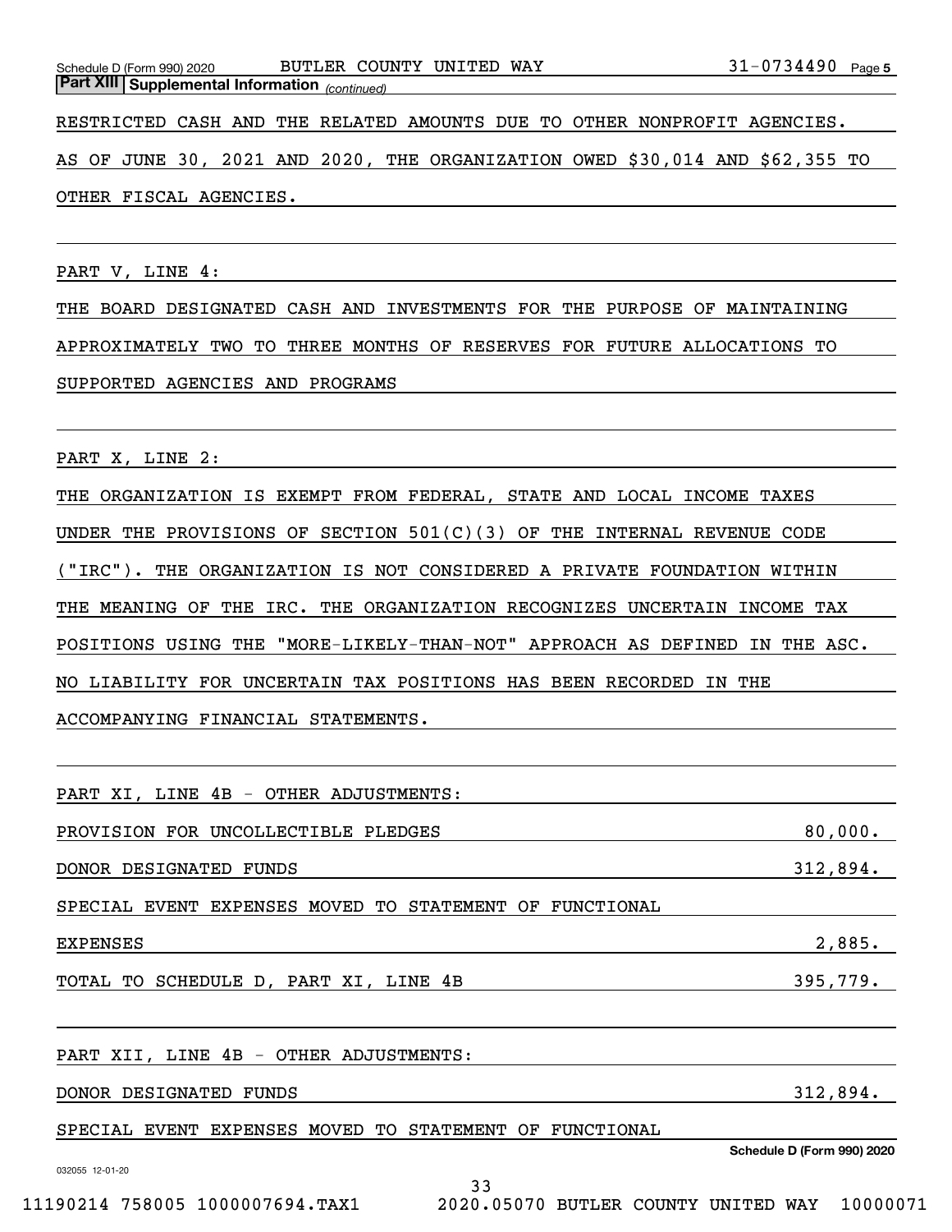**Part XIII | Supplemental Information** *(continued)*

RESTRICTED CASH AND THE RELATED AMOUNTS DUE TO OTHER NONPROFIT AGENCIES.

AS OF JUNE 30, 2021 AND 2020, THE ORGANIZATION OWED $30,014 AND $62,355 TO OTHER FISCAL AGENCIES.

PART V, LINE 4:

THE BOARD DESIGNATED CASH AND INVESTMENTS FOR THE PURPOSE OF MAINTAINING APPROXIMATELY TWO TO THREE MONTHS OF RESERVES FOR FUTURE ALLOCATIONS TO SUPPORTED AGENCIES AND PROGRAMS

PART X, LINE 2:

THE ORGANIZATION IS EXEMPT FROM FEDERAL, STATE AND LOCAL INCOME TAXES UNDER THE PROVISIONS OF SECTION 501(C)(3) OF THE INTERNAL REVENUE CODE ("IRC"). THE ORGANIZATION IS NOT CONSIDERED A PRIVATE FOUNDATION WITHIN THE MEANING OF THE IRC. THE ORGANIZATION RECOGNIZES UNCERTAIN INCOME TAX POSITIONS USING THE "MORE-LIKELY-THAN-NOT" APPROACH AS DEFINED IN THE ASC. NO LIABILITY FOR UNCERTAIN TAX POSITIONS HAS BEEN RECORDED IN THE ACCOMPANYING FINANCIAL STATEMENTS.

PART XI, LINE 4B - OTHER ADJUSTMENTS:

| | |
|---|---|
| PROVISION FOR UNCOLLECTIBLE PLEDGES | 80,000. |
| DONOR DESIGNATED FUNDS | 312,894. |
| SPECIAL EVENT EXPENSES MOVED TO STATEMENT OF FUNCTIONAL EXPENSES | 2,885. |
| TOTAL TO SCHEDULE D, PART XI, LINE 4B | 395,779. |

PART XII, LINE 4B - OTHER ADJUSTMENTS:

| | |
|---|---|
| DONOR DESIGNATED FUNDS | 312,894. |

SPECIAL EVENT EXPENSES MOVED TO STATEMENT OF FUNCTIONAL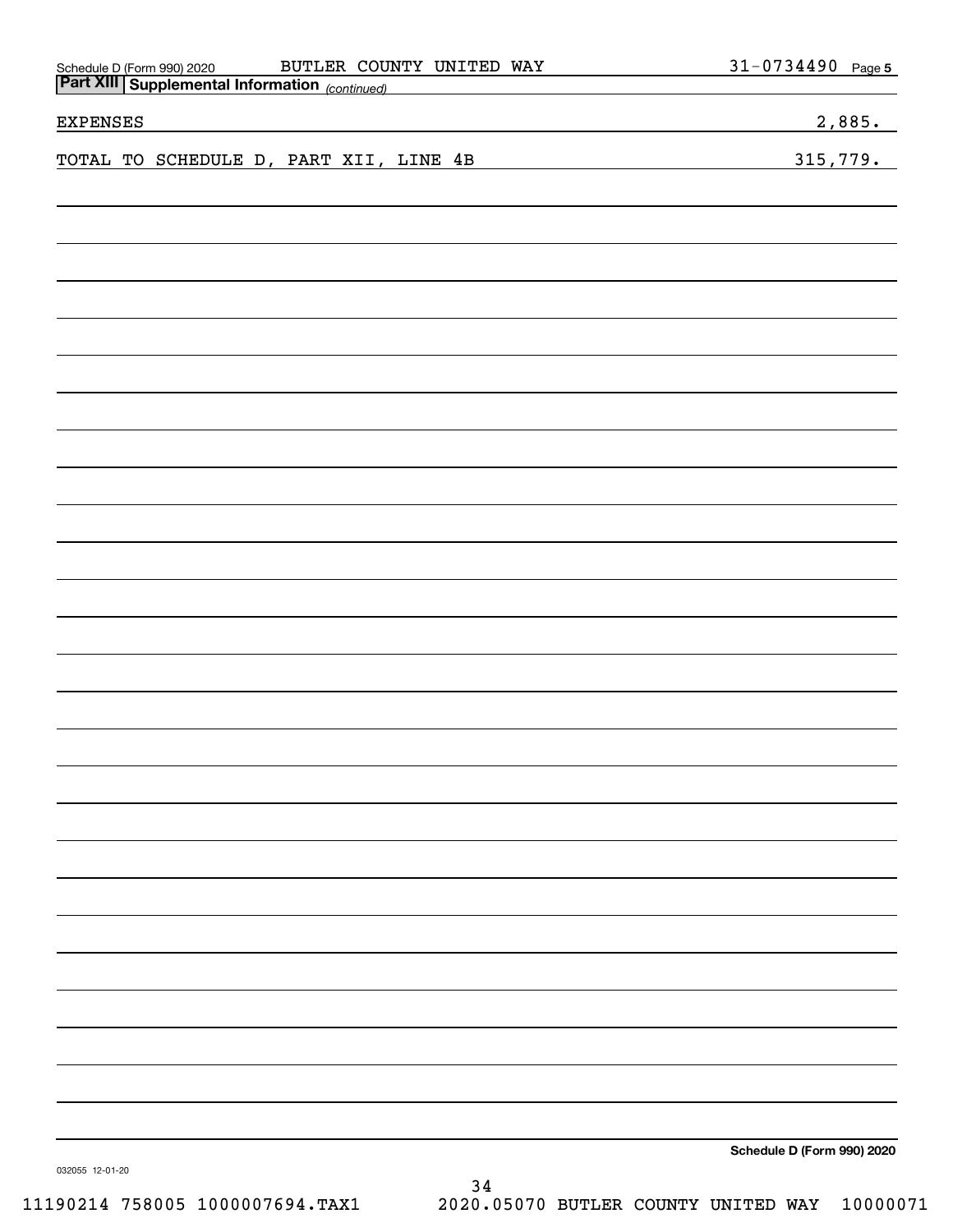Schedule D (Form 990) 2020 BUTLER COUNTY UNITED WAY 31-0734490

## Part XIII Supplemental Information *(continued)*

| | |
|---|---|
| EXPENSES | 2,885. |
| TOTAL TO SCHEDULE D, PART XII, LINE 4B | 315,779. |

**Schedule D (Form 990) 2020**

032055 12-01-20

11190214 758005 1000007694.TAX1 2020.05070 BUTLER COUNTY UNITED WAY 10000071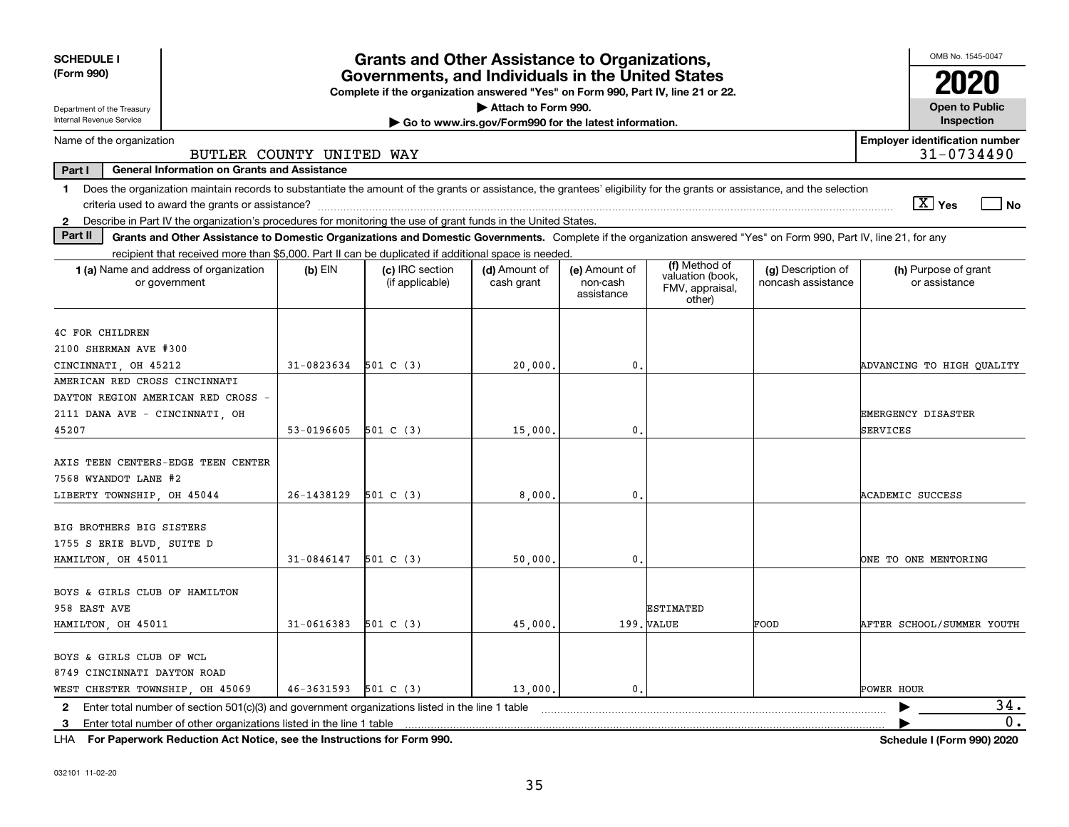**SCHEDULE I (Form 990)**

Department of the Treasury
Internal Revenue Service

# Grants and Other Assistance to Organizations, Governments, and Individuals in the United States

**Complete if the organization answered "Yes" on Form 990, Part IV, line 21 or 22.**

▶ Attach to Form 990.

▶ Go to www.irs.gov/Form990 for the latest information.

OMB No. 1545-0047

**2020**

**Open to Public Inspection**

Name of the organization: BUTLER COUNTY UNITED WAY

Employer identification number: 31-0734490

**Part I — General Information on Grants and Assistance**

1 Does the organization maintain records to substantiate the amount of the grants or assistance, the grantees' eligibility for the grants or assistance, and the selection criteria used to award the grants or assistance? [X] Yes [ ] No

2 Describe in Part IV the organization's procedures for monitoring the use of grant funds in the United States.

**Part II — Grants and Other Assistance to Domestic Organizations and Domestic Governments.** Complete if the organization answered "Yes" on Form 990, Part IV, line 21, for any recipient that received more than $5,000. Part II can be duplicated if additional space is needed.

| 1 (a) Name and address of organization or government | (b) EIN | (c) IRC section (if applicable) | (d) Amount of cash grant | (e) Amount of non-cash assistance | (f) Method of valuation (book, FMV, appraisal, other) | (g) Description of noncash assistance | (h) Purpose of grant or assistance |
|---|---|---|---|---|---|---|---|
| 4C FOR CHILDREN<br>2100 SHERMAN AVE #300<br>CINCINNATI, OH 45212 | 31-0823634 | 501 C (3) | 20,000. | 0. | | | ADVANCING TO HIGH QUALITY |
| AMERICAN RED CROSS CINCINNATI<br>DAYTON REGION AMERICAN RED CROSS -<br>2111 DANA AVE - CINCINNATI, OH<br>45207 | 53-0196605 | 501 C (3) | 15,000. | 0. | | | EMERGENCY DISASTER SERVICES |
| AXIS TEEN CENTERS-EDGE TEEN CENTER<br>7568 WYANDOT LANE #2<br>LIBERTY TOWNSHIP, OH 45044 | 26-1438129 | 501 C (3) | 8,000. | 0. | | | ACADEMIC SUCCESS |
| BIG BROTHERS BIG SISTERS<br>1755 S ERIE BLVD, SUITE D<br>HAMILTON, OH 45011 | 31-0846147 | 501 C (3) | 50,000. | 0. | | | ONE TO ONE MENTORING |
| BOYS & GIRLS CLUB OF HAMILTON<br>958 EAST AVE<br>HAMILTON, OH 45011 | 31-0616383 | 501 C (3) | 45,000. | 199. | ESTIMATED VALUE | FOOD | AFTER SCHOOL/SUMMER YOUTH |
| BOYS & GIRLS CLUB OF WCL<br>8749 CINCINNATI DAYTON ROAD<br>WEST CHESTER TOWNSHIP, OH 45069 | 46-3631593 | 501 C (3) | 13,000. | 0. | | | POWER HOUR |

2 Enter total number of section 501(c)(3) and government organizations listed in the line 1 table ▶ 34.

3 Enter total number of other organizations listed in the line 1 table ▶ 0.

LHA **For Paperwork Reduction Act Notice, see the Instructions for Form 990.** **Schedule I (Form 990) 2020**

032101 11-02-20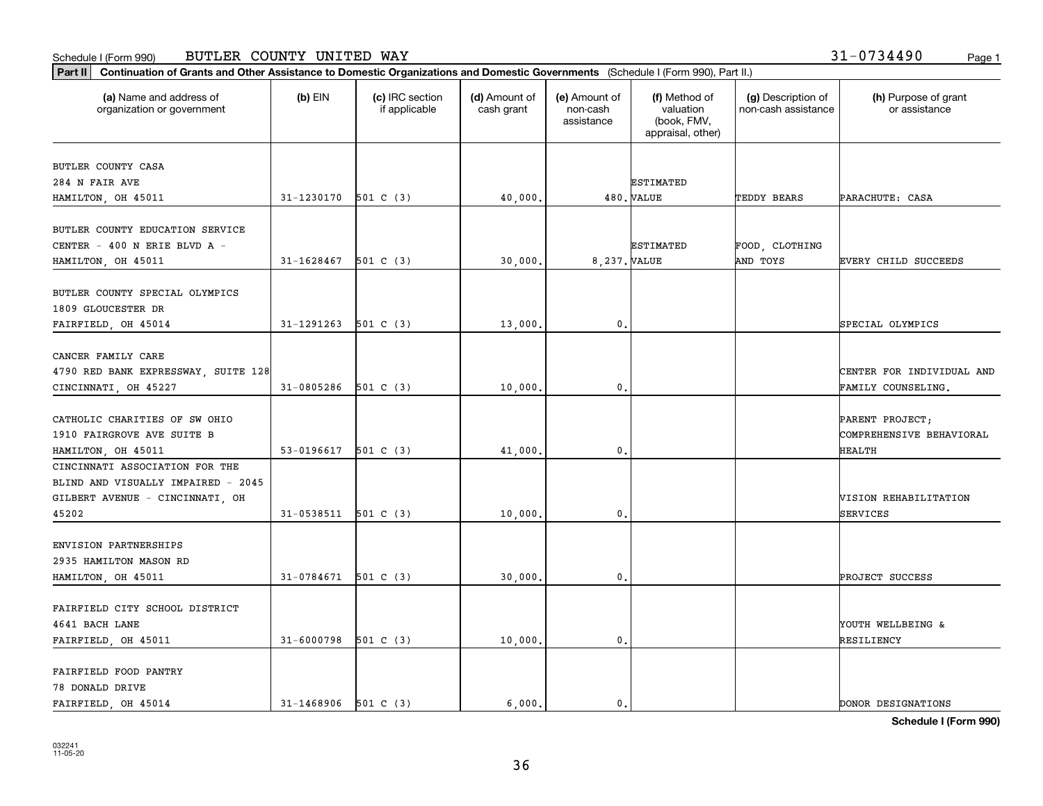Schedule I (Form 990) BUTLER COUNTY UNITED WAY 31-0734490

**Part II Continuation of Grants and Other Assistance to Domestic Organizations and Domestic Governments** (Schedule I (Form 990), Part II.)

| (a) Name and address of organization or government | (b) EIN | (c) IRC section if applicable | (d) Amount of cash grant | (e) Amount of non-cash assistance | (f) Method of valuation (book, FMV, appraisal, other) | (g) Description of non-cash assistance | (h) Purpose of grant or assistance |
|---|---|---|---|---|---|---|---|
| BUTLER COUNTY CASA 284 N FAIR AVE HAMILTON, OH 45011 | 31-1230170 | 501 C (3) | 40,000. | 480. | ESTIMATED VALUE | TEDDY BEARS | PARACHUTE: CASA |
| BUTLER COUNTY EDUCATION SERVICE CENTER - 400 N ERIE BLVD A - HAMILTON, OH 45011 | 31-1628467 | 501 C (3) | 30,000. | 8,237. | ESTIMATED VALUE | FOOD, CLOTHING AND TOYS | EVERY CHILD SUCCEEDS |
| BUTLER COUNTY SPECIAL OLYMPICS 1809 GLOUCESTER DR FAIRFIELD, OH 45014 | 31-1291263 | 501 C (3) | 13,000. | 0. | | | SPECIAL OLYMPICS |
| CANCER FAMILY CARE 4790 RED BANK EXPRESSWAY, SUITE 128 CINCINNATI, OH 45227 | 31-0805286 | 501 C (3) | 10,000. | 0. | | | CENTER FOR INDIVIDUAL AND FAMILY COUNSELING. |
| CATHOLIC CHARITIES OF SW OHIO 1910 FAIRGROVE AVE SUITE B HAMILTON, OH 45011 | 53-0196617 | 501 C (3) | 41,000. | 0. | | | PARENT PROJECT; COMPREHENSIVE BEHAVIORAL HEALTH |
| CINCINNATI ASSOCIATION FOR THE BLIND AND VISUALLY IMPAIRED - 2045 GILBERT AVENUE - CINCINNATI, OH 45202 | 31-0538511 | 501 C (3) | 10,000. | 0. | | | VISION REHABILITATION SERVICES |
| ENVISION PARTNERSHIPS 2935 HAMILTON MASON RD HAMILTON, OH 45011 | 31-0784671 | 501 C (3) | 30,000. | 0. | | | PROJECT SUCCESS |
| FAIRFIELD CITY SCHOOL DISTRICT 4641 BACH LANE FAIRFIELD, OH 45011 | 31-6000798 | 501 C (3) | 10,000. | 0. | | | YOUTH WELLBEING & RESILIENCY |
| FAIRFIELD FOOD PANTRY 78 DONALD DRIVE FAIRFIELD, OH 45014 | 31-1468906 | 501 C (3) | 6,000. | 0. | | | DONOR DESIGNATIONS |

**Schedule I (Form 990)**

032241 11-05-20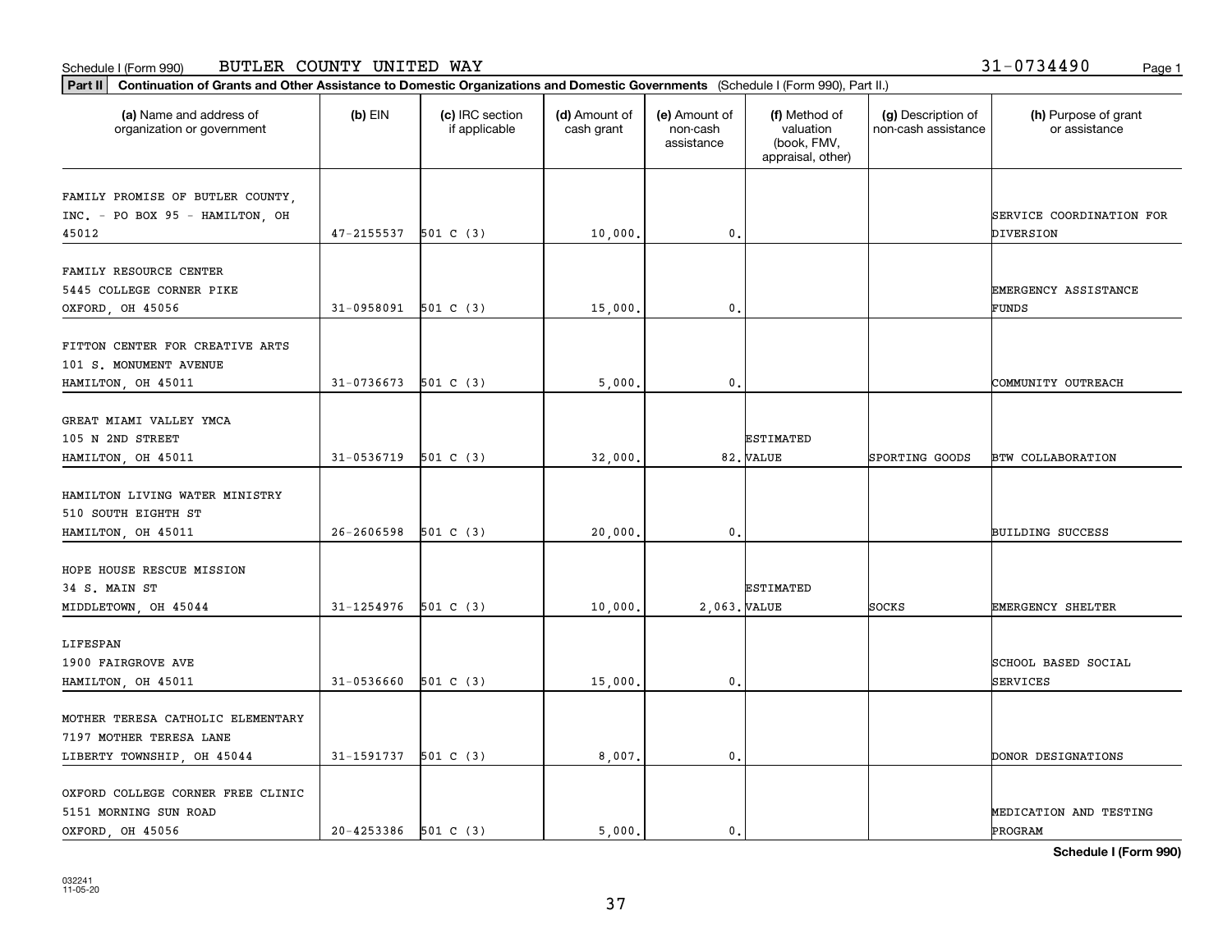Schedule I (Form 990) BUTLER COUNTY UNITED WAY 31-0734490

**Part II Continuation of Grants and Other Assistance to Domestic Organizations and Domestic Governments** (Schedule I (Form 990), Part II.)

| (a) Name and address of organization or government | (b) EIN | (c) IRC section if applicable | (d) Amount of cash grant | (e) Amount of non-cash assistance | (f) Method of valuation (book, FMV, appraisal, other) | (g) Description of non-cash assistance | (h) Purpose of grant or assistance |
|---|---|---|---|---|---|---|---|
| FAMILY PROMISE OF BUTLER COUNTY, INC. - PO BOX 95 - HAMILTON, OH 45012 | 47-2155537 | 501 C (3) | 10,000. | 0. | | | SERVICE COORDINATION FOR DIVERSION |
| FAMILY RESOURCE CENTER 5445 COLLEGE CORNER PIKE OXFORD, OH 45056 | 31-0958091 | 501 C (3) | 15,000. | 0. | | | EMERGENCY ASSISTANCE FUNDS |
| FITTON CENTER FOR CREATIVE ARTS 101 S. MONUMENT AVENUE HAMILTON, OH 45011 | 31-0736673 | 501 C (3) | 5,000. | 0. | | | COMMUNITY OUTREACH |
| GREAT MIAMI VALLEY YMCA 105 N 2ND STREET HAMILTON, OH 45011 | 31-0536719 | 501 C (3) | 32,000. | 82. | ESTIMATED VALUE | SPORTING GOODS | BTW COLLABORATION |
| HAMILTON LIVING WATER MINISTRY 510 SOUTH EIGHTH ST HAMILTON, OH 45011 | 26-2606598 | 501 C (3) | 20,000. | 0. | | | BUILDING SUCCESS |
| HOPE HOUSE RESCUE MISSION 34 S. MAIN ST MIDDLETOWN, OH 45044 | 31-1254976 | 501 C (3) | 10,000. | 2,063. | ESTIMATED VALUE | SOCKS | EMERGENCY SHELTER |
| LIFESPAN 1900 FAIRGROVE AVE HAMILTON, OH 45011 | 31-0536660 | 501 C (3) | 15,000. | 0. | | | SCHOOL BASED SOCIAL SERVICES |
| MOTHER TERESA CATHOLIC ELEMENTARY 7197 MOTHER TERESA LANE LIBERTY TOWNSHIP, OH 45044 | 31-1591737 | 501 C (3) | 8,007. | 0. | | | DONOR DESIGNATIONS |
| OXFORD COLLEGE CORNER FREE CLINIC 5151 MORNING SUN ROAD OXFORD, OH 45056 | 20-4253386 | 501 C (3) | 5,000. | 0. | | | MEDICATION AND TESTING PROGRAM |

**Schedule I (Form 990)**

032241 11-05-20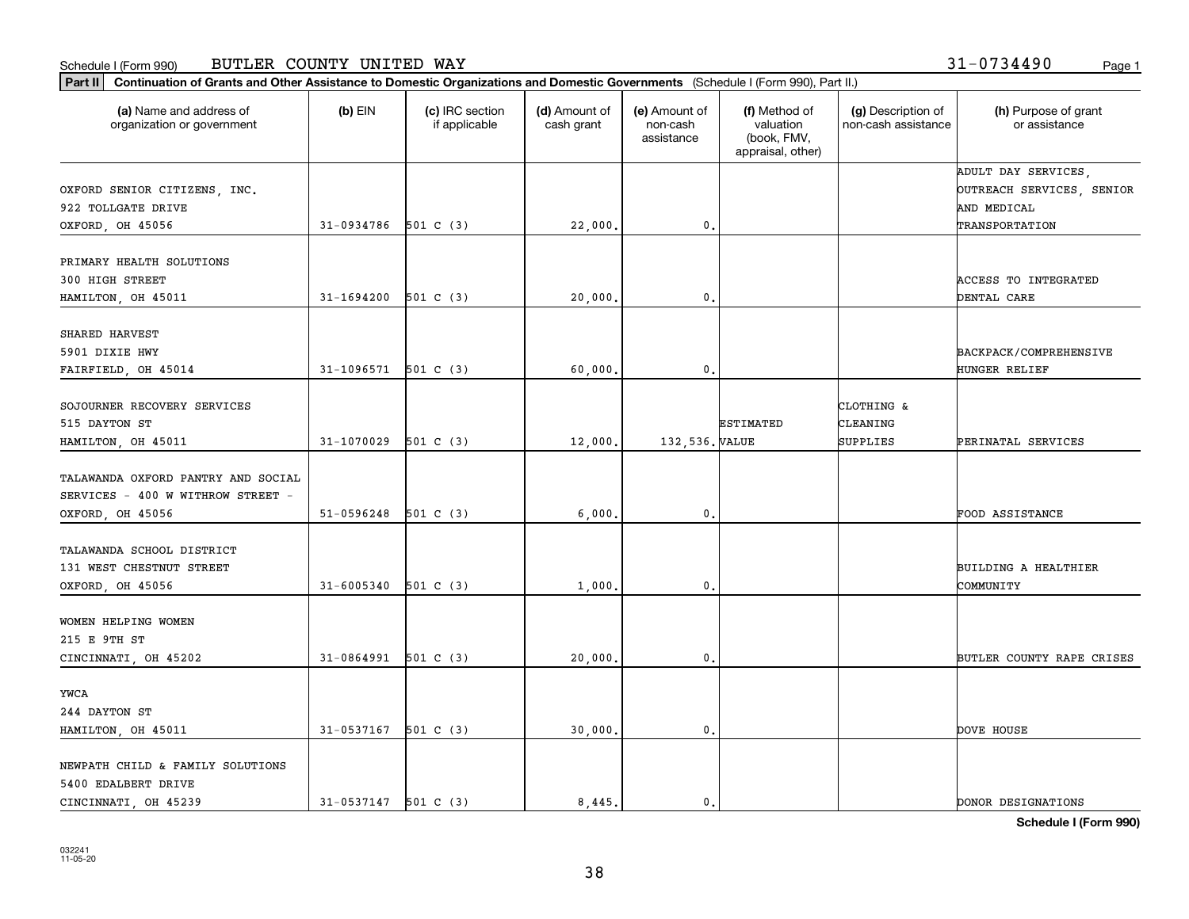Schedule I (Form 990) BUTLER COUNTY UNITED WAY 31-0734490 Page 1

**Part II** **Continuation of Grants and Other Assistance to Domestic Organizations and Domestic Governments** (Schedule I (Form 990), Part II.)

| (a) Name and address of organization or government | (b) EIN | (c) IRC section if applicable | (d) Amount of cash grant | (e) Amount of non-cash assistance | (f) Method of valuation (book, FMV, appraisal, other) | (g) Description of non-cash assistance | (h) Purpose of grant or assistance |
|---|---|---|---|---|---|---|---|
| OXFORD SENIOR CITIZENS, INC. 922 TOLLGATE DRIVE OXFORD, OH 45056 | 31-0934786 | 501 C (3) | 22,000. | 0. | | | ADULT DAY SERVICES, OUTREACH SERVICES, SENIOR AND MEDICAL TRANSPORTATION |
| PRIMARY HEALTH SOLUTIONS 300 HIGH STREET HAMILTON, OH 45011 | 31-1694200 | 501 C (3) | 20,000. | 0. | | | ACCESS TO INTEGRATED DENTAL CARE |
| SHARED HARVEST 5901 DIXIE HWY FAIRFIELD, OH 45014 | 31-1096571 | 501 C (3) | 60,000. | 0. | | | BACKPACK/COMPREHENSIVE HUNGER RELIEF |
| SOJOURNER RECOVERY SERVICES 515 DAYTON ST HAMILTON, OH 45011 | 31-1070029 | 501 C (3) | 12,000. | 132,536. | ESTIMATED VALUE | CLOTHING & CLEANING SUPPLIES | PERINATAL SERVICES |
| TALAWANDA OXFORD PANTRY AND SOCIAL SERVICES - 400 W WITHROW STREET - OXFORD, OH 45056 | 51-0596248 | 501 C (3) | 6,000. | 0. | | | FOOD ASSISTANCE |
| TALAWANDA SCHOOL DISTRICT 131 WEST CHESTNUT STREET OXFORD, OH 45056 | 31-6005340 | 501 C (3) | 1,000. | 0. | | | BUILDING A HEALTHIER COMMUNITY |
| WOMEN HELPING WOMEN 215 E 9TH ST CINCINNATI, OH 45202 | 31-0864991 | 501 C (3) | 20,000. | 0. | | | BUTLER COUNTY RAPE CRISES |
| YWCA 244 DAYTON ST HAMILTON, OH 45011 | 31-0537167 | 501 C (3) | 30,000. | 0. | | | DOVE HOUSE |
| NEWPATH CHILD & FAMILY SOLUTIONS 5400 EDALBERT DRIVE CINCINNATI, OH 45239 | 31-0537147 | 501 C (3) | 8,445. | 0. | | | DONOR DESIGNATIONS |

**Schedule I (Form 990)**

032241
11-05-20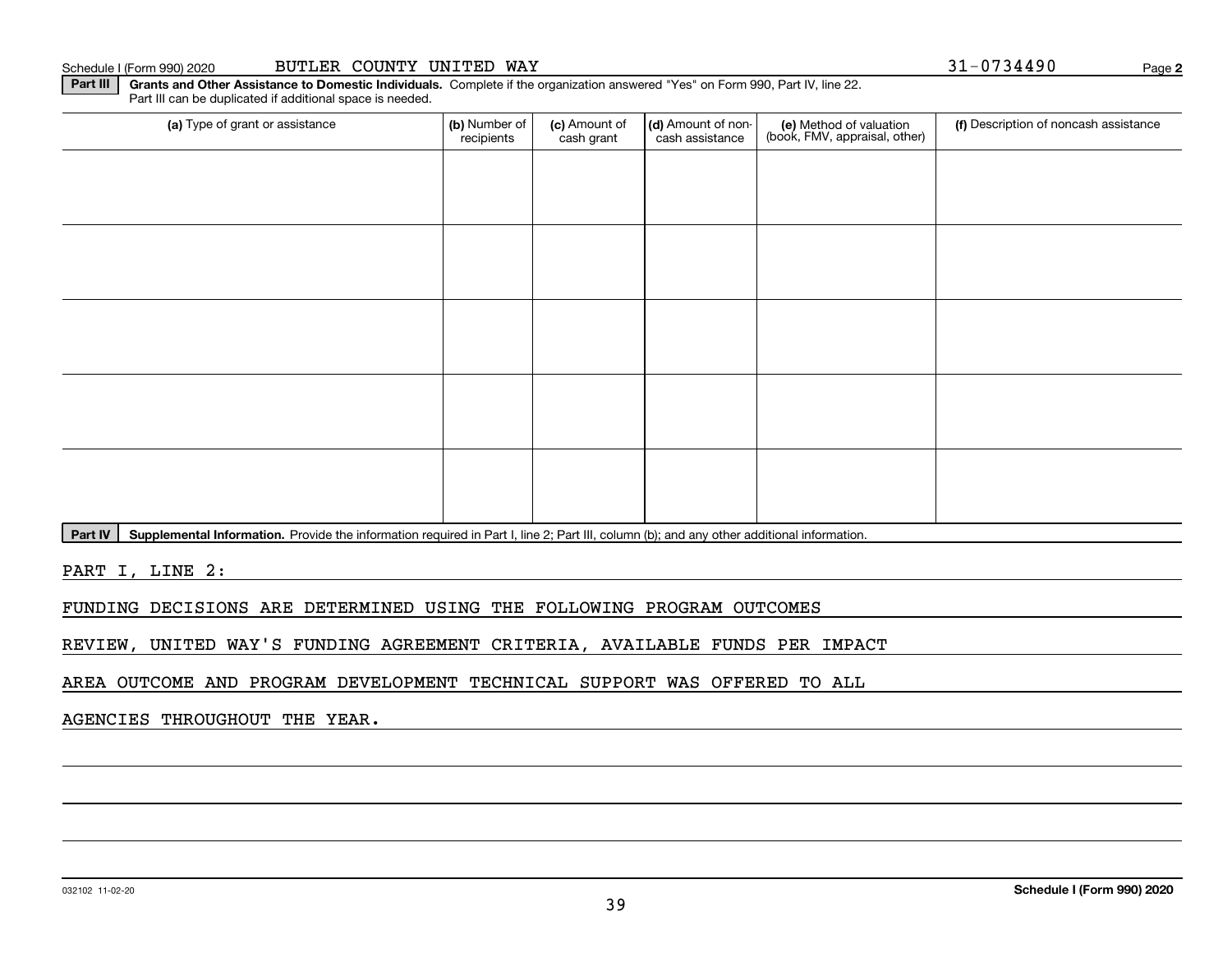Schedule I (Form 990) 2020 BUTLER COUNTY UNITED WAY 31-0734490

**Part III** **Grants and Other Assistance to Domestic Individuals.** Complete if the organization answered "Yes" on Form 990, Part IV, line 22. Part III can be duplicated if additional space is needed.

| (a) Type of grant or assistance | (b) Number of recipients | (c) Amount of cash grant | (d) Amount of non-cash assistance | (e) Method of valuation (book, FMV, appraisal, other) | (f) Description of noncash assistance |
|---|---|---|---|---|---|
| | | | | | |
| | | | | | |
| | | | | | |
| | | | | | |
| | | | | | |

**Part IV** **Supplemental Information.** Provide the information required in Part I, line 2; Part III, column (b); and any other additional information.

PART I, LINE 2:

FUNDING DECISIONS ARE DETERMINED USING THE FOLLOWING PROGRAM OUTCOMES REVIEW, UNITED WAY'S FUNDING AGREEMENT CRITERIA, AVAILABLE FUNDS PER IMPACT AREA OUTCOME AND PROGRAM DEVELOPMENT TECHNICAL SUPPORT WAS OFFERED TO ALL AGENCIES THROUGHOUT THE YEAR.

032102 11-02-20

**Schedule I (Form 990) 2020**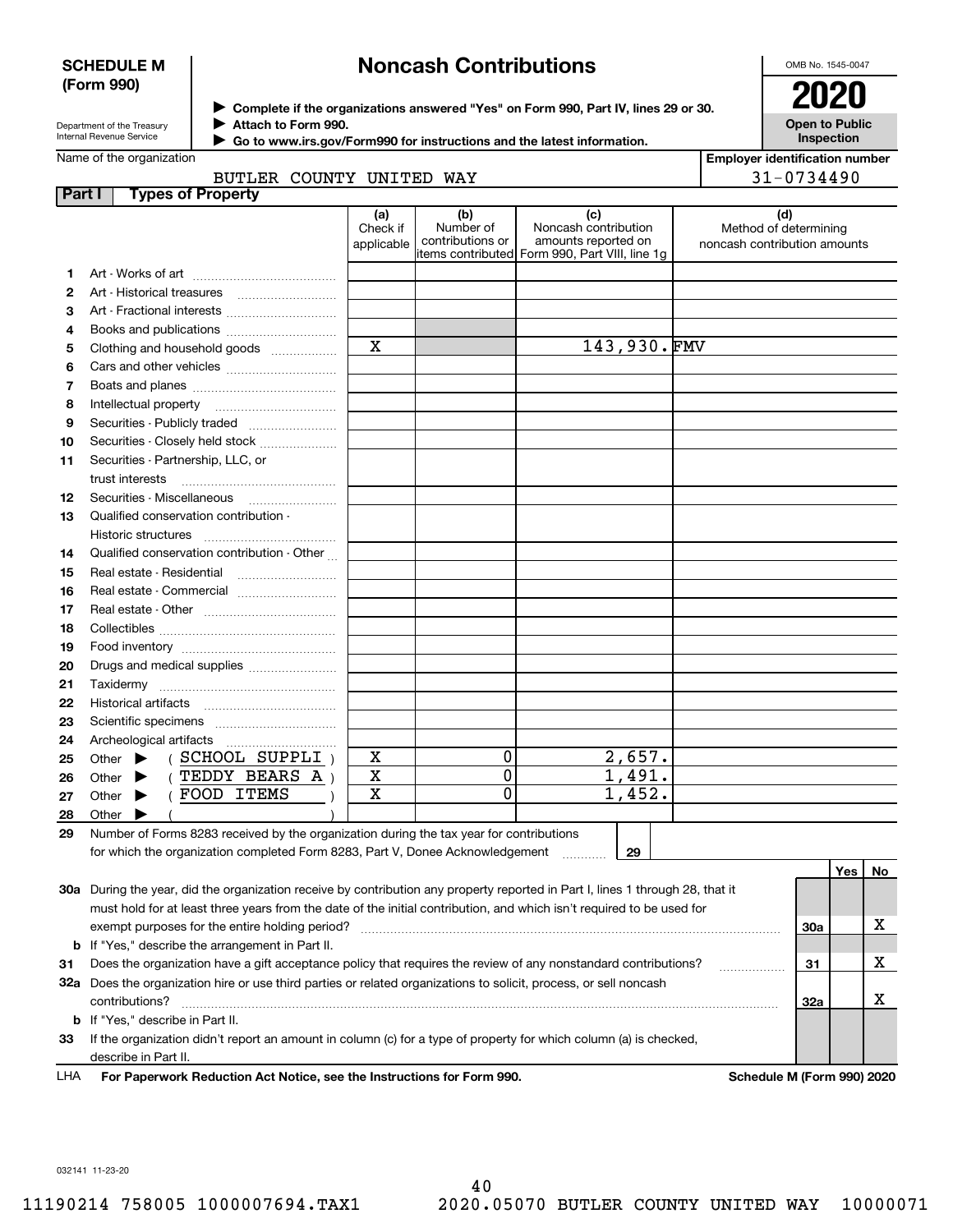**SCHEDULE M (Form 990)**

Department of the Treasury
Internal Revenue Service

# Noncash Contributions

▶ Complete if the organizations answered "Yes" on Form 990, Part IV, lines 29 or 30.
▶ Attach to Form 990.
▶ Go to www.irs.gov/Form990 for instructions and the latest information.

OMB No. 1545-0047

**2020**

**Open to Public Inspection**

Name of the organization: BUTLER COUNTY UNITED WAY

Employer identification number: 31-0734490

## Part I Types of Property

| | | (a) Check if applicable | (b) Number of contributions or items contributed | (c) Noncash contribution amounts reported on Form 990, Part VIII, line 1g | (d) Method of determining noncash contribution amounts |
|---|---|---|---|---|---|
| 1 | Art - Works of art | | | | |
| 2 | Art - Historical treasures | | | | |
| 3 | Art - Fractional interests | | | | |
| 4 | Books and publications | | | | |
| 5 | Clothing and household goods | X | | 143,930. | FMV |
| 6 | Cars and other vehicles | | | | |
| 7 | Boats and planes | | | | |
| 8 | Intellectual property | | | | |
| 9 | Securities - Publicly traded | | | | |
| 10 | Securities - Closely held stock | | | | |
| 11 | Securities - Partnership, LLC, or trust interests | | | | |
| 12 | Securities - Miscellaneous | | | | |
| 13 | Qualified conservation contribution - Historic structures | | | | |
| 14 | Qualified conservation contribution - Other | | | | |
| 15 | Real estate - Residential | | | | |
| 16 | Real estate - Commercial | | | | |
| 17 | Real estate - Other | | | | |
| 18 | Collectibles | | | | |
| 19 | Food inventory | | | | |
| 20 | Drugs and medical supplies | | | | |
| 21 | Taxidermy | | | | |
| 22 | Historical artifacts | | | | |
| 23 | Scientific specimens | | | | |
| 24 | Archeological artifacts | | | | |
| 25 | Other ▶ ( SCHOOL SUPPLI ) | X | 0 | 2,657. | |
| 26 | Other ▶ ( TEDDY BEARS A ) | X | 0 | 1,491. | |
| 27 | Other ▶ ( FOOD ITEMS ) | X | 0 | 1,452. | |
| 28 | Other ▶ ( ) | | | | |

29 Number of Forms 8283 received by the organization during the tax year for contributions for which the organization completed Form 8283, Part V, Donee Acknowledgement ..... 29

| | | | Yes | No |
|---|---|---|---|---|
| 30a | During the year, did the organization receive by contribution any property reported in Part I, lines 1 through 28, that it must hold for at least three years from the date of the initial contribution, and which isn't required to be used for exempt purposes for the entire holding period? | 30a | | X |
| b | If "Yes," describe the arrangement in Part II. | | | |
| 31 | Does the organization have a gift acceptance policy that requires the review of any nonstandard contributions? | 31 | | X |
| 32a | Does the organization hire or use third parties or related organizations to solicit, process, or sell noncash contributions? | 32a | | X |
| b | If "Yes," describe in Part II. | | | |
| 33 | If the organization didn't report an amount in column (c) for a type of property for which column (a) is checked, describe in Part II. | | | |

LHA For Paperwork Reduction Act Notice, see the Instructions for Form 990. Schedule M (Form 990) 2020

032141 11-23-20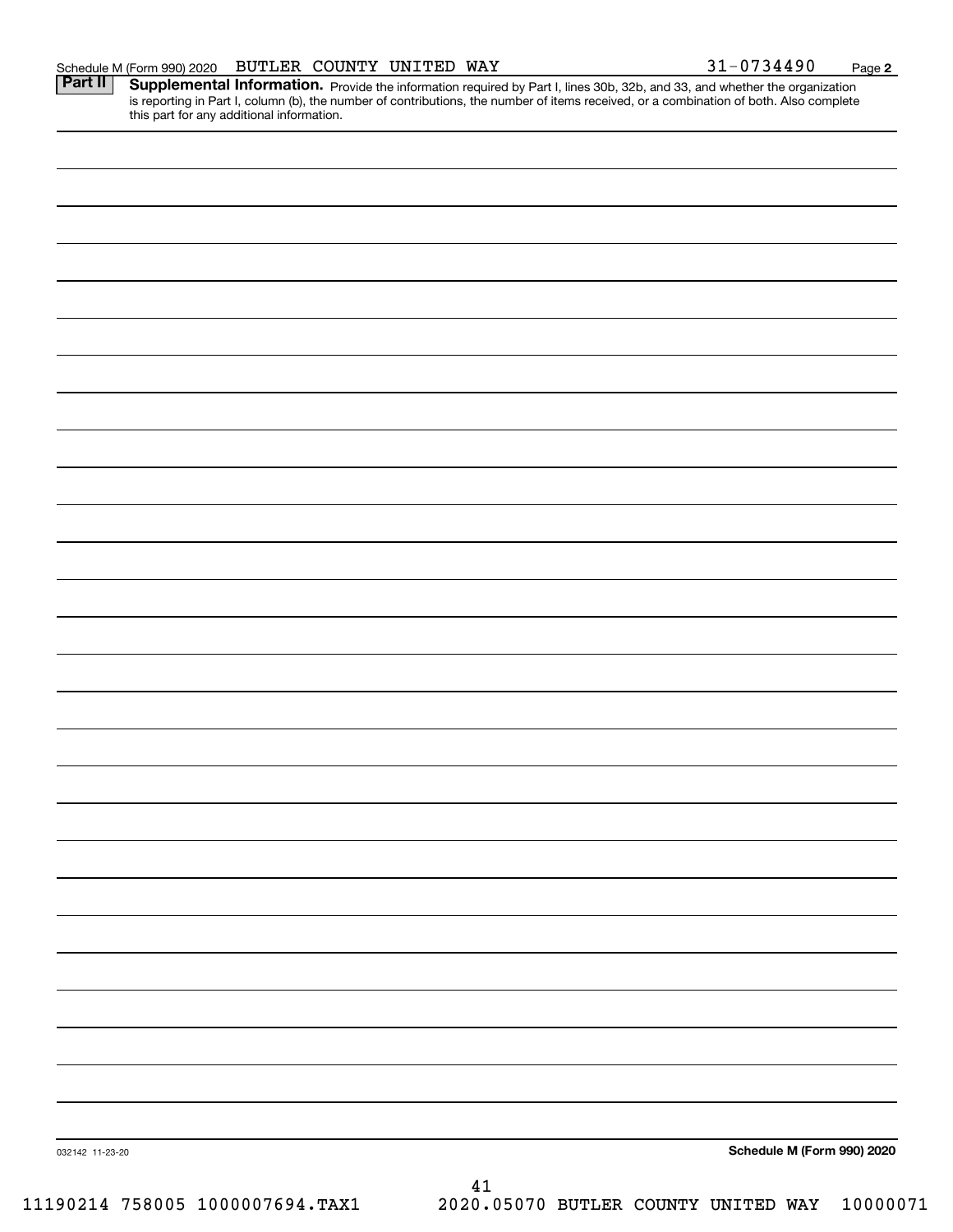Schedule M (Form 990) 2020 BUTLER COUNTY UNITED WAY 31-0734490 Page 2

**Part II** **Supplemental Information.** Provide the information required by Part I, lines 30b, 32b, and 33, and whether the organization is reporting in Part I, column (b), the number of contributions, the number of items received, or a combination of both. Also complete this part for any additional information.

032142 11-23-20

**Schedule M (Form 990) 2020**

11190214 758005 1000007694.TAX1 2020.05070 BUTLER COUNTY UNITED WAY 10000071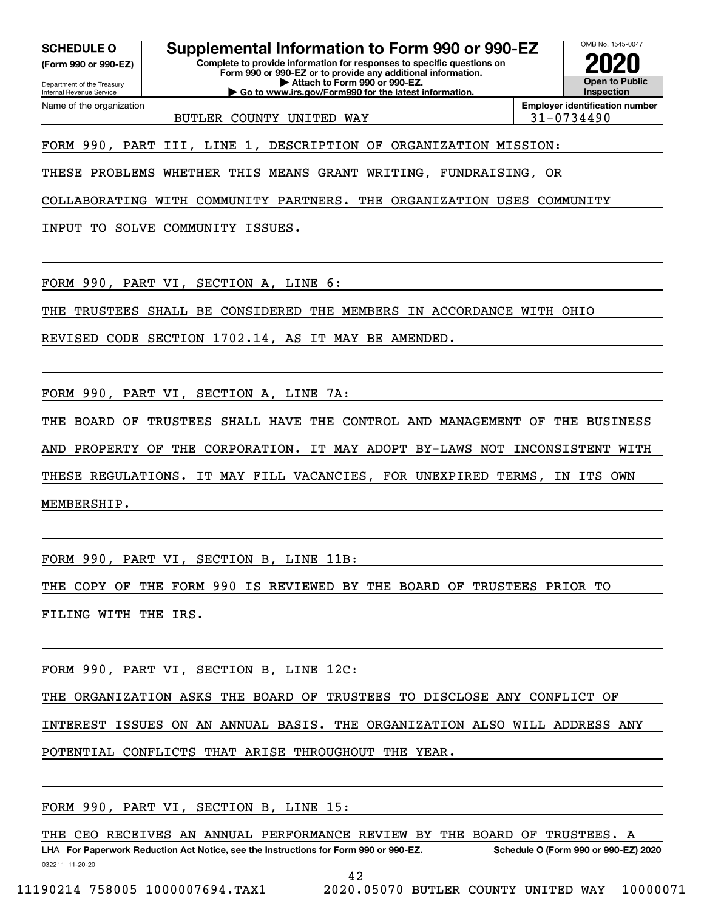**SCHEDULE O**
**(Form 990 or 990-EZ)**

Department of the Treasury
Internal Revenue Service

# Supplemental Information to Form 990 or 990-EZ

**Complete to provide information for responses to specific questions on Form 990 or 990-EZ or to provide any additional information.**
**▶ Attach to Form 990 or 990-EZ.**
**▶ Go to www.irs.gov/Form990 for the latest information.**

OMB No. 1545-0047
**2020**
**Open to Public Inspection**

Name of the organization: BUTLER COUNTY UNITED WAY
**Employer identification number:** 31-0734490

FORM 990, PART III, LINE 1, DESCRIPTION OF ORGANIZATION MISSION:

THESE PROBLEMS WHETHER THIS MEANS GRANT WRITING, FUNDRAISING, OR COLLABORATING WITH COMMUNITY PARTNERS. THE ORGANIZATION USES COMMUNITY INPUT TO SOLVE COMMUNITY ISSUES.

FORM 990, PART VI, SECTION A, LINE 6:

THE TRUSTEES SHALL BE CONSIDERED THE MEMBERS IN ACCORDANCE WITH OHIO REVISED CODE SECTION 1702.14, AS IT MAY BE AMENDED.

FORM 990, PART VI, SECTION A, LINE 7A:

THE BOARD OF TRUSTEES SHALL HAVE THE CONTROL AND MANAGEMENT OF THE BUSINESS AND PROPERTY OF THE CORPORATION. IT MAY ADOPT BY-LAWS NOT INCONSISTENT WITH THESE REGULATIONS. IT MAY FILL VACANCIES, FOR UNEXPIRED TERMS, IN ITS OWN MEMBERSHIP.

FORM 990, PART VI, SECTION B, LINE 11B:

THE COPY OF THE FORM 990 IS REVIEWED BY THE BOARD OF TRUSTEES PRIOR TO FILING WITH THE IRS.

FORM 990, PART VI, SECTION B, LINE 12C:

THE ORGANIZATION ASKS THE BOARD OF TRUSTEES TO DISCLOSE ANY CONFLICT OF INTEREST ISSUES ON AN ANNUAL BASIS. THE ORGANIZATION ALSO WILL ADDRESS ANY POTENTIAL CONFLICTS THAT ARISE THROUGHOUT THE YEAR.

FORM 990, PART VI, SECTION B, LINE 15:

THE CEO RECEIVES AN ANNUAL PERFORMANCE REVIEW BY THE BOARD OF TRUSTEES. A

LHA **For Paperwork Reduction Act Notice, see the Instructions for Form 990 or 990-EZ.** **Schedule O (Form 990 or 990-EZ) 2020**

032211 11-20-20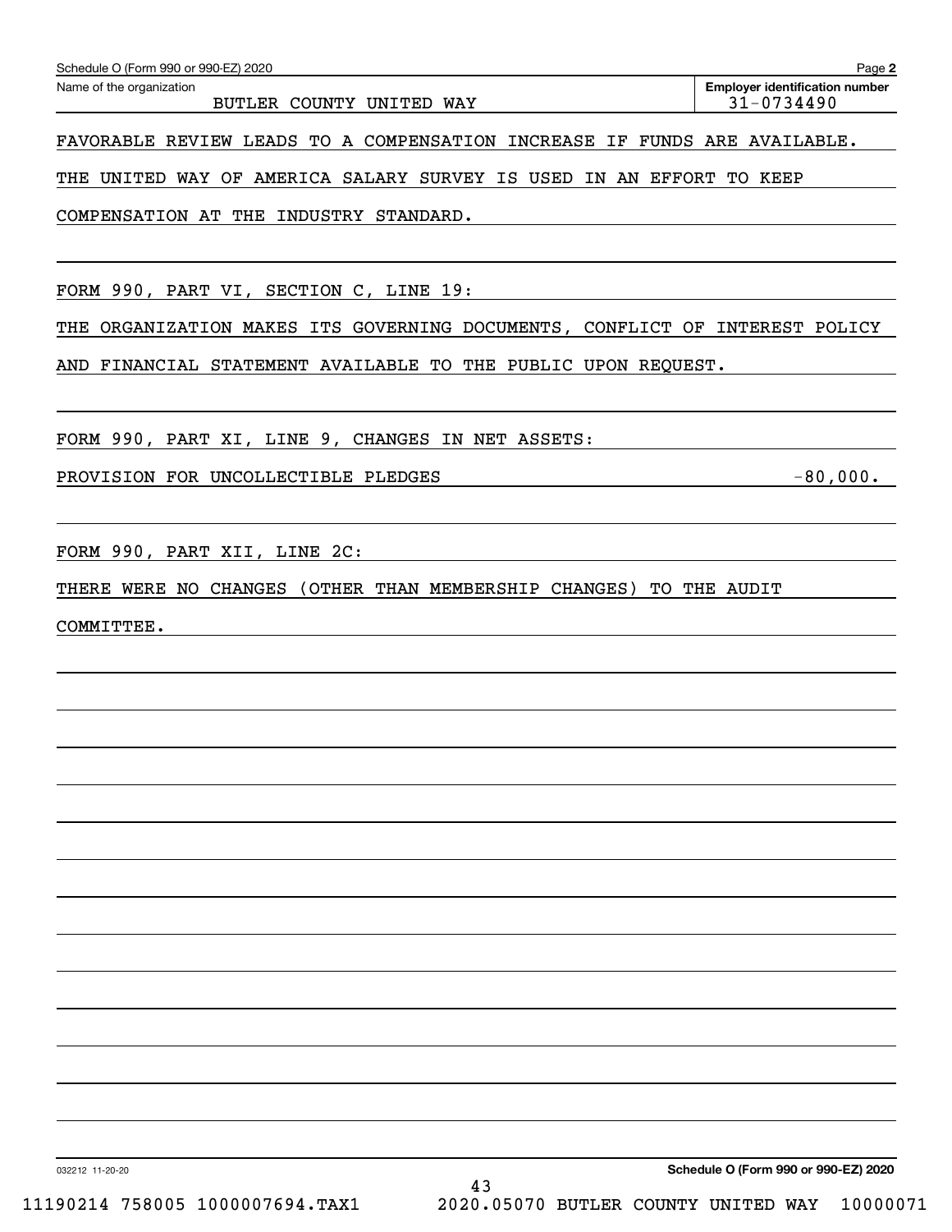Name of the organization: BUTLER COUNTY UNITED WAY

Employer identification number: 31-0734490

FAVORABLE REVIEW LEADS TO A COMPENSATION INCREASE IF FUNDS ARE AVAILABLE. THE UNITED WAY OF AMERICA SALARY SURVEY IS USED IN AN EFFORT TO KEEP COMPENSATION AT THE INDUSTRY STANDARD.

FORM 990, PART VI, SECTION C, LINE 19:

THE ORGANIZATION MAKES ITS GOVERNING DOCUMENTS, CONFLICT OF INTEREST POLICY AND FINANCIAL STATEMENT AVAILABLE TO THE PUBLIC UPON REQUEST.

FORM 990, PART XI, LINE 9, CHANGES IN NET ASSETS:

| | |
|---|---|
| PROVISION FOR UNCOLLECTIBLE PLEDGES | -80,000. |

FORM 990, PART XII, LINE 2C:

THERE WERE NO CHANGES (OTHER THAN MEMBERSHIP CHANGES) TO THE AUDIT COMMITTEE.